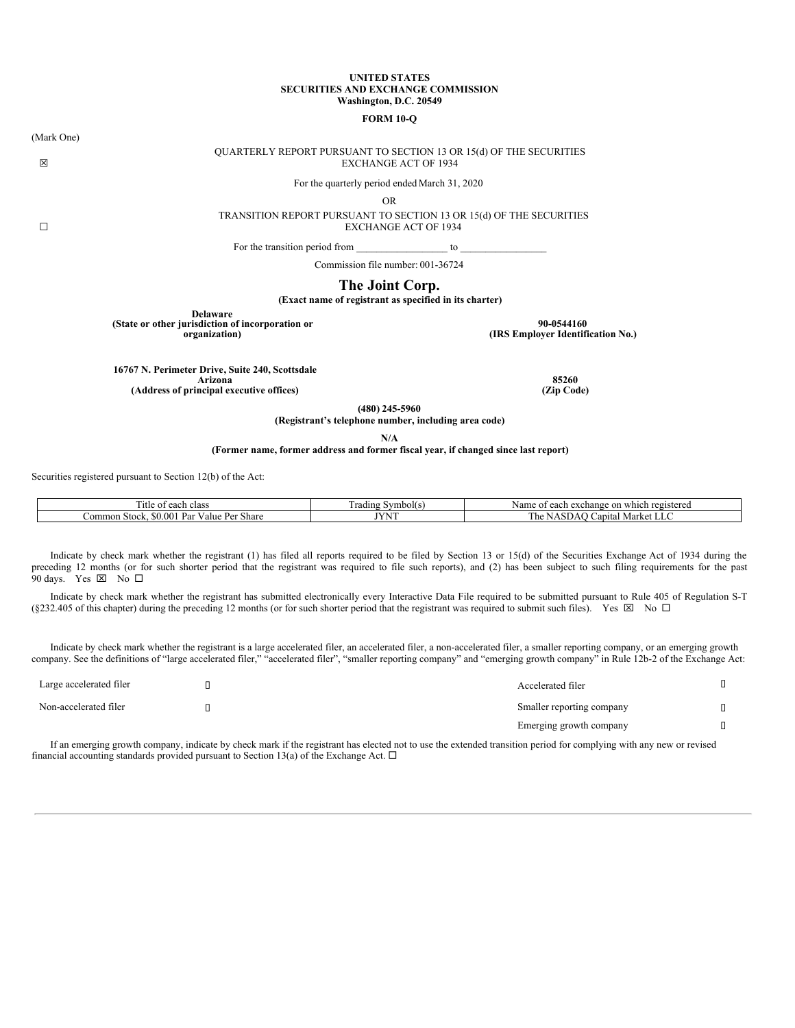**UNITED STATES**
**SECURITIES AND EXCHANGE COMMISSION**
**Washington, D.C. 20549**

**FORM 10-Q**

(Mark One)

☒ QUARTERLY REPORT PURSUANT TO SECTION 13 OR 15(d) OF THE SECURITIES EXCHANGE ACT OF 1934

For the quarterly period ended March 31, 2020

OR

☐ TRANSITION REPORT PURSUANT TO SECTION 13 OR 15(d) OF THE SECURITIES EXCHANGE ACT OF 1934

For the transition period from __________________ to _________________

Commission file number: 001-36724

# The Joint Corp.

**(Exact name of registrant as specified in its charter)**

| | |
|---|---|
| **Delaware**<br>**(State or other jurisdiction of incorporation or organization)** | **90-0544160**<br>**(IRS Employer Identification No.)** |
| **16767 N. Perimeter Drive, Suite 240, Scottsdale Arizona**<br>**(Address of principal executive offices)** | **85260**<br>**(Zip Code)** |

**(480) 245-5960**
**(Registrant's telephone number, including area code)**

**N/A**
**(Former name, former address and former fiscal year, if changed since last report)**

Securities registered pursuant to Section 12(b) of the Act:

| Title of each class | Trading Symbol(s) | Name of each exchange on which registered |
|---|---|---|
| Common Stock, $0.001 Par Value Per Share | JYNT | The NASDAQ Capital Market LLC |

Indicate by check mark whether the registrant (1) has filed all reports required to be filed by Section 13 or 15(d) of the Securities Exchange Act of 1934 during the preceding 12 months (or for such shorter period that the registrant was required to file such reports), and (2) has been subject to such filing requirements for the past 90 days. Yes ☒ No ☐

Indicate by check mark whether the registrant has submitted electronically every Interactive Data File required to be submitted pursuant to Rule 405 of Regulation S-T (§232.405 of this chapter) during the preceding 12 months (or for such shorter period that the registrant was required to submit such files). Yes ☒ No ☐

Indicate by check mark whether the registrant is a large accelerated filer, an accelerated filer, a non-accelerated filer, a smaller reporting company, or an emerging growth company. See the definitions of "large accelerated filer," "accelerated filer", "smaller reporting company" and "emerging growth company" in Rule 12b-2 of the Exchange Act:

| | | | |
|---|---|---|---|
| Large accelerated filer | ▯ | Accelerated filer | ▯ |
| Non-accelerated filer | ▯ | Smaller reporting company | ▯ |
| | | Emerging growth company | ▯ |

If an emerging growth company, indicate by check mark if the registrant has elected not to use the extended transition period for complying with any new or revised financial accounting standards provided pursuant to Section 13(a) of the Exchange Act. ☐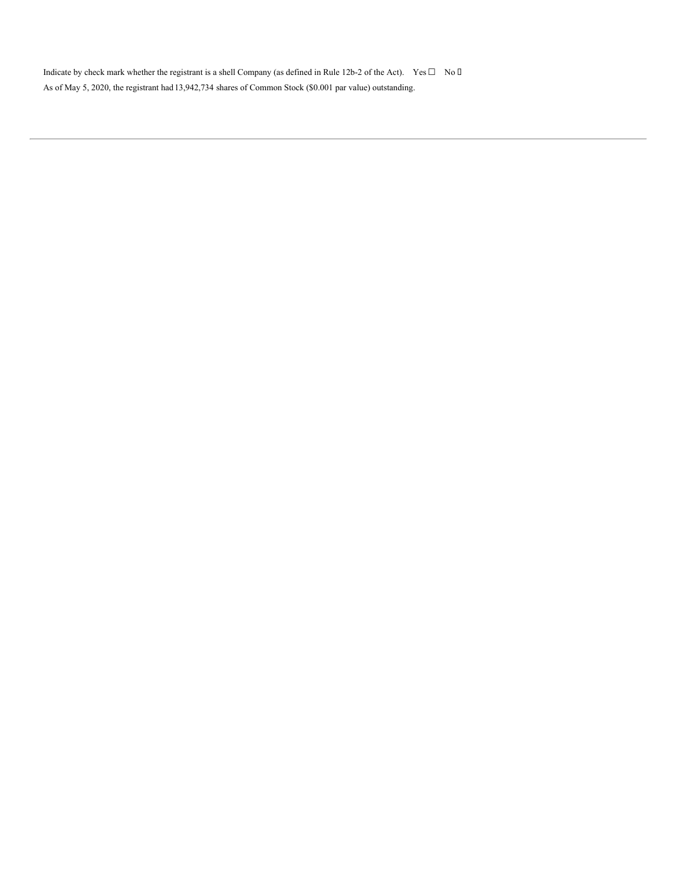Indicate by check mark whether the registrant is a shell Company (as defined in Rule 12b-2 of the Act). Yes ☐ No ☒

As of May 5, 2020, the registrant had 13,942,734 shares of Common Stock ($0.001 par value) outstanding.

---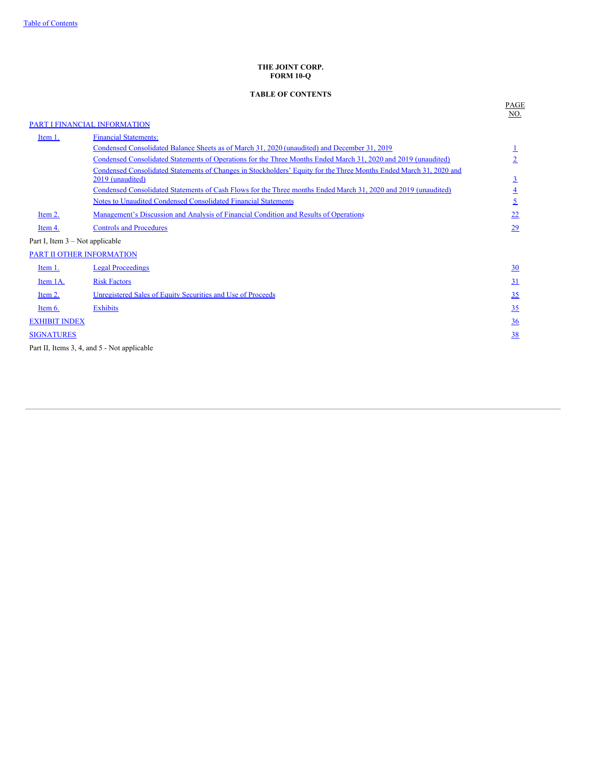**THE JOINT CORP.**
**FORM 10-Q**

**TABLE OF CONTENTS**

| | | PAGE NO. |
|---|---|---|
| PART I FINANCIAL INFORMATION | | |
| Item 1. | Financial Statements: | |
| | Condensed Consolidated Balance Sheets as of March 31, 2020 (unaudited) and December 31, 2019 | 1 |
| | Condensed Consolidated Statements of Operations for the Three Months Ended March 31, 2020 and 2019 (unaudited) | 2 |
| | Condensed Consolidated Statements of Changes in Stockholders' Equity for the Three Months Ended March 31, 2020 and 2019 (unaudited) | 3 |
| | Condensed Consolidated Statements of Cash Flows for the Three months Ended March 31, 2020 and 2019 (unaudited) | 4 |
| | Notes to Unaudited Condensed Consolidated Financial Statements | 5 |
| Item 2. | Management's Discussion and Analysis of Financial Condition and Results of Operations | 22 |
| Item 4. | Controls and Procedures | 29 |
| Part I, Item 3 – Not applicable | | |
| PART II OTHER INFORMATION | | |
| Item 1. | Legal Proceedings | 30 |
| Item 1A. | Risk Factors | 31 |
| Item 2. | Unregistered Sales of Equity Securities and Use of Proceeds | 35 |
| Item 6. | Exhibits | 35 |
| EXHIBIT INDEX | | 36 |
| SIGNATURES | | 38 |
| Part II, Items 3, 4, and 5 - Not applicable | | |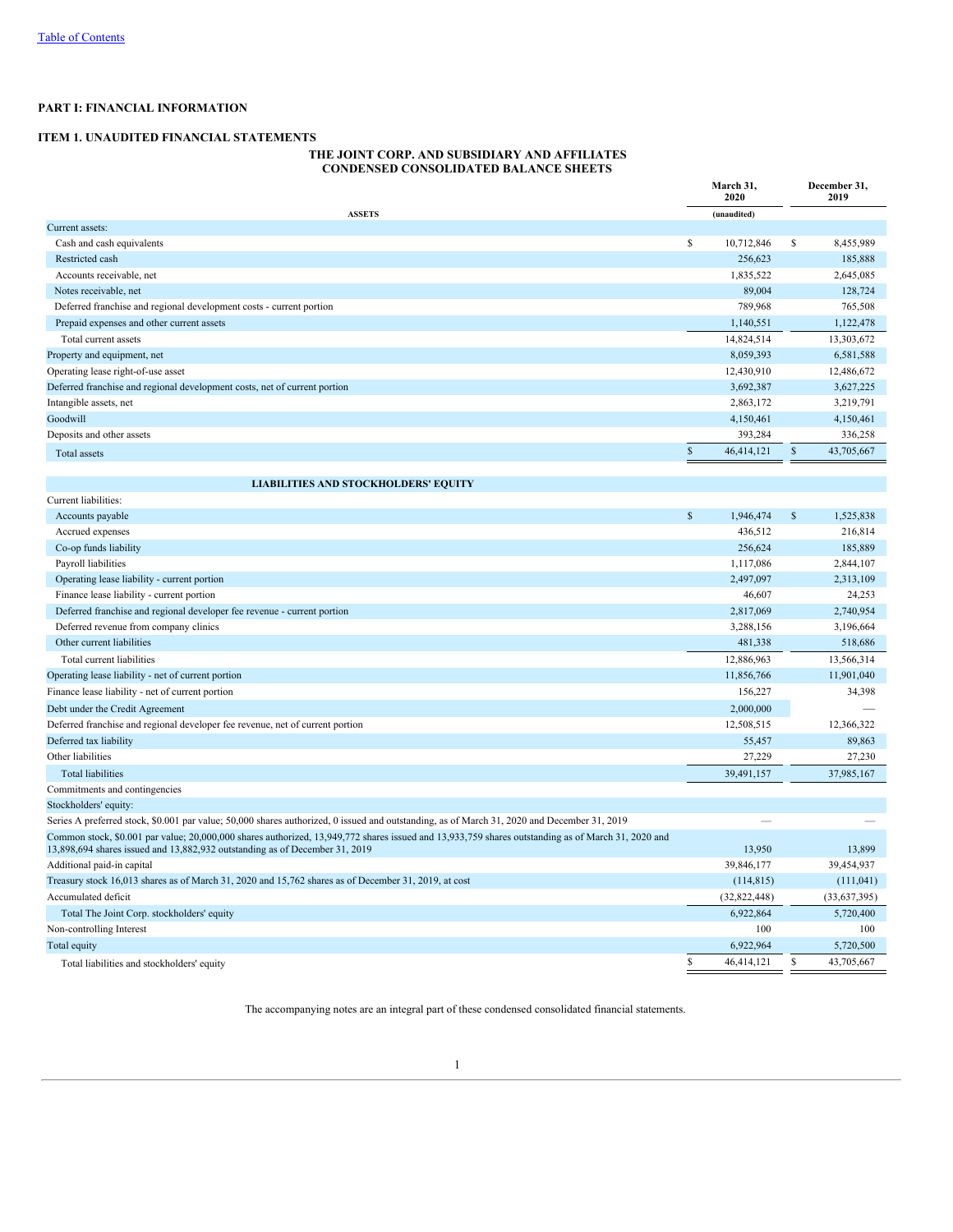[Table of Contents](#)

## PART I: FINANCIAL INFORMATION

### ITEM 1. UNAUDITED FINANCIAL STATEMENTS

**THE JOINT CORP. AND SUBSIDIARY AND AFFILIATES**
**CONDENSED CONSOLIDATED BALANCE SHEETS**

| | March 31, 2020 | December 31, 2019 |
|---|---|---|
| **ASSETS** | (unaudited) | |
| Current assets: | | |
| Cash and cash equivalents | $ 10,712,846 | $ 8,455,989 |
| Restricted cash | 256,623 | 185,888 |
| Accounts receivable, net | 1,835,522 | 2,645,085 |
| Notes receivable, net | 89,004 | 128,724 |
| Deferred franchise and regional development costs - current portion | 789,968 | 765,508 |
| Prepaid expenses and other current assets | 1,140,551 | 1,122,478 |
| Total current assets | 14,824,514 | 13,303,672 |
| Property and equipment, net | 8,059,393 | 6,581,588 |
| Operating lease right-of-use asset | 12,430,910 | 12,486,672 |
| Deferred franchise and regional development costs, net of current portion | 3,692,387 | 3,627,225 |
| Intangible assets, net | 2,863,172 | 3,219,791 |
| Goodwill | 4,150,461 | 4,150,461 |
| Deposits and other assets | 393,284 | 336,258 |
| Total assets | $ 46,414,121 | $ 43,705,667 |
| **LIABILITIES AND STOCKHOLDERS' EQUITY** | | |
| Current liabilities: | | |
| Accounts payable | $ 1,946,474 | $ 1,525,838 |
| Accrued expenses | 436,512 | 216,814 |
| Co-op funds liability | 256,624 | 185,889 |
| Payroll liabilities | 1,117,086 | 2,844,107 |
| Operating lease liability - current portion | 2,497,097 | 2,313,109 |
| Finance lease liability - current portion | 46,607 | 24,253 |
| Deferred franchise and regional developer fee revenue - current portion | 2,817,069 | 2,740,954 |
| Deferred revenue from company clinics | 3,288,156 | 3,196,664 |
| Other current liabilities | 481,338 | 518,686 |
| Total current liabilities | 12,886,963 | 13,566,314 |
| Operating lease liability - net of current portion | 11,856,766 | 11,901,040 |
| Finance lease liability - net of current portion | 156,227 | 34,398 |
| Debt under the Credit Agreement | 2,000,000 | — |
| Deferred franchise and regional developer fee revenue, net of current portion | 12,508,515 | 12,366,322 |
| Deferred tax liability | 55,457 | 89,863 |
| Other liabilities | 27,229 | 27,230 |
| Total liabilities | 39,491,157 | 37,985,167 |
| Commitments and contingencies | | |
| Stockholders' equity: | | |
| Series A preferred stock, $0.001 par value; 50,000 shares authorized, 0 issued and outstanding, as of March 31, 2020 and December 31, 2019 | — | — |
| Common stock, $0.001 par value; 20,000,000 shares authorized, 13,949,772 shares issued and 13,933,759 shares outstanding as of March 31, 2020 and 13,898,694 shares issued and 13,882,932 outstanding as of December 31, 2019 | 13,950 | 13,899 |
| Additional paid-in capital | 39,846,177 | 39,454,937 |
| Treasury stock 16,013 shares as of March 31, 2020 and 15,762 shares as of December 31, 2019, at cost | (114,815) | (111,041) |
| Accumulated deficit | (32,822,448) | (33,637,395) |
| Total The Joint Corp. stockholders' equity | 6,922,864 | 5,720,400 |
| Non-controlling Interest | 100 | 100 |
| Total equity | 6,922,964 | 5,720,500 |
| Total liabilities and stockholders' equity | $ 46,414,121 | $ 43,705,667 |

The accompanying notes are an integral part of these condensed consolidated financial statements.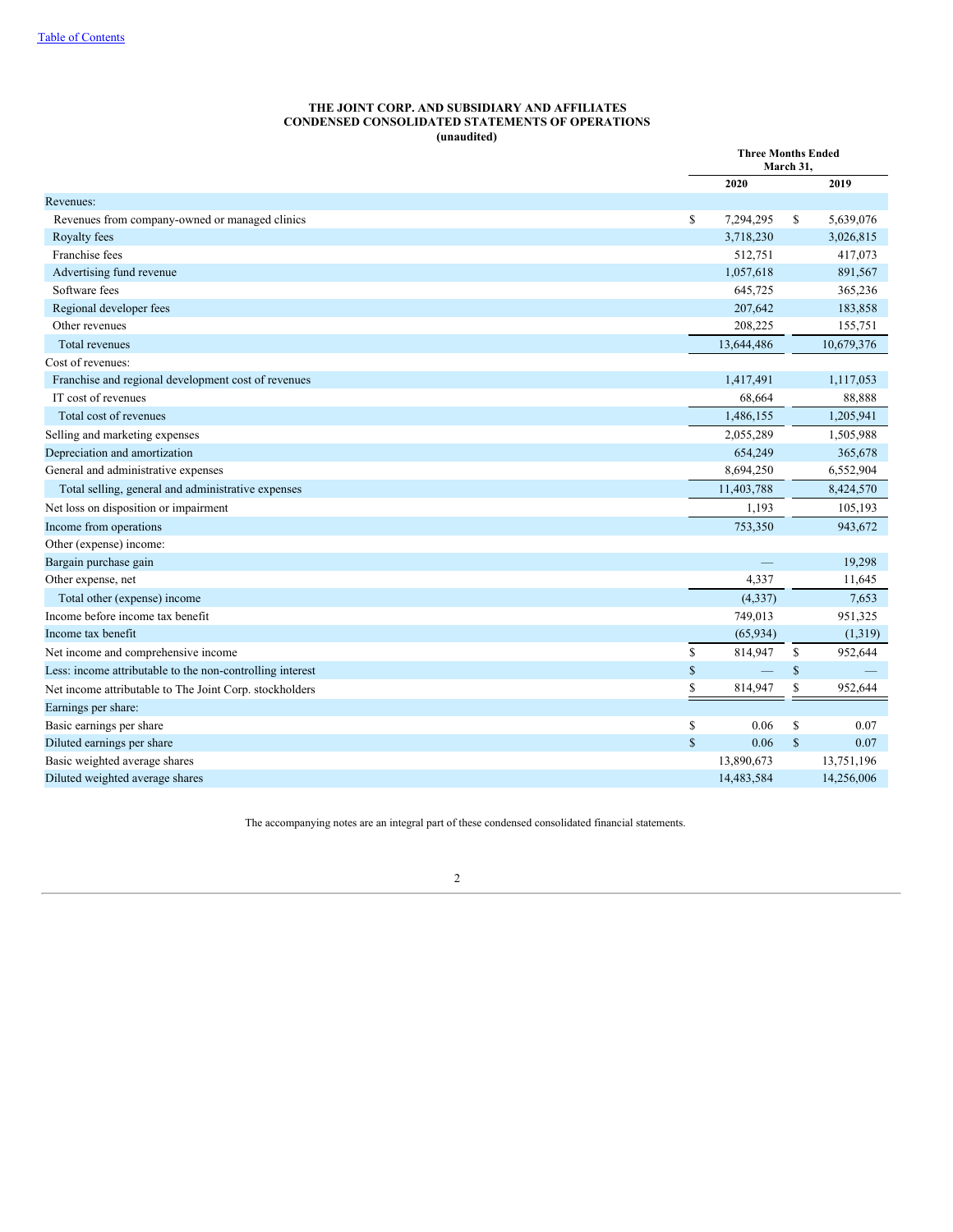**THE JOINT CORP. AND SUBSIDIARY AND AFFILIATES**
**CONDENSED CONSOLIDATED STATEMENTS OF OPERATIONS**
**(unaudited)**

| | Three Months Ended March 31, | |
|---|---|---|
| | 2020 | 2019 |
| Revenues: | | |
| Revenues from company-owned or managed clinics | $ 7,294,295 | $ 5,639,076 |
| Royalty fees | 3,718,230 | 3,026,815 |
| Franchise fees | 512,751 | 417,073 |
| Advertising fund revenue | 1,057,618 | 891,567 |
| Software fees | 645,725 | 365,236 |
| Regional developer fees | 207,642 | 183,858 |
| Other revenues | 208,225 | 155,751 |
| Total revenues | 13,644,486 | 10,679,376 |
| Cost of revenues: | | |
| Franchise and regional development cost of revenues | 1,417,491 | 1,117,053 |
| IT cost of revenues | 68,664 | 88,888 |
| Total cost of revenues | 1,486,155 | 1,205,941 |
| Selling and marketing expenses | 2,055,289 | 1,505,988 |
| Depreciation and amortization | 654,249 | 365,678 |
| General and administrative expenses | 8,694,250 | 6,552,904 |
| Total selling, general and administrative expenses | 11,403,788 | 8,424,570 |
| Net loss on disposition or impairment | 1,193 | 105,193 |
| Income from operations | 753,350 | 943,672 |
| Other (expense) income: | | |
| Bargain purchase gain | — | 19,298 |
| Other expense, net | 4,337 | 11,645 |
| Total other (expense) income | (4,337) | 7,653 |
| Income before income tax benefit | 749,013 | 951,325 |
| Income tax benefit | (65,934) | (1,319) |
| Net income and comprehensive income | $ 814,947 | $ 952,644 |
| Less: income attributable to the non-controlling interest | $ — | $ — |
| Net income attributable to The Joint Corp. stockholders | $ 814,947 | $ 952,644 |
| Earnings per share: | | |
| Basic earnings per share | $ 0.06 | $ 0.07 |
| Diluted earnings per share | $ 0.06 | $ 0.07 |
| Basic weighted average shares | 13,890,673 | 13,751,196 |
| Diluted weighted average shares | 14,483,584 | 14,256,006 |

The accompanying notes are an integral part of these condensed consolidated financial statements.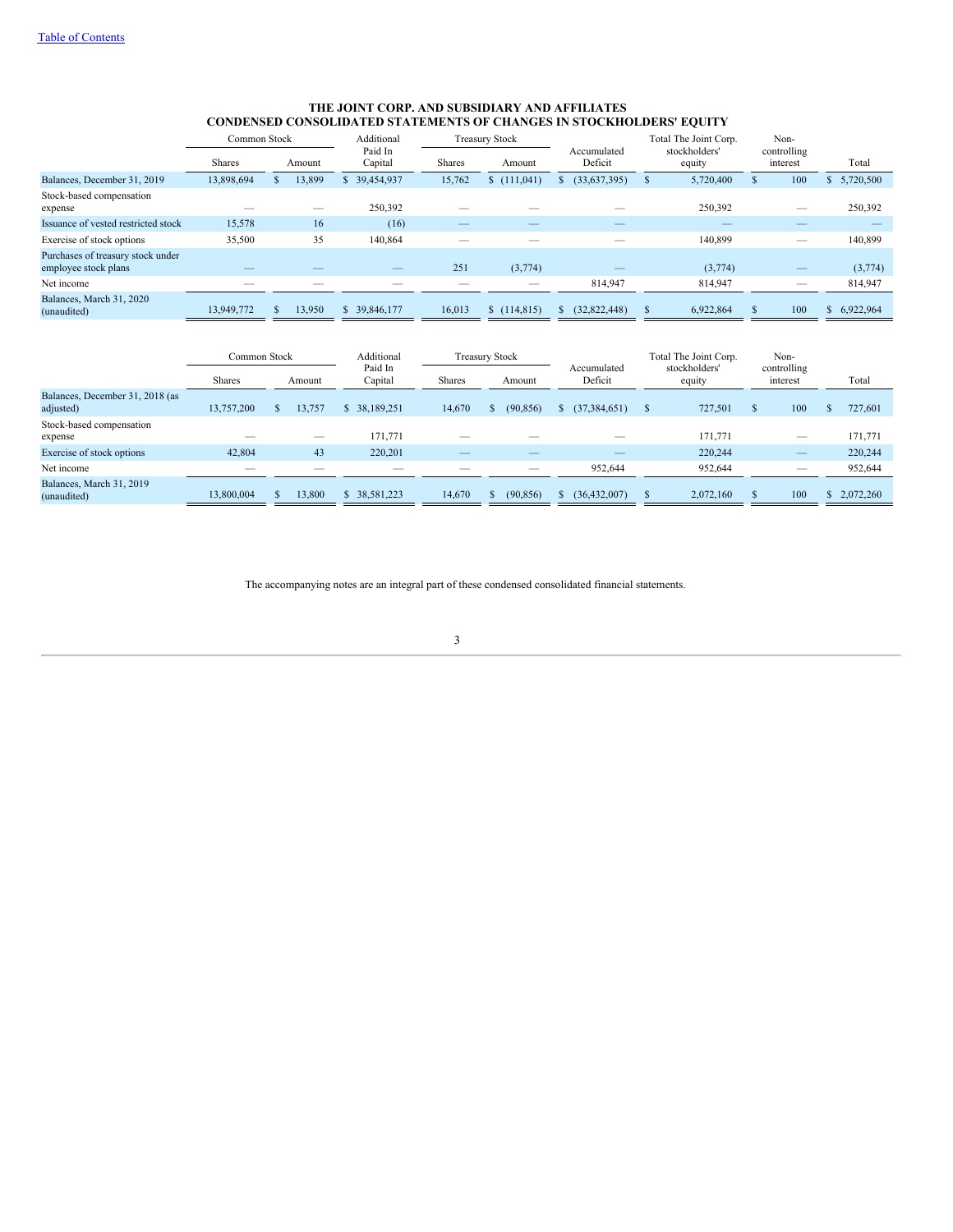# THE JOINT CORP. AND SUBSIDIARY AND AFFILIATES
## CONDENSED CONSOLIDATED STATEMENTS OF CHANGES IN STOCKHOLDERS' EQUITY

| | Common Stock | | Additional Paid In Capital | Treasury Stock | | Accumulated Deficit | Total The Joint Corp. stockholders' equity | Non-controlling interest | Total |
|---|---|---|---|---|---|---|---|---|---|
| | Shares | Amount | | Shares | Amount | | | | |
| Balances, December 31, 2019 | 13,898,694 | $ 13,899 | $ 39,454,937 | 15,762 | $ (111,041) | $ (33,637,395) | $ 5,720,400 | $ 100 | $ 5,720,500 |
| Stock-based compensation expense | — | — | 250,392 | — | — | — | 250,392 | — | 250,392 |
| Issuance of vested restricted stock | 15,578 | 16 | (16) | — | — | — | — | — | — |
| Exercise of stock options | 35,500 | 35 | 140,864 | — | — | — | 140,899 | — | 140,899 |
| Purchases of treasury stock under employee stock plans | — | — | — | 251 | (3,774) | — | (3,774) | — | (3,774) |
| Net income | — | — | — | — | — | 814,947 | 814,947 | — | 814,947 |
| Balances, March 31, 2020 (unaudited) | 13,949,772 | $ 13,950 | $ 39,846,177 | 16,013 | $ (114,815) | $ (32,822,448) | $ 6,922,864 | $ 100 | $ 6,922,964 |

| | Common Stock | | Additional Paid In Capital | Treasury Stock | | Accumulated Deficit | Total The Joint Corp. stockholders' equity | Non-controlling interest | Total |
|---|---|---|---|---|---|---|---|---|---|
| | Shares | Amount | | Shares | Amount | | | | |
| Balances, December 31, 2018 (as adjusted) | 13,757,200 | $ 13,757 | $ 38,189,251 | 14,670 | $ (90,856) | $ (37,384,651) | $ 727,501 | $ 100 | $ 727,601 |
| Stock-based compensation expense | — | — | 171,771 | — | — | — | 171,771 | — | 171,771 |
| Exercise of stock options | 42,804 | 43 | 220,201 | — | — | — | 220,244 | — | 220,244 |
| Net income | — | — | — | — | — | 952,644 | 952,644 | — | 952,644 |
| Balances, March 31, 2019 (unaudited) | 13,800,004 | $ 13,800 | $ 38,581,223 | 14,670 | $ (90,856) | $ (36,432,007) | $ 2,072,160 | $ 100 | $ 2,072,260 |

The accompanying notes are an integral part of these condensed consolidated financial statements.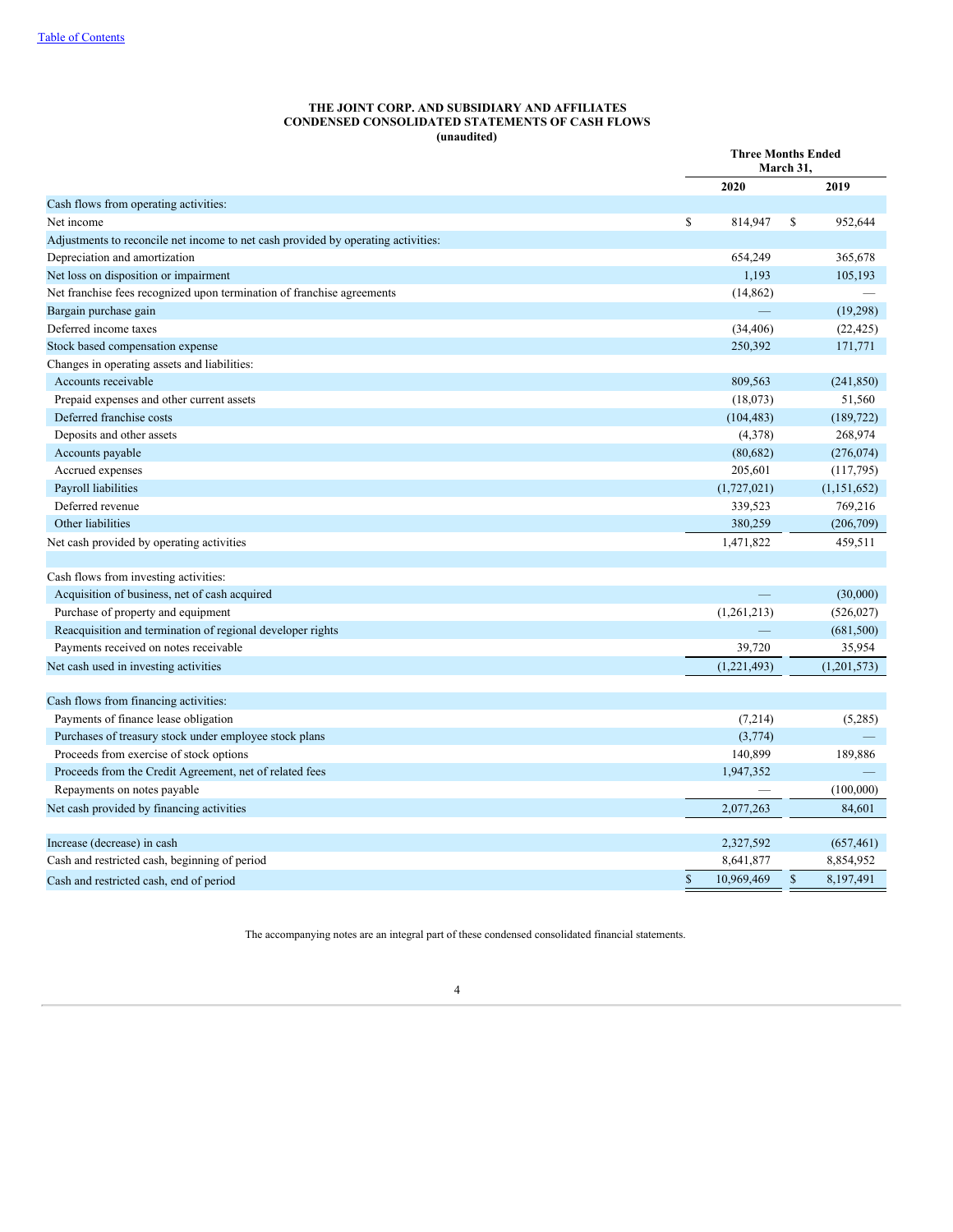# THE JOINT CORP. AND SUBSIDIARY AND AFFILIATES
## CONDENSED CONSOLIDATED STATEMENTS OF CASH FLOWS
### (unaudited)

| | Three Months Ended March 31, | |
|---|---|---|
| | 2020 | 2019 |
| Cash flows from operating activities: | | |
| Net income | $ 814,947 | $ 952,644 |
| Adjustments to reconcile net income to net cash provided by operating activities: | | |
| Depreciation and amortization | 654,249 | 365,678 |
| Net loss on disposition or impairment | 1,193 | 105,193 |
| Net franchise fees recognized upon termination of franchise agreements | (14,862) | — |
| Bargain purchase gain | — | (19,298) |
| Deferred income taxes | (34,406) | (22,425) |
| Stock based compensation expense | 250,392 | 171,771 |
| Changes in operating assets and liabilities: | | |
| Accounts receivable | 809,563 | (241,850) |
| Prepaid expenses and other current assets | (18,073) | 51,560 |
| Deferred franchise costs | (104,483) | (189,722) |
| Deposits and other assets | (4,378) | 268,974 |
| Accounts payable | (80,682) | (276,074) |
| Accrued expenses | 205,601 | (117,795) |
| Payroll liabilities | (1,727,021) | (1,151,652) |
| Deferred revenue | 339,523 | 769,216 |
| Other liabilities | 380,259 | (206,709) |
| Net cash provided by operating activities | 1,471,822 | 459,511 |
| | | |
| Cash flows from investing activities: | | |
| Acquisition of business, net of cash acquired | — | (30,000) |
| Purchase of property and equipment | (1,261,213) | (526,027) |
| Reacquisition and termination of regional developer rights | — | (681,500) |
| Payments received on notes receivable | 39,720 | 35,954 |
| Net cash used in investing activities | (1,221,493) | (1,201,573) |
| | | |
| Cash flows from financing activities: | | |
| Payments of finance lease obligation | (7,214) | (5,285) |
| Purchases of treasury stock under employee stock plans | (3,774) | — |
| Proceeds from exercise of stock options | 140,899 | 189,886 |
| Proceeds from the Credit Agreement, net of related fees | 1,947,352 | — |
| Repayments on notes payable | — | (100,000) |
| Net cash provided by financing activities | 2,077,263 | 84,601 |
| | | |
| Increase (decrease) in cash | 2,327,592 | (657,461) |
| Cash and restricted cash, beginning of period | 8,641,877 | 8,854,952 |
| Cash and restricted cash, end of period | $ 10,969,469 | $ 8,197,491 |

The accompanying notes are an integral part of these condensed consolidated financial statements.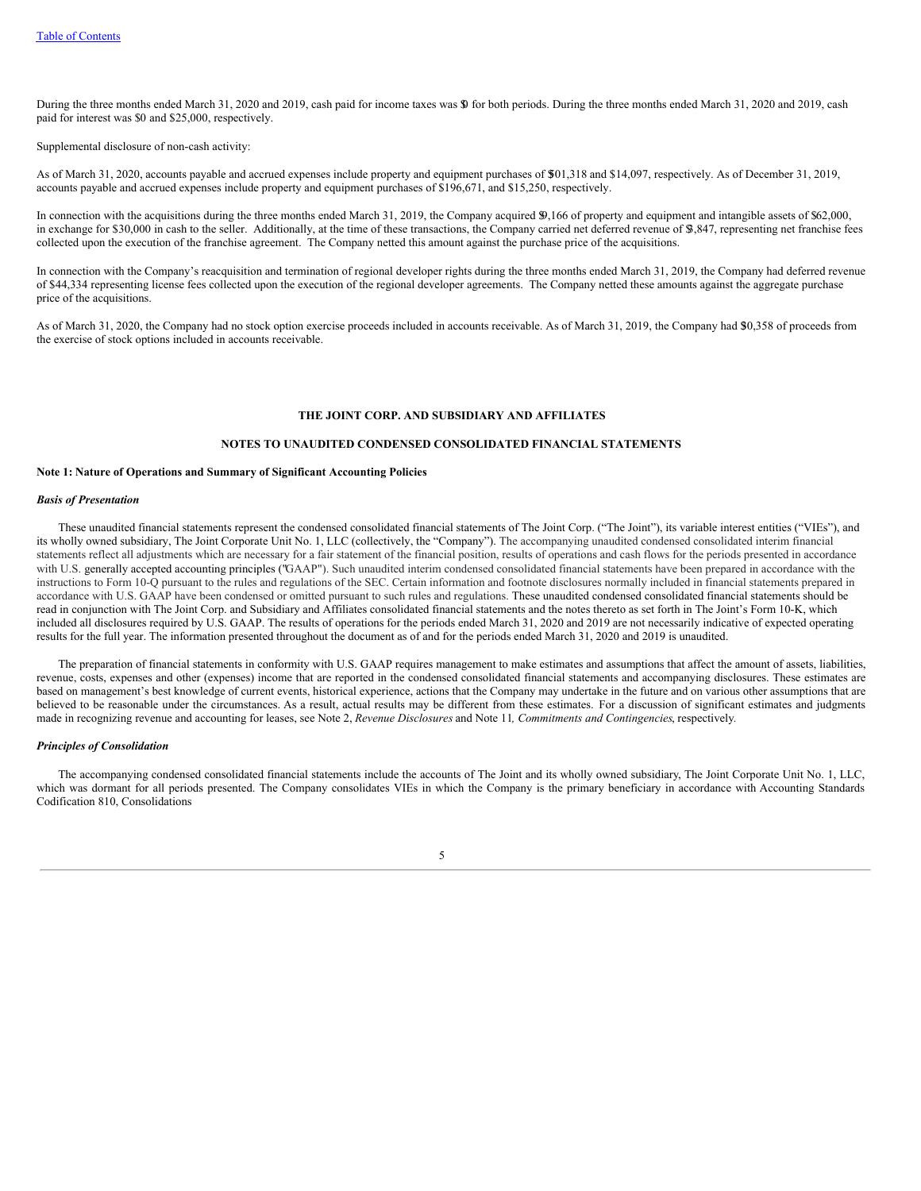[Table of Contents](#)

During the three months ended March 31, 2020 and 2019, cash paid for income taxes was $0 for both periods. During the three months ended March 31, 2020 and 2019, cash paid for interest was $0 and $25,000, respectively.

Supplemental disclosure of non-cash activity:

As of March 31, 2020, accounts payable and accrued expenses include property and equipment purchases of $501,318 and $14,097, respectively. As of December 31, 2019, accounts payable and accrued expenses include property and equipment purchases of $196,671, and $15,250, respectively.

In connection with the acquisitions during the three months ended March 31, 2019, the Company acquired $9,166 of property and equipment and intangible assets of $62,000, in exchange for $30,000 in cash to the seller. Additionally, at the time of these transactions, the Company carried net deferred revenue of $3,847, representing net franchise fees collected upon the execution of the franchise agreement. The Company netted this amount against the purchase price of the acquisitions.

In connection with the Company's reacquisition and termination of regional developer rights during the three months ended March 31, 2019, the Company had deferred revenue of $44,334 representing license fees collected upon the execution of the regional developer agreements. The Company netted these amounts against the aggregate purchase price of the acquisitions.

As of March 31, 2020, the Company had no stock option exercise proceeds included in accounts receivable. As of March 31, 2019, the Company had $30,358 of proceeds from the exercise of stock options included in accounts receivable.

**THE JOINT CORP. AND SUBSIDIARY AND AFFILIATES**

**NOTES TO UNAUDITED CONDENSED CONSOLIDATED FINANCIAL STATEMENTS**

**Note 1: Nature of Operations and Summary of Significant Accounting Policies**

***Basis of Presentation***

These unaudited financial statements represent the condensed consolidated financial statements of The Joint Corp. ("The Joint"), its variable interest entities ("VIEs"), and its wholly owned subsidiary, The Joint Corporate Unit No. 1, LLC (collectively, the "Company"). The accompanying unaudited condensed consolidated interim financial statements reflect all adjustments which are necessary for a fair statement of the financial position, results of operations and cash flows for the periods presented in accordance with U.S. generally accepted accounting principles ("GAAP"). Such unaudited interim condensed consolidated financial statements have been prepared in accordance with the instructions to Form 10-Q pursuant to the rules and regulations of the SEC. Certain information and footnote disclosures normally included in financial statements prepared in accordance with U.S. GAAP have been condensed or omitted pursuant to such rules and regulations. These unaudited condensed consolidated financial statements should be read in conjunction with The Joint Corp. and Subsidiary and Affiliates consolidated financial statements and the notes thereto as set forth in The Joint's Form 10-K, which included all disclosures required by U.S. GAAP. The results of operations for the periods ended March 31, 2020 and 2019 are not necessarily indicative of expected operating results for the full year. The information presented throughout the document as of and for the periods ended March 31, 2020 and 2019 is unaudited.

The preparation of financial statements in conformity with U.S. GAAP requires management to make estimates and assumptions that affect the amount of assets, liabilities, revenue, costs, expenses and other (expenses) income that are reported in the condensed consolidated financial statements and accompanying disclosures. These estimates are based on management's best knowledge of current events, historical experience, actions that the Company may undertake in the future and on various other assumptions that are believed to be reasonable under the circumstances. As a result, actual results may be different from these estimates. For a discussion of significant estimates and judgments made in recognizing revenue and accounting for leases, see Note 2, *Revenue Disclosures* and Note 11*, Commitments and Contingencies*, respectively.

***Principles of Consolidation***

The accompanying condensed consolidated financial statements include the accounts of The Joint and its wholly owned subsidiary, The Joint Corporate Unit No. 1, LLC, which was dormant for all periods presented. The Company consolidates VIEs in which the Company is the primary beneficiary in accordance with Accounting Standards Codification 810, Consolidations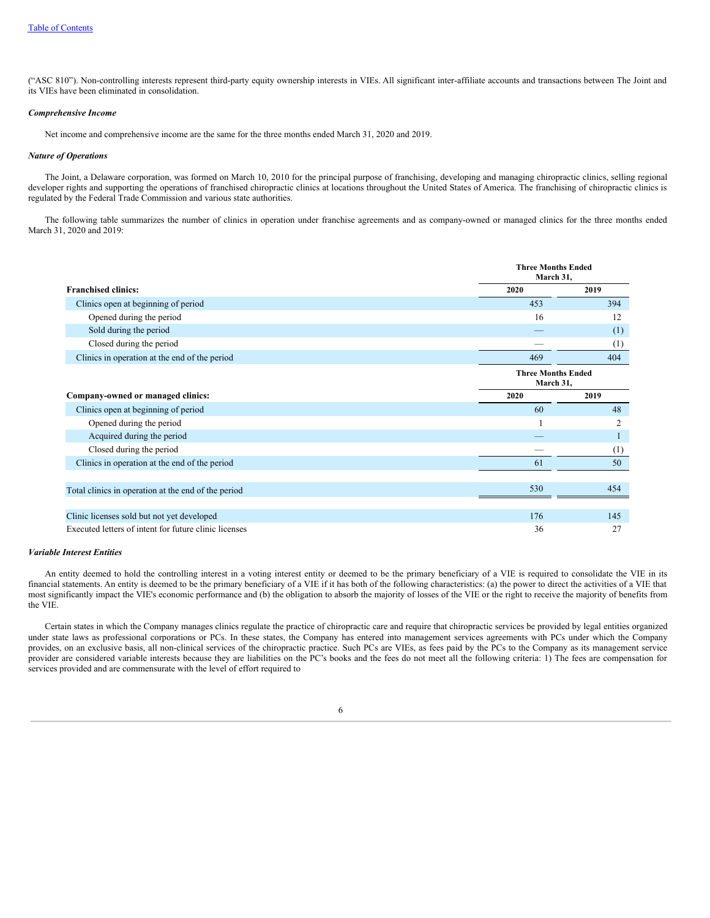("ASC 810"). Non-controlling interests represent third-party equity ownership interests in VIEs. All significant inter-affiliate accounts and transactions between The Joint and its VIEs have been eliminated in consolidation.

***Comprehensive Income***

Net income and comprehensive income are the same for the three months ended March 31, 2020 and 2019.

***Nature of Operations***

The Joint, a Delaware corporation, was formed on March 10, 2010 for the principal purpose of franchising, developing and managing chiropractic clinics, selling regional developer rights and supporting the operations of franchised chiropractic clinics at locations throughout the United States of America. The franchising of chiropractic clinics is regulated by the Federal Trade Commission and various state authorities.

The following table summarizes the number of clinics in operation under franchise agreements and as company-owned or managed clinics for the three months ended March 31, 2020 and 2019:

| | Three Months Ended March 31, | |
|---|---|---|
| **Franchised clinics:** | **2020** | **2019** |
| Clinics open at beginning of period | 453 | 394 |
| Opened during the period | 16 | 12 |
| Sold during the period | — | (1) |
| Closed during the period | — | (1) |
| Clinics in operation at the end of the period | 469 | 404 |
| | **Three Months Ended March 31,** | |
| **Company-owned or managed clinics:** | **2020** | **2019** |
| Clinics open at beginning of period | 60 | 48 |
| Opened during the period | 1 | 2 |
| Acquired during the period | — | 1 |
| Closed during the period | — | (1) |
| Clinics in operation at the end of the period | 61 | 50 |
| | | |
| Total clinics in operation at the end of the period | 530 | 454 |
| | | |
| Clinic licenses sold but not yet developed | 176 | 145 |
| Executed letters of intent for future clinic licenses | 36 | 27 |

***Variable Interest Entities***

An entity deemed to hold the controlling interest in a voting interest entity or deemed to be the primary beneficiary of a VIE is required to consolidate the VIE in its financial statements. An entity is deemed to be the primary beneficiary of a VIE if it has both of the following characteristics: (a) the power to direct the activities of a VIE that most significantly impact the VIE's economic performance and (b) the obligation to absorb the majority of losses of the VIE or the right to receive the majority of benefits from the VIE.

Certain states in which the Company manages clinics regulate the practice of chiropractic care and require that chiropractic services be provided by legal entities organized under state laws as professional corporations or PCs. In these states, the Company has entered into management services agreements with PCs under which the Company provides, on an exclusive basis, all non-clinical services of the chiropractic practice. Such PCs are VIEs, as fees paid by the PCs to the Company as its management service provider are considered variable interests because they are liabilities on the PC's books and the fees do not meet all the following criteria: 1) The fees are compensation for services provided and are commensurate with the level of effort required to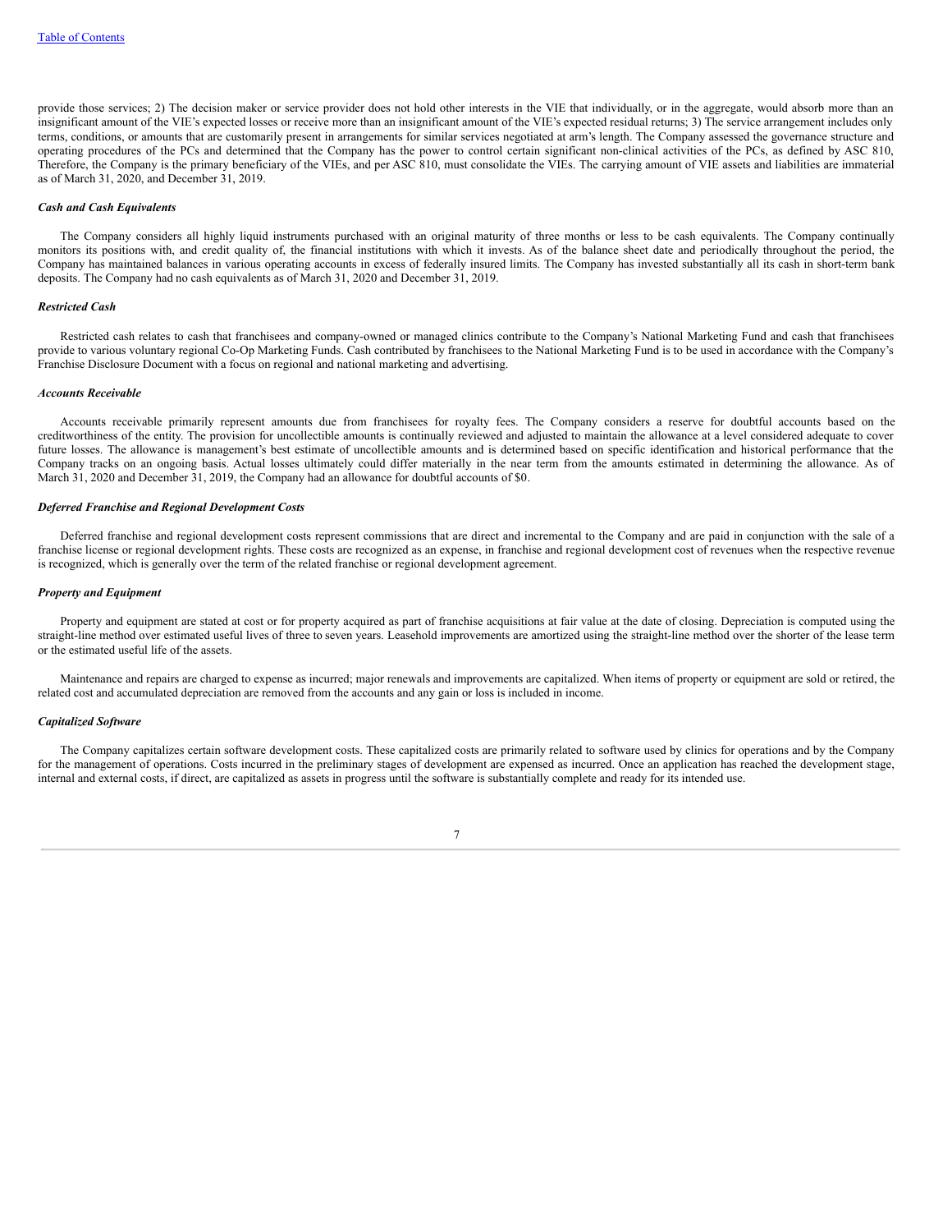provide those services; 2) The decision maker or service provider does not hold other interests in the VIE that individually, or in the aggregate, would absorb more than an insignificant amount of the VIE's expected losses or receive more than an insignificant amount of the VIE's expected residual returns; 3) The service arrangement includes only terms, conditions, or amounts that are customarily present in arrangements for similar services negotiated at arm's length. The Company assessed the governance structure and operating procedures of the PCs and determined that the Company has the power to control certain significant non-clinical activities of the PCs, as defined by ASC 810, Therefore, the Company is the primary beneficiary of the VIEs, and per ASC 810, must consolidate the VIEs. The carrying amount of VIE assets and liabilities are immaterial as of March 31, 2020, and December 31, 2019.

***Cash and Cash Equivalents***

The Company considers all highly liquid instruments purchased with an original maturity of three months or less to be cash equivalents. The Company continually monitors its positions with, and credit quality of, the financial institutions with which it invests. As of the balance sheet date and periodically throughout the period, the Company has maintained balances in various operating accounts in excess of federally insured limits. The Company has invested substantially all its cash in short-term bank deposits. The Company had no cash equivalents as of March 31, 2020 and December 31, 2019.

***Restricted Cash***

Restricted cash relates to cash that franchisees and company-owned or managed clinics contribute to the Company's National Marketing Fund and cash that franchisees provide to various voluntary regional Co-Op Marketing Funds. Cash contributed by franchisees to the National Marketing Fund is to be used in accordance with the Company's Franchise Disclosure Document with a focus on regional and national marketing and advertising.

***Accounts Receivable***

Accounts receivable primarily represent amounts due from franchisees for royalty fees. The Company considers a reserve for doubtful accounts based on the creditworthiness of the entity. The provision for uncollectible amounts is continually reviewed and adjusted to maintain the allowance at a level considered adequate to cover future losses. The allowance is management's best estimate of uncollectible amounts and is determined based on specific identification and historical performance that the Company tracks on an ongoing basis. Actual losses ultimately could differ materially in the near term from the amounts estimated in determining the allowance. As of March 31, 2020 and December 31, 2019, the Company had an allowance for doubtful accounts of $0.

***Deferred Franchise and Regional Development Costs***

Deferred franchise and regional development costs represent commissions that are direct and incremental to the Company and are paid in conjunction with the sale of a franchise license or regional development rights. These costs are recognized as an expense, in franchise and regional development cost of revenues when the respective revenue is recognized, which is generally over the term of the related franchise or regional development agreement.

***Property and Equipment***

Property and equipment are stated at cost or for property acquired as part of franchise acquisitions at fair value at the date of closing. Depreciation is computed using the straight-line method over estimated useful lives of three to seven years. Leasehold improvements are amortized using the straight-line method over the shorter of the lease term or the estimated useful life of the assets.

Maintenance and repairs are charged to expense as incurred; major renewals and improvements are capitalized. When items of property or equipment are sold or retired, the related cost and accumulated depreciation are removed from the accounts and any gain or loss is included in income.

***Capitalized Software***

The Company capitalizes certain software development costs. These capitalized costs are primarily related to software used by clinics for operations and by the Company for the management of operations. Costs incurred in the preliminary stages of development are expensed as incurred. Once an application has reached the development stage, internal and external costs, if direct, are capitalized as assets in progress until the software is substantially complete and ready for its intended use.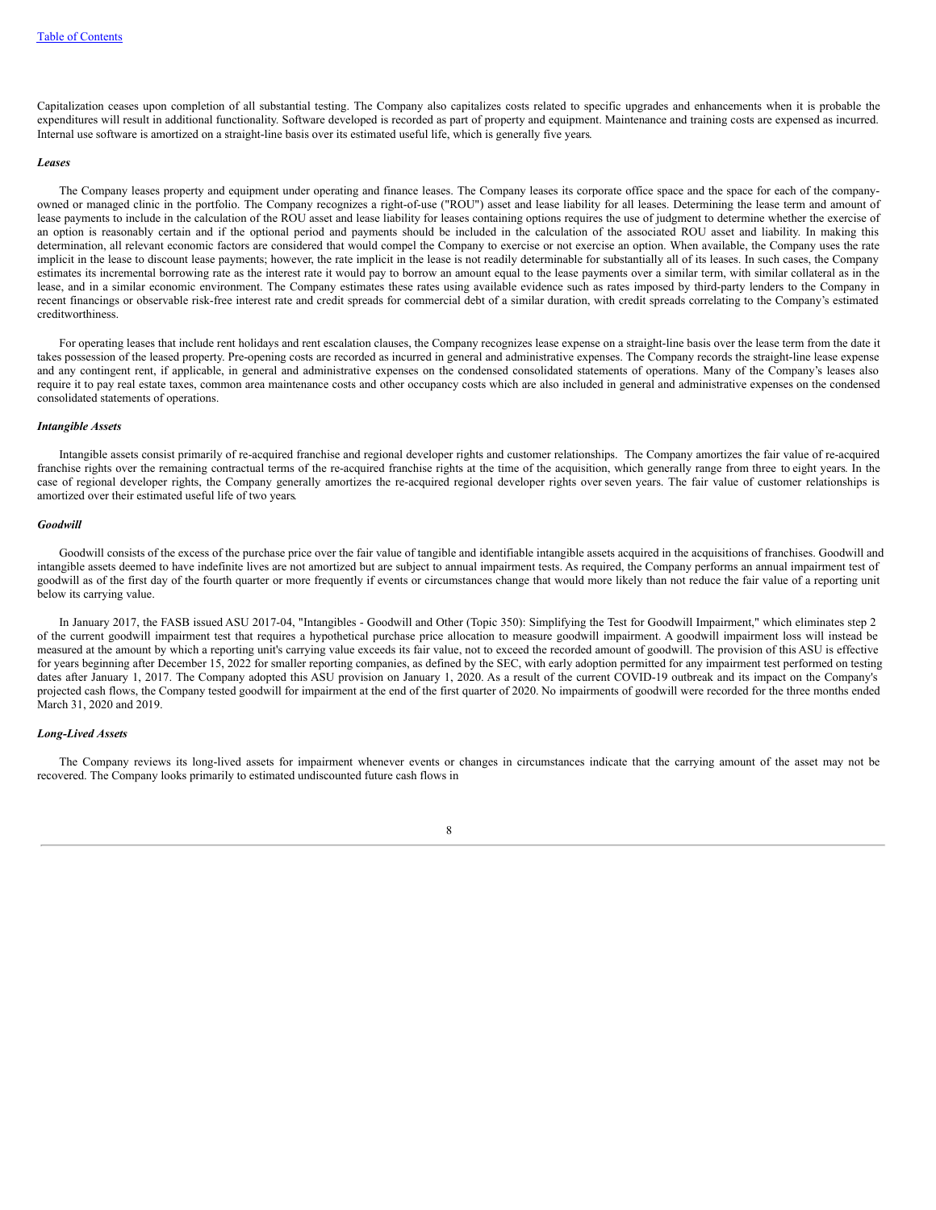Capitalization ceases upon completion of all substantial testing. The Company also capitalizes costs related to specific upgrades and enhancements when it is probable the expenditures will result in additional functionality. Software developed is recorded as part of property and equipment. Maintenance and training costs are expensed as incurred. Internal use software is amortized on a straight-line basis over its estimated useful life, which is generally five years.

***Leases***

The Company leases property and equipment under operating and finance leases. The Company leases its corporate office space and the space for each of the company-owned or managed clinic in the portfolio. The Company recognizes a right-of-use ("ROU") asset and lease liability for all leases. Determining the lease term and amount of lease payments to include in the calculation of the ROU asset and lease liability for leases containing options requires the use of judgment to determine whether the exercise of an option is reasonably certain and if the optional period and payments should be included in the calculation of the associated ROU asset and liability. In making this determination, all relevant economic factors are considered that would compel the Company to exercise or not exercise an option. When available, the Company uses the rate implicit in the lease to discount lease payments; however, the rate implicit in the lease is not readily determinable for substantially all of its leases. In such cases, the Company estimates its incremental borrowing rate as the interest rate it would pay to borrow an amount equal to the lease payments over a similar term, with similar collateral as in the lease, and in a similar economic environment. The Company estimates these rates using available evidence such as rates imposed by third-party lenders to the Company in recent financings or observable risk-free interest rate and credit spreads for commercial debt of a similar duration, with credit spreads correlating to the Company's estimated creditworthiness.

For operating leases that include rent holidays and rent escalation clauses, the Company recognizes lease expense on a straight-line basis over the lease term from the date it takes possession of the leased property. Pre-opening costs are recorded as incurred in general and administrative expenses. The Company records the straight-line lease expense and any contingent rent, if applicable, in general and administrative expenses on the condensed consolidated statements of operations. Many of the Company's leases also require it to pay real estate taxes, common area maintenance costs and other occupancy costs which are also included in general and administrative expenses on the condensed consolidated statements of operations.

***Intangible Assets***

Intangible assets consist primarily of re-acquired franchise and regional developer rights and customer relationships. The Company amortizes the fair value of re-acquired franchise rights over the remaining contractual terms of the re-acquired franchise rights at the time of the acquisition, which generally range from three to eight years. In the case of regional developer rights, the Company generally amortizes the re-acquired regional developer rights over seven years. The fair value of customer relationships is amortized over their estimated useful life of two years.

***Goodwill***

Goodwill consists of the excess of the purchase price over the fair value of tangible and identifiable intangible assets acquired in the acquisitions of franchises. Goodwill and intangible assets deemed to have indefinite lives are not amortized but are subject to annual impairment tests. As required, the Company performs an annual impairment test of goodwill as of the first day of the fourth quarter or more frequently if events or circumstances change that would more likely than not reduce the fair value of a reporting unit below its carrying value.

In January 2017, the FASB issued ASU 2017-04, "Intangibles - Goodwill and Other (Topic 350): Simplifying the Test for Goodwill Impairment," which eliminates step 2 of the current goodwill impairment test that requires a hypothetical purchase price allocation to measure goodwill impairment. A goodwill impairment loss will instead be measured at the amount by which a reporting unit's carrying value exceeds its fair value, not to exceed the recorded amount of goodwill. The provision of this ASU is effective for years beginning after December 15, 2022 for smaller reporting companies, as defined by the SEC, with early adoption permitted for any impairment test performed on testing dates after January 1, 2017. The Company adopted this ASU provision on January 1, 2020. As a result of the current COVID-19 outbreak and its impact on the Company's projected cash flows, the Company tested goodwill for impairment at the end of the first quarter of 2020. No impairments of goodwill were recorded for the three months ended March 31, 2020 and 2019.

***Long-Lived Assets***

The Company reviews its long-lived assets for impairment whenever events or changes in circumstances indicate that the carrying amount of the asset may not be recovered. The Company looks primarily to estimated undiscounted future cash flows in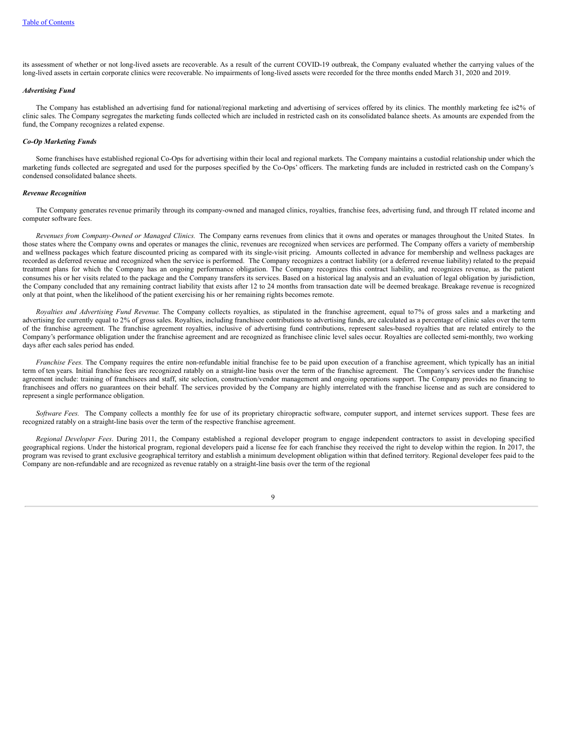its assessment of whether or not long-lived assets are recoverable. As a result of the current COVID-19 outbreak, the Company evaluated whether the carrying values of the long-lived assets in certain corporate clinics were recoverable. No impairments of long-lived assets were recorded for the three months ended March 31, 2020 and 2019.

***Advertising Fund***

The Company has established an advertising fund for national/regional marketing and advertising of services offered by its clinics. The monthly marketing fee is2% of clinic sales. The Company segregates the marketing funds collected which are included in restricted cash on its consolidated balance sheets. As amounts are expended from the fund, the Company recognizes a related expense.

***Co-Op Marketing Funds***

Some franchises have established regional Co-Ops for advertising within their local and regional markets. The Company maintains a custodial relationship under which the marketing funds collected are segregated and used for the purposes specified by the Co-Ops' officers. The marketing funds are included in restricted cash on the Company's condensed consolidated balance sheets.

***Revenue Recognition***

The Company generates revenue primarily through its company-owned and managed clinics, royalties, franchise fees, advertising fund, and through IT related income and computer software fees.

*Revenues from Company-Owned or Managed Clinics.* The Company earns revenues from clinics that it owns and operates or manages throughout the United States. In those states where the Company owns and operates or manages the clinic, revenues are recognized when services are performed. The Company offers a variety of membership and wellness packages which feature discounted pricing as compared with its single-visit pricing. Amounts collected in advance for membership and wellness packages are recorded as deferred revenue and recognized when the service is performed. The Company recognizes a contract liability (or a deferred revenue liability) related to the prepaid treatment plans for which the Company has an ongoing performance obligation. The Company recognizes this contract liability, and recognizes revenue, as the patient consumes his or her visits related to the package and the Company transfers its services. Based on a historical lag analysis and an evaluation of legal obligation by jurisdiction, the Company concluded that any remaining contract liability that exists after 12 to 24 months from transaction date will be deemed breakage. Breakage revenue is recognized only at that point, when the likelihood of the patient exercising his or her remaining rights becomes remote.

*Royalties and Advertising Fund Revenue.* The Company collects royalties, as stipulated in the franchise agreement, equal to7% of gross sales and a marketing and advertising fee currently equal to 2% of gross sales. Royalties, including franchisee contributions to advertising funds, are calculated as a percentage of clinic sales over the term of the franchise agreement. The franchise agreement royalties, inclusive of advertising fund contributions, represent sales-based royalties that are related entirely to the Company's performance obligation under the franchise agreement and are recognized as franchisee clinic level sales occur. Royalties are collected semi-monthly, two working days after each sales period has ended.

*Franchise Fees.* The Company requires the entire non-refundable initial franchise fee to be paid upon execution of a franchise agreement, which typically has an initial term of ten years. Initial franchise fees are recognized ratably on a straight-line basis over the term of the franchise agreement. The Company's services under the franchise agreement include: training of franchisees and staff, site selection, construction/vendor management and ongoing operations support. The Company provides no financing to franchisees and offers no guarantees on their behalf. The services provided by the Company are highly interrelated with the franchise license and as such are considered to represent a single performance obligation.

*Software Fees.* The Company collects a monthly fee for use of its proprietary chiropractic software, computer support, and internet services support. These fees are recognized ratably on a straight-line basis over the term of the respective franchise agreement.

*Regional Developer Fees*. During 2011, the Company established a regional developer program to engage independent contractors to assist in developing specified geographical regions. Under the historical program, regional developers paid a license fee for each franchise they received the right to develop within the region. In 2017, the program was revised to grant exclusive geographical territory and establish a minimum development obligation within that defined territory. Regional developer fees paid to the Company are non-refundable and are recognized as revenue ratably on a straight-line basis over the term of the regional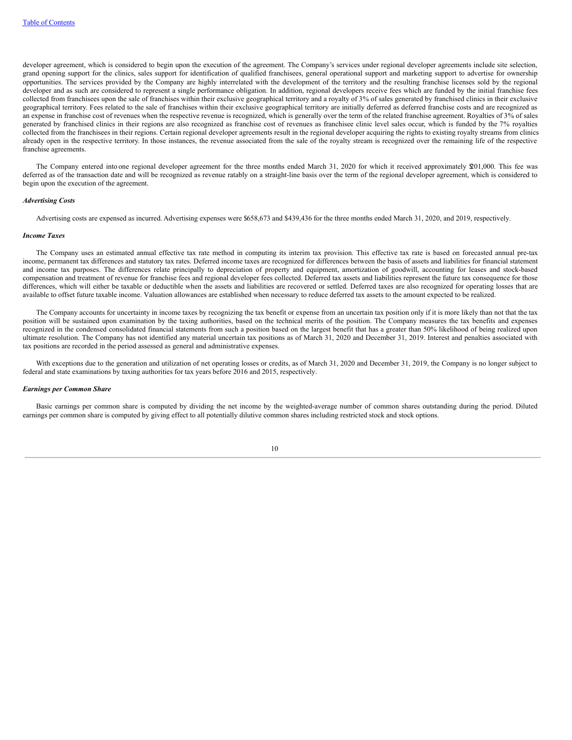developer agreement, which is considered to begin upon the execution of the agreement. The Company's services under regional developer agreements include site selection, grand opening support for the clinics, sales support for identification of qualified franchisees, general operational support and marketing support to advertise for ownership opportunities. The services provided by the Company are highly interrelated with the development of the territory and the resulting franchise licenses sold by the regional developer and as such are considered to represent a single performance obligation. In addition, regional developers receive fees which are funded by the initial franchise fees collected from franchisees upon the sale of franchises within their exclusive geographical territory and a royalty of 3% of sales generated by franchised clinics in their exclusive geographical territory. Fees related to the sale of franchises within their exclusive geographical territory are initially deferred as deferred franchise costs and are recognized as an expense in franchise cost of revenues when the respective revenue is recognized, which is generally over the term of the related franchise agreement. Royalties of 3% of sales generated by franchised clinics in their regions are also recognized as franchise cost of revenues as franchisee clinic level sales occur, which is funded by the 7% royalties collected from the franchisees in their regions. Certain regional developer agreements result in the regional developer acquiring the rights to existing royalty streams from clinics already open in the respective territory. In those instances, the revenue associated from the sale of the royalty stream is recognized over the remaining life of the respective franchise agreements.

The Company entered into one regional developer agreement for the three months ended March 31, 2020 for which it received approximately $201,000. This fee was deferred as of the transaction date and will be recognized as revenue ratably on a straight-line basis over the term of the regional developer agreement, which is considered to begin upon the execution of the agreement.

*Advertising Costs*

Advertising costs are expensed as incurred. Advertising expenses were $658,673 and $439,436 for the three months ended March 31, 2020, and 2019, respectively.

*Income Taxes*

The Company uses an estimated annual effective tax rate method in computing its interim tax provision. This effective tax rate is based on forecasted annual pre-tax income, permanent tax differences and statutory tax rates. Deferred income taxes are recognized for differences between the basis of assets and liabilities for financial statement and income tax purposes. The differences relate principally to depreciation of property and equipment, amortization of goodwill, accounting for leases and stock-based compensation and treatment of revenue for franchise fees and regional developer fees collected. Deferred tax assets and liabilities represent the future tax consequence for those differences, which will either be taxable or deductible when the assets and liabilities are recovered or settled. Deferred taxes are also recognized for operating losses that are available to offset future taxable income. Valuation allowances are established when necessary to reduce deferred tax assets to the amount expected to be realized.

The Company accounts for uncertainty in income taxes by recognizing the tax benefit or expense from an uncertain tax position only if it is more likely than not that the tax position will be sustained upon examination by the taxing authorities, based on the technical merits of the position. The Company measures the tax benefits and expenses recognized in the condensed consolidated financial statements from such a position based on the largest benefit that has a greater than 50% likelihood of being realized upon ultimate resolution. The Company has not identified any material uncertain tax positions as of March 31, 2020 and December 31, 2019. Interest and penalties associated with tax positions are recorded in the period assessed as general and administrative expenses.

With exceptions due to the generation and utilization of net operating losses or credits, as of March 31, 2020 and December 31, 2019, the Company is no longer subject to federal and state examinations by taxing authorities for tax years before 2016 and 2015, respectively.

*Earnings per Common Share*

Basic earnings per common share is computed by dividing the net income by the weighted-average number of common shares outstanding during the period. Diluted earnings per common share is computed by giving effect to all potentially dilutive common shares including restricted stock and stock options.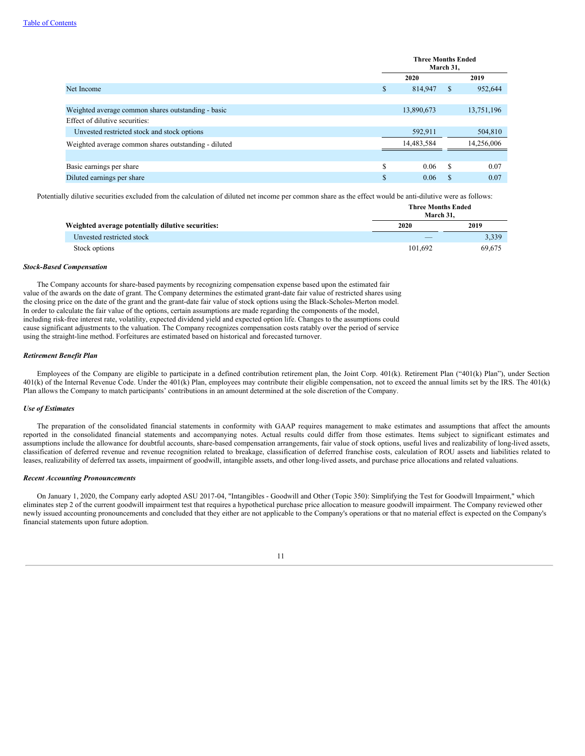| | Three Months Ended March 31, | |
|---|---|---|
| | 2020 | 2019 |
| Net Income | $ 814,947 | $ 952,644 |
| | | |
| Weighted average common shares outstanding - basic | 13,890,673 | 13,751,196 |
| Effect of dilutive securities: | | |
| Unvested restricted stock and stock options | 592,911 | 504,810 |
| Weighted average common shares outstanding - diluted | 14,483,584 | 14,256,006 |
| | | |
| Basic earnings per share | $ 0.06 | $ 0.07 |
| Diluted earnings per share | $ 0.06 | $ 0.07 |

Potentially dilutive securities excluded from the calculation of diluted net income per common share as the effect would be anti-dilutive were as follows:

| | Three Months Ended March 31, | |
|---|---|---|
| **Weighted average potentially dilutive securities:** | **2020** | **2019** |
| Unvested restricted stock | — | 3,339 |
| Stock options | 101,692 | 69,675 |

***Stock-Based Compensation***

The Company accounts for share-based payments by recognizing compensation expense based upon the estimated fair value of the awards on the date of grant. The Company determines the estimated grant-date fair value of restricted shares using the closing price on the date of the grant and the grant-date fair value of stock options using the Black-Scholes-Merton model. In order to calculate the fair value of the options, certain assumptions are made regarding the components of the model, including risk-free interest rate, volatility, expected dividend yield and expected option life. Changes to the assumptions could cause significant adjustments to the valuation. The Company recognizes compensation costs ratably over the period of service using the straight-line method. Forfeitures are estimated based on historical and forecasted turnover.

***Retirement Benefit Plan***

Employees of the Company are eligible to participate in a defined contribution retirement plan, the Joint Corp. 401(k). Retirement Plan ("401(k) Plan"), under Section 401(k) of the Internal Revenue Code. Under the 401(k) Plan, employees may contribute their eligible compensation, not to exceed the annual limits set by the IRS. The 401(k) Plan allows the Company to match participants' contributions in an amount determined at the sole discretion of the Company.

***Use of Estimates***

The preparation of the consolidated financial statements in conformity with GAAP requires management to make estimates and assumptions that affect the amounts reported in the consolidated financial statements and accompanying notes. Actual results could differ from those estimates. Items subject to significant estimates and assumptions include the allowance for doubtful accounts, share-based compensation arrangements, fair value of stock options, useful lives and realizability of long-lived assets, classification of deferred revenue and revenue recognition related to breakage, classification of deferred franchise costs, calculation of ROU assets and liabilities related to leases, realizability of deferred tax assets, impairment of goodwill, intangible assets, and other long-lived assets, and purchase price allocations and related valuations.

***Recent Accounting Pronouncements***

On January 1, 2020, the Company early adopted ASU 2017-04, "Intangibles - Goodwill and Other (Topic 350): Simplifying the Test for Goodwill Impairment," which eliminates step 2 of the current goodwill impairment test that requires a hypothetical purchase price allocation to measure goodwill impairment. The Company reviewed other newly issued accounting pronouncements and concluded that they either are not applicable to the Company's operations or that no material effect is expected on the Company's financial statements upon future adoption.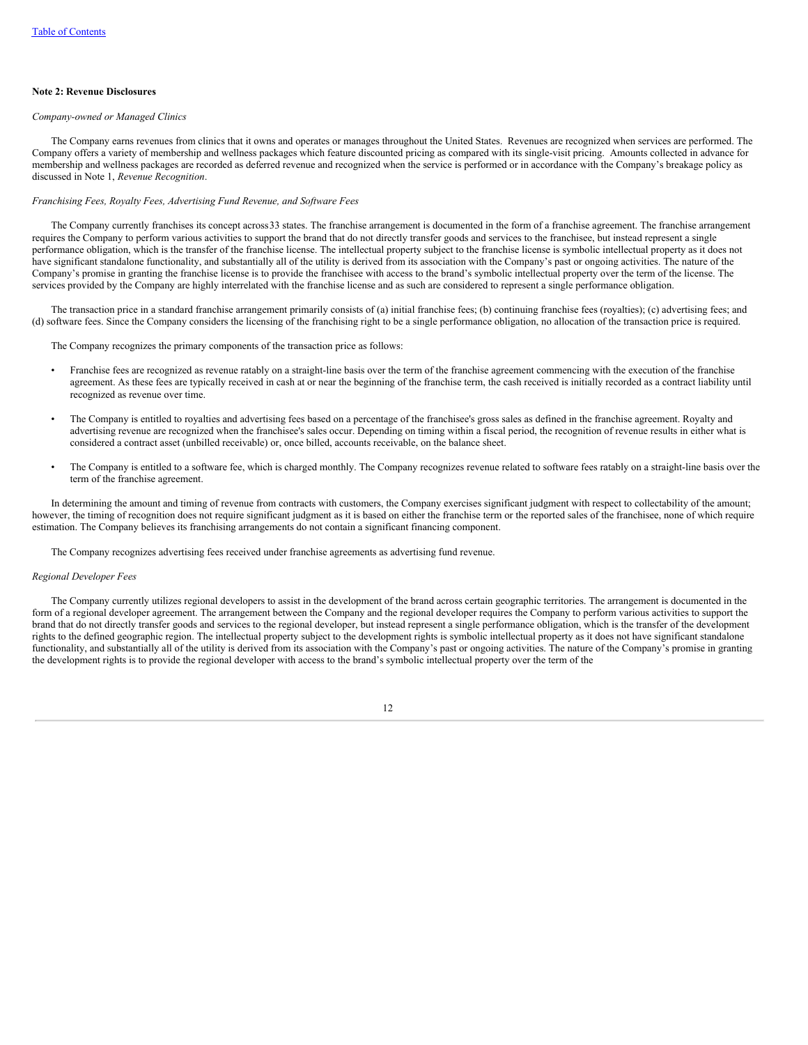### Note 2: Revenue Disclosures

*Company-owned or Managed Clinics*

The Company earns revenues from clinics that it owns and operates or manages throughout the United States. Revenues are recognized when services are performed. The Company offers a variety of membership and wellness packages which feature discounted pricing as compared with its single-visit pricing. Amounts collected in advance for membership and wellness packages are recorded as deferred revenue and recognized when the service is performed or in accordance with the Company's breakage policy as discussed in Note 1, *Revenue Recognition*.

*Franchising Fees, Royalty Fees, Advertising Fund Revenue, and Software Fees*

The Company currently franchises its concept across33 states. The franchise arrangement is documented in the form of a franchise agreement. The franchise arrangement requires the Company to perform various activities to support the brand that do not directly transfer goods and services to the franchisee, but instead represent a single performance obligation, which is the transfer of the franchise license. The intellectual property subject to the franchise license is symbolic intellectual property as it does not have significant standalone functionality, and substantially all of the utility is derived from its association with the Company's past or ongoing activities. The nature of the Company's promise in granting the franchise license is to provide the franchisee with access to the brand's symbolic intellectual property over the term of the license. The services provided by the Company are highly interrelated with the franchise license and as such are considered to represent a single performance obligation.

The transaction price in a standard franchise arrangement primarily consists of (a) initial franchise fees; (b) continuing franchise fees (royalties); (c) advertising fees; and (d) software fees. Since the Company considers the licensing of the franchising right to be a single performance obligation, no allocation of the transaction price is required.

The Company recognizes the primary components of the transaction price as follows:

- Franchise fees are recognized as revenue ratably on a straight-line basis over the term of the franchise agreement commencing with the execution of the franchise agreement. As these fees are typically received in cash at or near the beginning of the franchise term, the cash received is initially recorded as a contract liability until recognized as revenue over time.
- The Company is entitled to royalties and advertising fees based on a percentage of the franchisee's gross sales as defined in the franchise agreement. Royalty and advertising revenue are recognized when the franchisee's sales occur. Depending on timing within a fiscal period, the recognition of revenue results in either what is considered a contract asset (unbilled receivable) or, once billed, accounts receivable, on the balance sheet.
- The Company is entitled to a software fee, which is charged monthly. The Company recognizes revenue related to software fees ratably on a straight-line basis over the term of the franchise agreement.

In determining the amount and timing of revenue from contracts with customers, the Company exercises significant judgment with respect to collectability of the amount; however, the timing of recognition does not require significant judgment as it is based on either the franchise term or the reported sales of the franchisee, none of which require estimation. The Company believes its franchising arrangements do not contain a significant financing component.

The Company recognizes advertising fees received under franchise agreements as advertising fund revenue.

*Regional Developer Fees*

The Company currently utilizes regional developers to assist in the development of the brand across certain geographic territories. The arrangement is documented in the form of a regional developer agreement. The arrangement between the Company and the regional developer requires the Company to perform various activities to support the brand that do not directly transfer goods and services to the regional developer, but instead represent a single performance obligation, which is the transfer of the development rights to the defined geographic region. The intellectual property subject to the development rights is symbolic intellectual property as it does not have significant standalone functionality, and substantially all of the utility is derived from its association with the Company's past or ongoing activities. The nature of the Company's promise in granting the development rights is to provide the regional developer with access to the brand's symbolic intellectual property over the term of the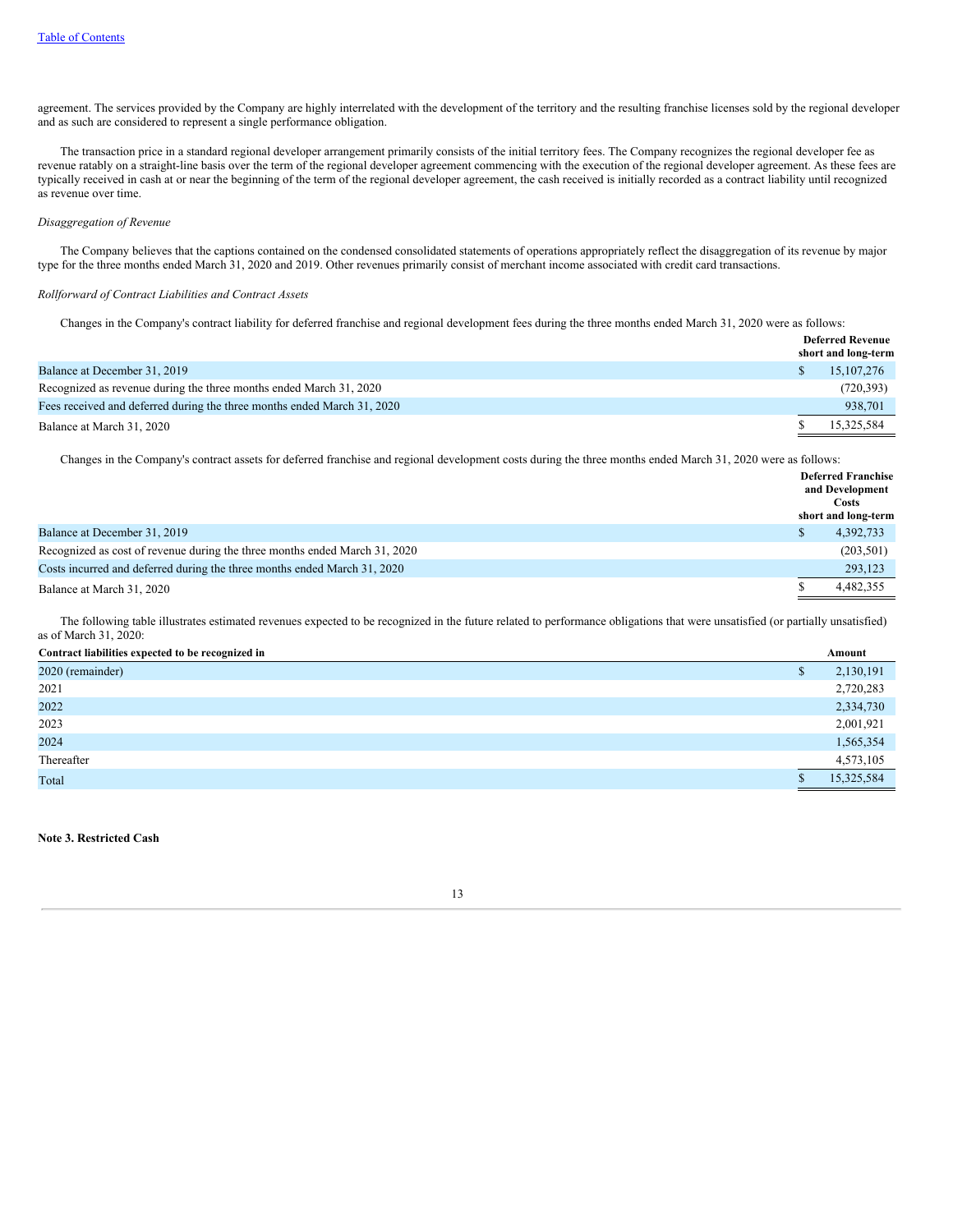agreement. The services provided by the Company are highly interrelated with the development of the territory and the resulting franchise licenses sold by the regional developer and as such are considered to represent a single performance obligation.

The transaction price in a standard regional developer arrangement primarily consists of the initial territory fees. The Company recognizes the regional developer fee as revenue ratably on a straight-line basis over the term of the regional developer agreement commencing with the execution of the regional developer agreement. As these fees are typically received in cash at or near the beginning of the term of the regional developer agreement, the cash received is initially recorded as a contract liability until recognized as revenue over time.

*Disaggregation of Revenue*

The Company believes that the captions contained on the condensed consolidated statements of operations appropriately reflect the disaggregation of its revenue by major type for the three months ended March 31, 2020 and 2019. Other revenues primarily consist of merchant income associated with credit card transactions.

*Rollforward of Contract Liabilities and Contract Assets*

Changes in the Company's contract liability for deferred franchise and regional development fees during the three months ended March 31, 2020 were as follows:

| | Deferred Revenue short and long-term |
|---|---|
| Balance at December 31, 2019 | $ 15,107,276 |
| Recognized as revenue during the three months ended March 31, 2020 | (720,393) |
| Fees received and deferred during the three months ended March 31, 2020 | 938,701 |
| Balance at March 31, 2020 | $ 15,325,584 |

Changes in the Company's contract assets for deferred franchise and regional development costs during the three months ended March 31, 2020 were as follows:

| | Deferred Franchise and Development Costs short and long-term |
|---|---|
| Balance at December 31, 2019 | $ 4,392,733 |
| Recognized as cost of revenue during the three months ended March 31, 2020 | (203,501) |
| Costs incurred and deferred during the three months ended March 31, 2020 | 293,123 |
| Balance at March 31, 2020 | $ 4,482,355 |

The following table illustrates estimated revenues expected to be recognized in the future related to performance obligations that were unsatisfied (or partially unsatisfied) as of March 31, 2020:

| Contract liabilities expected to be recognized in | Amount |
|---|---|
| 2020 (remainder) | $ 2,130,191 |
| 2021 | 2,720,283 |
| 2022 | 2,334,730 |
| 2023 | 2,001,921 |
| 2024 | 1,565,354 |
| Thereafter | 4,573,105 |
| Total | $ 15,325,584 |

**Note 3. Restricted Cash**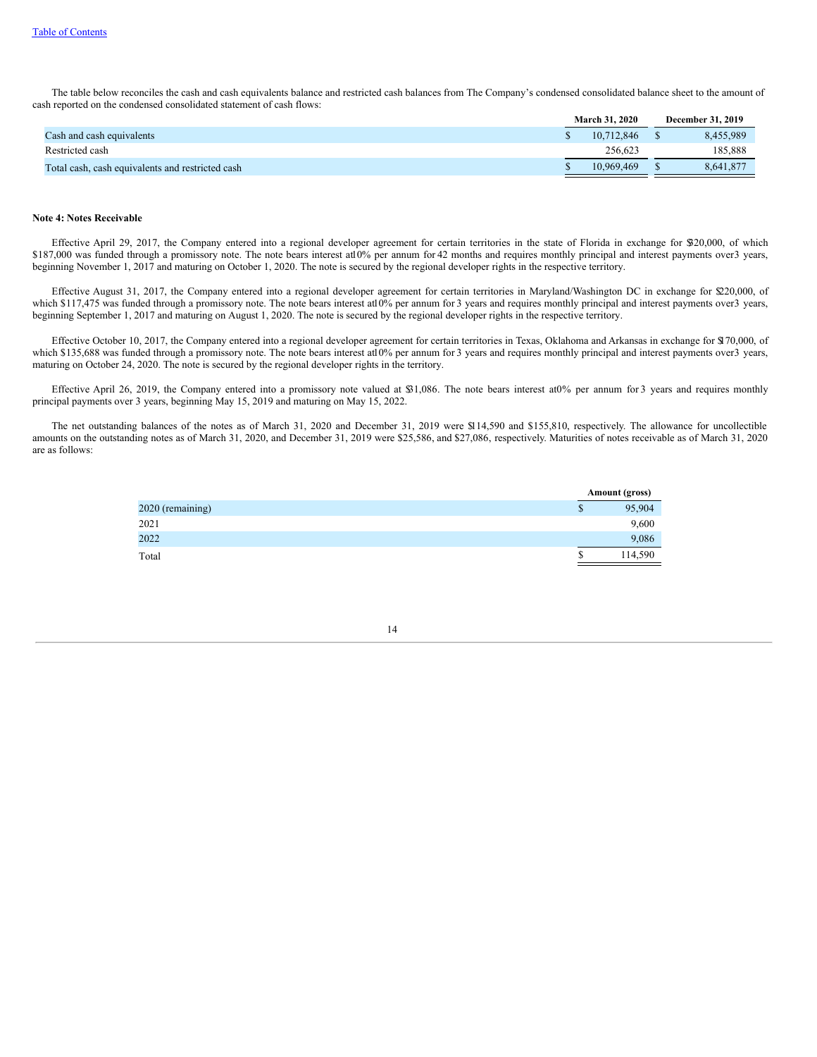The table below reconciles the cash and cash equivalents balance and restricted cash balances from The Company's condensed consolidated balance sheet to the amount of cash reported on the condensed consolidated statement of cash flows:

| | March 31, 2020 | December 31, 2019 |
|---|---|---|
| Cash and cash equivalents | $ 10,712,846 | $ 8,455,989 |
| Restricted cash | 256,623 | 185,888 |
| Total cash, cash equivalents and restricted cash | $ 10,969,469 | $ 8,641,877 |

**Note 4: Notes Receivable**

Effective April 29, 2017, the Company entered into a regional developer agreement for certain territories in the state of Florida in exchange for $320,000, of which $187,000 was funded through a promissory note. The note bears interest at 10% per annum for 42 months and requires monthly principal and interest payments over 3 years, beginning November 1, 2017 and maturing on October 1, 2020. The note is secured by the regional developer rights in the respective territory.

Effective August 31, 2017, the Company entered into a regional developer agreement for certain territories in Maryland/Washington DC in exchange for $220,000, of which $117,475 was funded through a promissory note. The note bears interest at 10% per annum for 3 years and requires monthly principal and interest payments over 3 years, beginning September 1, 2017 and maturing on August 1, 2020. The note is secured by the regional developer rights in the respective territory.

Effective October 10, 2017, the Company entered into a regional developer agreement for certain territories in Texas, Oklahoma and Arkansas in exchange for $170,000, of which $135,688 was funded through a promissory note. The note bears interest at 10% per annum for 3 years and requires monthly principal and interest payments over 3 years, maturing on October 24, 2020. The note is secured by the regional developer rights in the territory.

Effective April 26, 2019, the Company entered into a promissory note valued at $31,086. The note bears interest at 0% per annum for 3 years and requires monthly principal payments over 3 years, beginning May 15, 2019 and maturing on May 15, 2022.

The net outstanding balances of the notes as of March 31, 2020 and December 31, 2019 were $114,590 and $155,810, respectively. The allowance for uncollectible amounts on the outstanding notes as of March 31, 2020, and December 31, 2019 were $25,586, and $27,086, respectively. Maturities of notes receivable as of March 31, 2020 are as follows:

| | Amount (gross) |
|---|---|
| 2020 (remaining) | $ 95,904 |
| 2021 | 9,600 |
| 2022 | 9,086 |
| Total | $ 114,590 |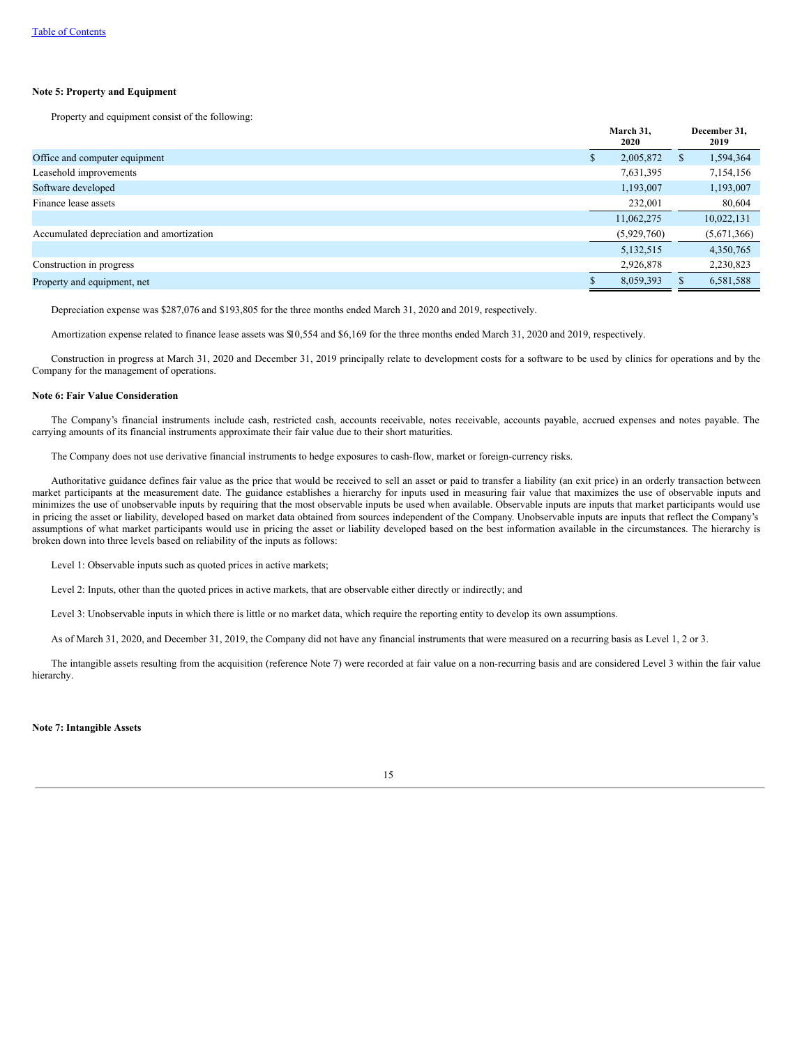[Table of Contents](#)

**Note 5: Property and Equipment**

Property and equipment consist of the following:

| | March 31, 2020 | December 31, 2019 |
|---|---|---|
| Office and computer equipment | $ 2,005,872 | $ 1,594,364 |
| Leasehold improvements | 7,631,395 | 7,154,156 |
| Software developed | 1,193,007 | 1,193,007 |
| Finance lease assets | 232,001 | 80,604 |
| | 11,062,275 | 10,022,131 |
| Accumulated depreciation and amortization | (5,929,760) | (5,671,366) |
| | 5,132,515 | 4,350,765 |
| Construction in progress | 2,926,878 | 2,230,823 |
| Property and equipment, net | $ 8,059,393 | $ 6,581,588 |

Depreciation expense was $287,076 and $193,805 for the three months ended March 31, 2020 and 2019, respectively.

Amortization expense related to finance lease assets was $10,554 and $6,169 for the three months ended March 31, 2020 and 2019, respectively.

Construction in progress at March 31, 2020 and December 31, 2019 principally relate to development costs for a software to be used by clinics for operations and by the Company for the management of operations.

**Note 6: Fair Value Consideration**

The Company's financial instruments include cash, restricted cash, accounts receivable, notes receivable, accounts payable, accrued expenses and notes payable. The carrying amounts of its financial instruments approximate their fair value due to their short maturities.

The Company does not use derivative financial instruments to hedge exposures to cash-flow, market or foreign-currency risks.

Authoritative guidance defines fair value as the price that would be received to sell an asset or paid to transfer a liability (an exit price) in an orderly transaction between market participants at the measurement date. The guidance establishes a hierarchy for inputs used in measuring fair value that maximizes the use of observable inputs and minimizes the use of unobservable inputs by requiring that the most observable inputs be used when available. Observable inputs are inputs that market participants would use in pricing the asset or liability, developed based on market data obtained from sources independent of the Company. Unobservable inputs are inputs that reflect the Company's assumptions of what market participants would use in pricing the asset or liability developed based on the best information available in the circumstances. The hierarchy is broken down into three levels based on reliability of the inputs as follows:

Level 1: Observable inputs such as quoted prices in active markets;

Level 2: Inputs, other than the quoted prices in active markets, that are observable either directly or indirectly; and

Level 3: Unobservable inputs in which there is little or no market data, which require the reporting entity to develop its own assumptions.

As of March 31, 2020, and December 31, 2019, the Company did not have any financial instruments that were measured on a recurring basis as Level 1, 2 or 3.

The intangible assets resulting from the acquisition (reference Note 7) were recorded at fair value on a non-recurring basis and are considered Level 3 within the fair value hierarchy.

**Note 7: Intangible Assets**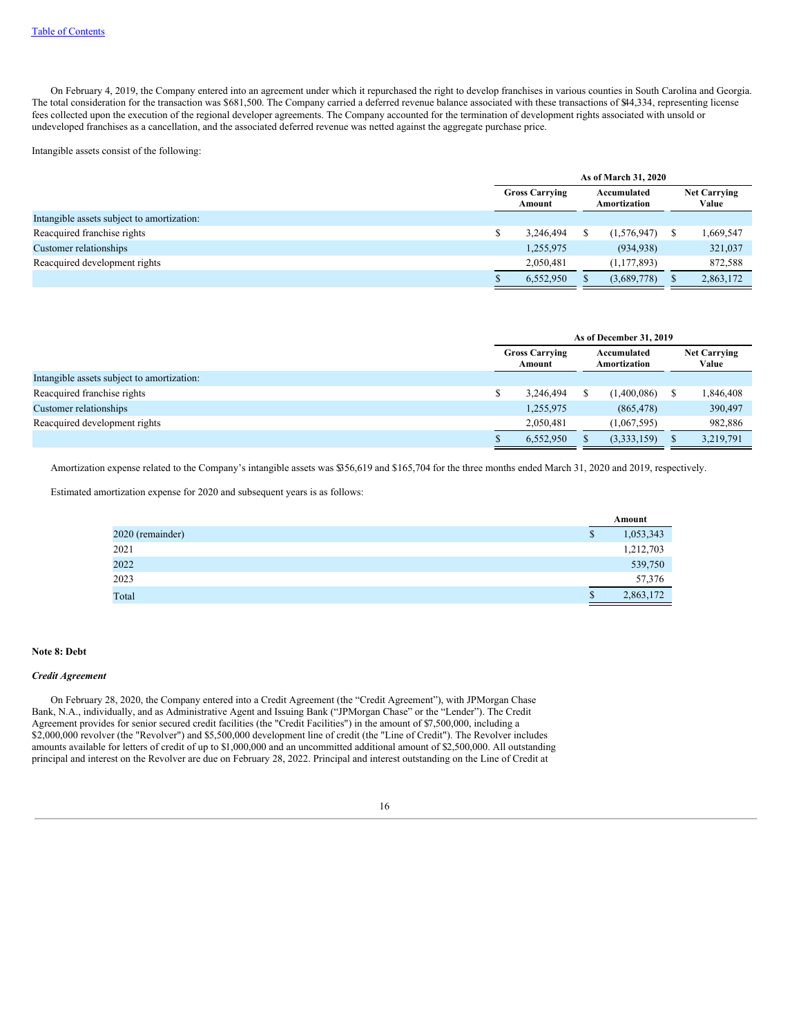On February 4, 2019, the Company entered into an agreement under which it repurchased the right to develop franchises in various counties in South Carolina and Georgia. The total consideration for the transaction was $681,500. The Company carried a deferred revenue balance associated with these transactions of $44,334, representing license fees collected upon the execution of the regional developer agreements. The Company accounted for the termination of development rights associated with unsold or undeveloped franchises as a cancellation, and the associated deferred revenue was netted against the aggregate purchase price.

Intangible assets consist of the following:

| | As of March 31, 2020 | | |
|---|---|---|---|
| | Gross Carrying Amount | Accumulated Amortization | Net Carrying Value |
| Intangible assets subject to amortization: | | | |
| Reacquired franchise rights | $ 3,246,494 | $ (1,576,947) | $ 1,669,547 |
| Customer relationships | 1,255,975 | (934,938) | 321,037 |
| Reacquired development rights | 2,050,481 | (1,177,893) | 872,588 |
| | $ 6,552,950 | $ (3,689,778) | $ 2,863,172 |

| | As of December 31, 2019 | | |
|---|---|---|---|
| | Gross Carrying Amount | Accumulated Amortization | Net Carrying Value |
| Intangible assets subject to amortization: | | | |
| Reacquired franchise rights | $ 3,246,494 | $ (1,400,086) | $ 1,846,408 |
| Customer relationships | 1,255,975 | (865,478) | 390,497 |
| Reacquired development rights | 2,050,481 | (1,067,595) | 982,886 |
| | $ 6,552,950 | $ (3,333,159) | $ 3,219,791 |

Amortization expense related to the Company's intangible assets was $356,619 and $165,704 for the three months ended March 31, 2020 and 2019, respectively.

Estimated amortization expense for 2020 and subsequent years is as follows:

| | Amount |
|---|---|
| 2020 (remainder) | $ 1,053,343 |
| 2021 | 1,212,703 |
| 2022 | 539,750 |
| 2023 | 57,376 |
| Total | $ 2,863,172 |

**Note 8: Debt**

***Credit Agreement***

On February 28, 2020, the Company entered into a Credit Agreement (the "Credit Agreement"), with JPMorgan Chase Bank, N.A., individually, and as Administrative Agent and Issuing Bank ("JPMorgan Chase" or the "Lender"). The Credit Agreement provides for senior secured credit facilities (the "Credit Facilities") in the amount of $7,500,000, including a $2,000,000 revolver (the "Revolver") and $5,500,000 development line of credit (the "Line of Credit"). The Revolver includes amounts available for letters of credit of up to $1,000,000 and an uncommitted additional amount of $2,500,000. All outstanding principal and interest on the Revolver are due on February 28, 2022. Principal and interest outstanding on the Line of Credit at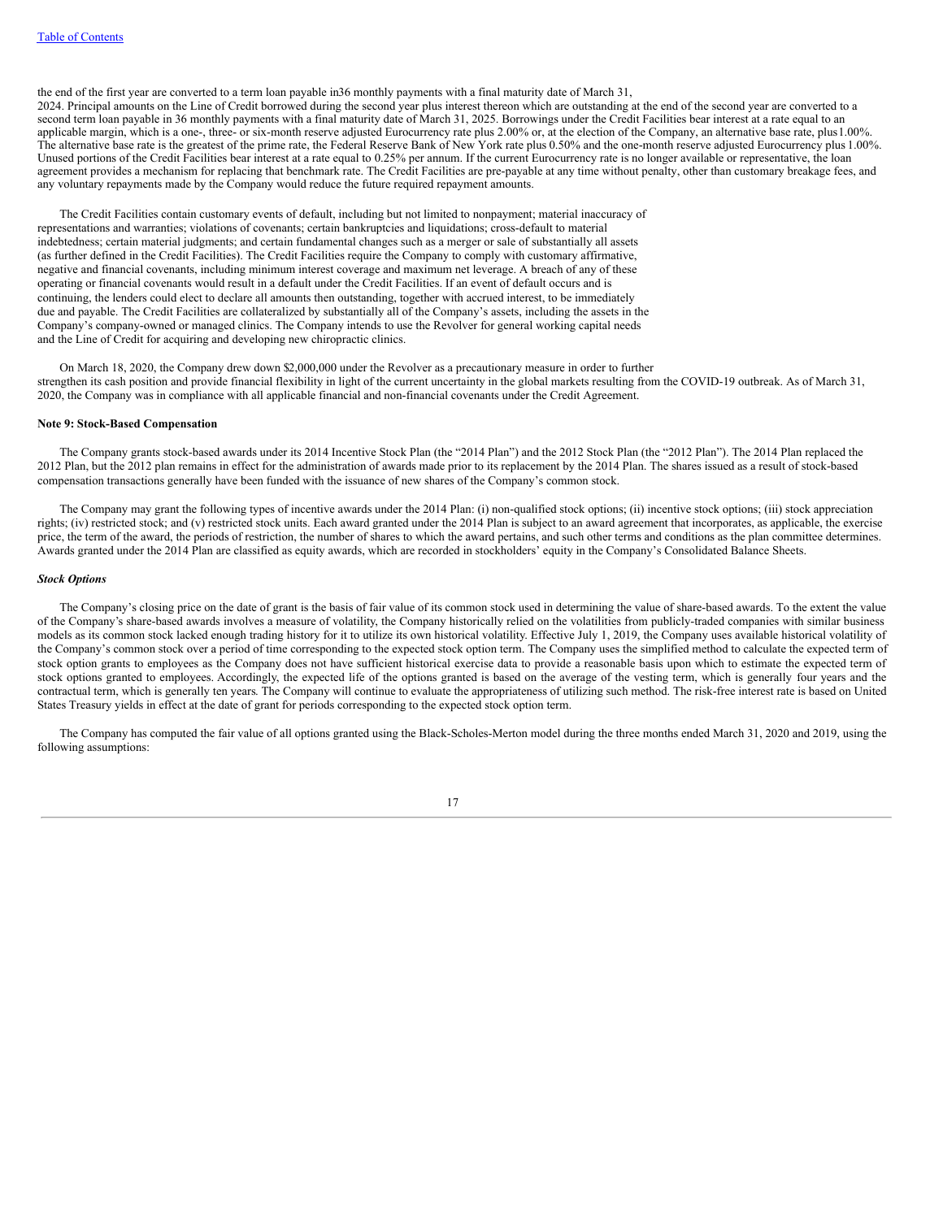the end of the first year are converted to a term loan payable in36 monthly payments with a final maturity date of March 31, 2024. Principal amounts on the Line of Credit borrowed during the second year plus interest thereon which are outstanding at the end of the second year are converted to a second term loan payable in 36 monthly payments with a final maturity date of March 31, 2025. Borrowings under the Credit Facilities bear interest at a rate equal to an applicable margin, which is a one-, three- or six-month reserve adjusted Eurocurrency rate plus 2.00% or, at the election of the Company, an alternative base rate, plus1.00%. The alternative base rate is the greatest of the prime rate, the Federal Reserve Bank of New York rate plus 0.50% and the one-month reserve adjusted Eurocurrency plus 1.00%. Unused portions of the Credit Facilities bear interest at a rate equal to 0.25% per annum. If the current Eurocurrency rate is no longer available or representative, the loan agreement provides a mechanism for replacing that benchmark rate. The Credit Facilities are pre-payable at any time without penalty, other than customary breakage fees, and any voluntary repayments made by the Company would reduce the future required repayment amounts.

The Credit Facilities contain customary events of default, including but not limited to nonpayment; material inaccuracy of representations and warranties; violations of covenants; certain bankruptcies and liquidations; cross-default to material indebtedness; certain material judgments; and certain fundamental changes such as a merger or sale of substantially all assets (as further defined in the Credit Facilities). The Credit Facilities require the Company to comply with customary affirmative, negative and financial covenants, including minimum interest coverage and maximum net leverage. A breach of any of these operating or financial covenants would result in a default under the Credit Facilities. If an event of default occurs and is continuing, the lenders could elect to declare all amounts then outstanding, together with accrued interest, to be immediately due and payable. The Credit Facilities are collateralized by substantially all of the Company's assets, including the assets in the Company's company-owned or managed clinics. The Company intends to use the Revolver for general working capital needs and the Line of Credit for acquiring and developing new chiropractic clinics.

On March 18, 2020, the Company drew down $2,000,000 under the Revolver as a precautionary measure in order to further strengthen its cash position and provide financial flexibility in light of the current uncertainty in the global markets resulting from the COVID-19 outbreak. As of March 31, 2020, the Company was in compliance with all applicable financial and non-financial covenants under the Credit Agreement.

**Note 9: Stock-Based Compensation**

The Company grants stock-based awards under its 2014 Incentive Stock Plan (the "2014 Plan") and the 2012 Stock Plan (the "2012 Plan"). The 2014 Plan replaced the 2012 Plan, but the 2012 plan remains in effect for the administration of awards made prior to its replacement by the 2014 Plan. The shares issued as a result of stock-based compensation transactions generally have been funded with the issuance of new shares of the Company's common stock.

The Company may grant the following types of incentive awards under the 2014 Plan: (i) non-qualified stock options; (ii) incentive stock options; (iii) stock appreciation rights; (iv) restricted stock; and (v) restricted stock units. Each award granted under the 2014 Plan is subject to an award agreement that incorporates, as applicable, the exercise price, the term of the award, the periods of restriction, the number of shares to which the award pertains, and such other terms and conditions as the plan committee determines. Awards granted under the 2014 Plan are classified as equity awards, which are recorded in stockholders' equity in the Company's Consolidated Balance Sheets.

***Stock Options***

The Company's closing price on the date of grant is the basis of fair value of its common stock used in determining the value of share-based awards. To the extent the value of the Company's share-based awards involves a measure of volatility, the Company historically relied on the volatilities from publicly-traded companies with similar business models as its common stock lacked enough trading history for it to utilize its own historical volatility. Effective July 1, 2019, the Company uses available historical volatility of the Company's common stock over a period of time corresponding to the expected stock option term. The Company uses the simplified method to calculate the expected term of stock option grants to employees as the Company does not have sufficient historical exercise data to provide a reasonable basis upon which to estimate the expected term of stock options granted to employees. Accordingly, the expected life of the options granted is based on the average of the vesting term, which is generally four years and the contractual term, which is generally ten years. The Company will continue to evaluate the appropriateness of utilizing such method. The risk-free interest rate is based on United States Treasury yields in effect at the date of grant for periods corresponding to the expected stock option term.

The Company has computed the fair value of all options granted using the Black-Scholes-Merton model during the three months ended March 31, 2020 and 2019, using the following assumptions: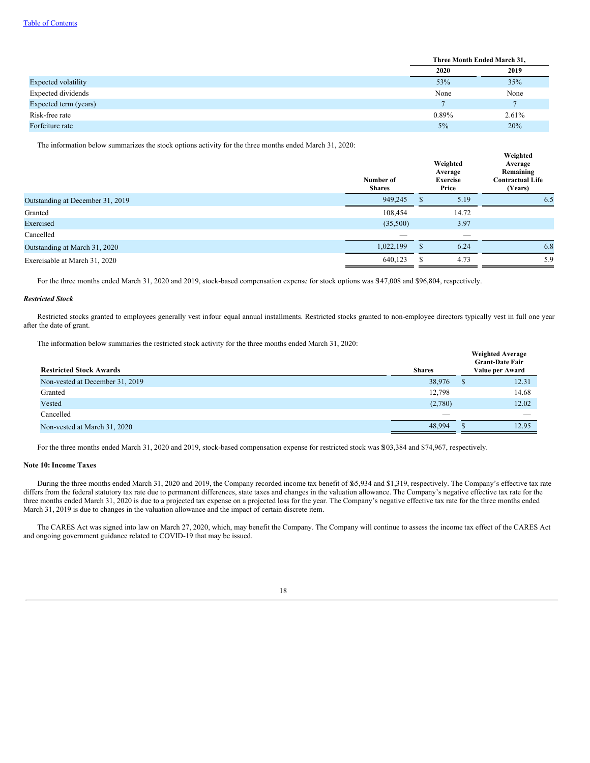| | Three Month Ended March 31, | |
|---|---|---|
| | 2020 | 2019 |
| Expected volatility | 53% | 35% |
| Expected dividends | None | None |
| Expected term (years) | 7 | 7 |
| Risk-free rate | 0.89% | 2.61% |
| Forfeiture rate | 5% | 20% |

The information below summarizes the stock options activity for the three months ended March 31, 2020:

| | Number of Shares | Weighted Average Exercise Price | Weighted Average Remaining Contractual Life (Years) |
|---|---|---|---|
| Outstanding at December 31, 2019 | 949,245 | $ 5.19 | 6.5 |
| Granted | 108,454 | 14.72 | |
| Exercised | (35,500) | 3.97 | |
| Cancelled | — | — | |
| Outstanding at March 31, 2020 | 1,022,199 | $ 6.24 | 6.8 |
| Exercisable at March 31, 2020 | 640,123 | $ 4.73 | 5.9 |

For the three months ended March 31, 2020 and 2019, stock-based compensation expense for stock options was $147,008 and $96,804, respectively.

***Restricted Stock***

Restricted stocks granted to employees generally vest in four equal annual installments. Restricted stocks granted to non-employee directors typically vest in full one year after the date of grant.

The information below summaries the restricted stock activity for the three months ended March 31, 2020:

| Restricted Stock Awards | Shares | Weighted Average Grant-Date Fair Value per Award |
|---|---|---|
| Non-vested at December 31, 2019 | 38,976 | $ 12.31 |
| Granted | 12,798 | 14.68 |
| Vested | (2,780) | 12.02 |
| Cancelled | — | — |
| Non-vested at March 31, 2020 | 48,994 | $ 12.95 |

For the three months ended March 31, 2020 and 2019, stock-based compensation expense for restricted stock was $103,384 and $74,967, respectively.

**Note 10: Income Taxes**

During the three months ended March 31, 2020 and 2019, the Company recorded income tax benefit of $65,934 and $1,319, respectively. The Company's effective tax rate differs from the federal statutory tax rate due to permanent differences, state taxes and changes in the valuation allowance. The Company's negative effective tax rate for the three months ended March 31, 2020 is due to a projected tax expense on a projected loss for the year. The Company's negative effective tax rate for the three months ended March 31, 2019 is due to changes in the valuation allowance and the impact of certain discrete item.

The CARES Act was signed into law on March 27, 2020, which, may benefit the Company. The Company will continue to assess the income tax effect of the CARES Act and ongoing government guidance related to COVID-19 that may be issued.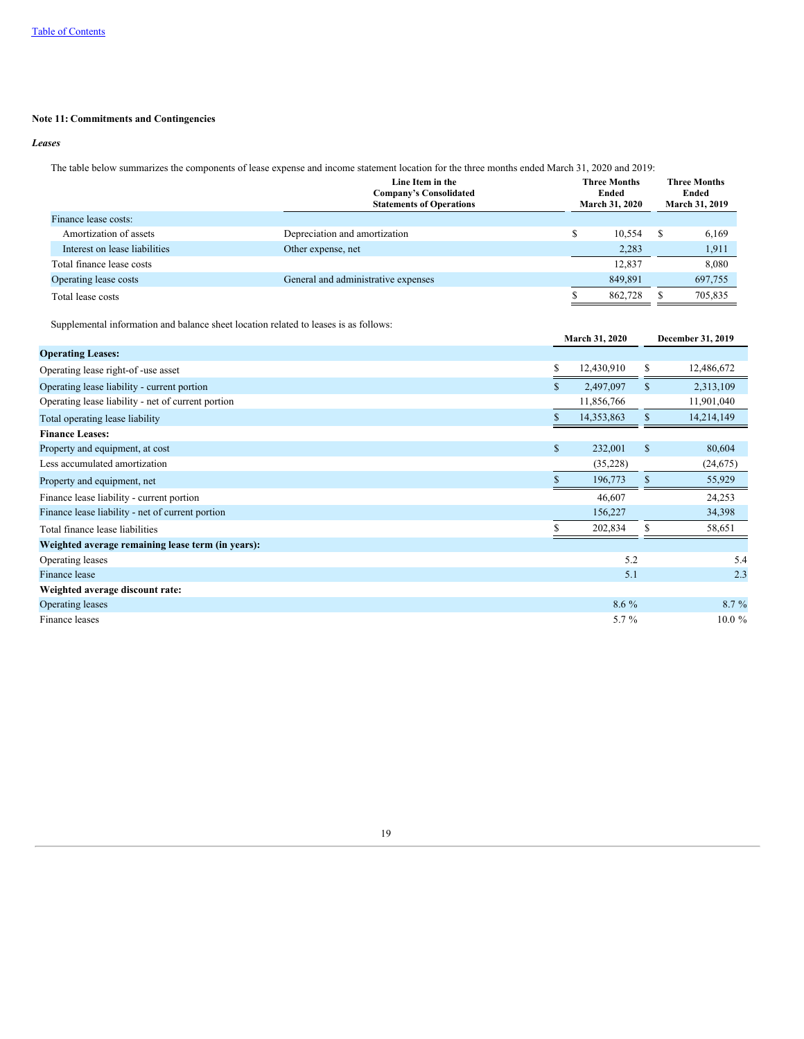[Table of Contents](#)

**Note 11: Commitments and Contingencies**

***Leases***

The table below summarizes the components of lease expense and income statement location for the three months ended March 31, 2020 and 2019:

| | Line Item in the Company's Consolidated Statements of Operations | Three Months Ended March 31, 2020 | Three Months Ended March 31, 2019 |
|---|---|---|---|
| Finance lease costs: | | | |
| Amortization of assets | Depreciation and amortization | $ 10,554 | $ 6,169 |
| Interest on lease liabilities | Other expense, net | 2,283 | 1,911 |
| Total finance lease costs | | 12,837 | 8,080 |
| Operating lease costs | General and administrative expenses | 849,891 | 697,755 |
| Total lease costs | | $ 862,728 | $ 705,835 |

Supplemental information and balance sheet location related to leases is as follows:

| | March 31, 2020 | December 31, 2019 |
|---|---|---|
| **Operating Leases:** | | |
| Operating lease right-of -use asset | $ 12,430,910 | $ 12,486,672 |
| Operating lease liability - current portion | $ 2,497,097 | $ 2,313,109 |
| Operating lease liability - net of current portion | 11,856,766 | 11,901,040 |
| Total operating lease liability | $ 14,353,863 | $ 14,214,149 |
| **Finance Leases:** | | |
| Property and equipment, at cost | $ 232,001 | $ 80,604 |
| Less accumulated amortization | (35,228) | (24,675) |
| Property and equipment, net | $ 196,773 | $ 55,929 |
| Finance lease liability - current portion | 46,607 | 24,253 |
| Finance lease liability - net of current portion | 156,227 | 34,398 |
| Total finance lease liabilities | $ 202,834 | $ 58,651 |
| **Weighted average remaining lease term (in years):** | | |
| Operating leases | 5.2 | 5.4 |
| Finance lease | 5.1 | 2.3 |
| **Weighted average discount rate:** | | |
| Operating leases | 8.6 % | 8.7 % |
| Finance leases | 5.7 % | 10.0 % |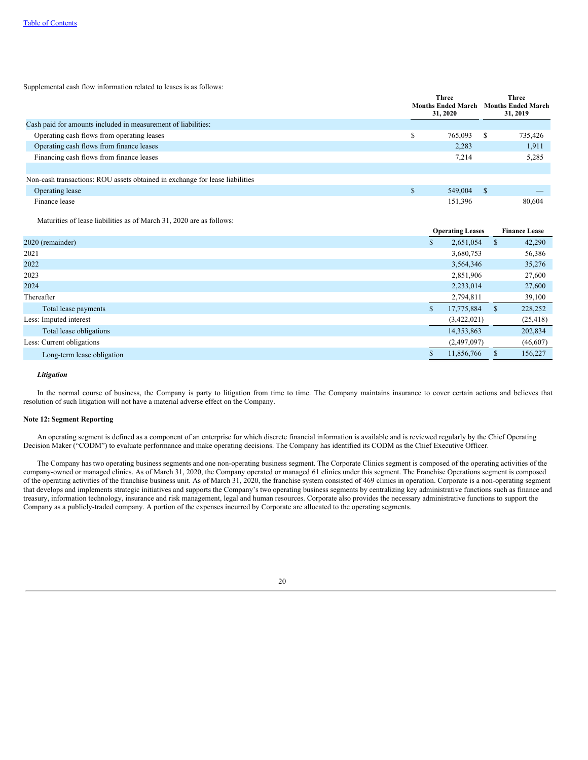Supplemental cash flow information related to leases is as follows:

| | Three Months Ended March 31, 2020 | Three Months Ended March 31, 2019 |
|---|---|---|
| Cash paid for amounts included in measurement of liabilities: | | |
| Operating cash flows from operating leases | $ 765,093 | $ 735,426 |
| Operating cash flows from finance leases | 2,283 | 1,911 |
| Financing cash flows from finance leases | 7,214 | 5,285 |
| | | |
| Non-cash transactions: ROU assets obtained in exchange for lease liabilities | | |
| Operating lease | $ 549,004 | $ — |
| Finance lease | 151,396 | 80,604 |

Maturities of lease liabilities as of March 31, 2020 are as follows:

| | Operating Leases | Finance Lease |
|---|---|---|
| 2020 (remainder) | $ 2,651,054 | $ 42,290 |
| 2021 | 3,680,753 | 56,386 |
| 2022 | 3,564,346 | 35,276 |
| 2023 | 2,851,906 | 27,600 |
| 2024 | 2,233,014 | 27,600 |
| Thereafter | 2,794,811 | 39,100 |
| Total lease payments | $ 17,775,884 | $ 228,252 |
| Less: Imputed interest | (3,422,021) | (25,418) |
| Total lease obligations | 14,353,863 | 202,834 |
| Less: Current obligations | (2,497,097) | (46,607) |
| Long-term lease obligation | $ 11,856,766 | $ 156,227 |

***Litigation***

In the normal course of business, the Company is party to litigation from time to time. The Company maintains insurance to cover certain actions and believes that resolution of such litigation will not have a material adverse effect on the Company.

**Note 12: Segment Reporting**

An operating segment is defined as a component of an enterprise for which discrete financial information is available and is reviewed regularly by the Chief Operating Decision Maker ("CODM") to evaluate performance and make operating decisions. The Company has identified its CODM as the Chief Executive Officer.

The Company has two operating business segments and one non-operating business segment. The Corporate Clinics segment is composed of the operating activities of the company-owned or managed clinics. As of March 31, 2020, the Company operated or managed 61 clinics under this segment. The Franchise Operations segment is composed of the operating activities of the franchise business unit. As of March 31, 2020, the franchise system consisted of 469 clinics in operation. Corporate is a non-operating segment that develops and implements strategic initiatives and supports the Company's two operating business segments by centralizing key administrative functions such as finance and treasury, information technology, insurance and risk management, legal and human resources. Corporate also provides the necessary administrative functions to support the Company as a publicly-traded company. A portion of the expenses incurred by Corporate are allocated to the operating segments.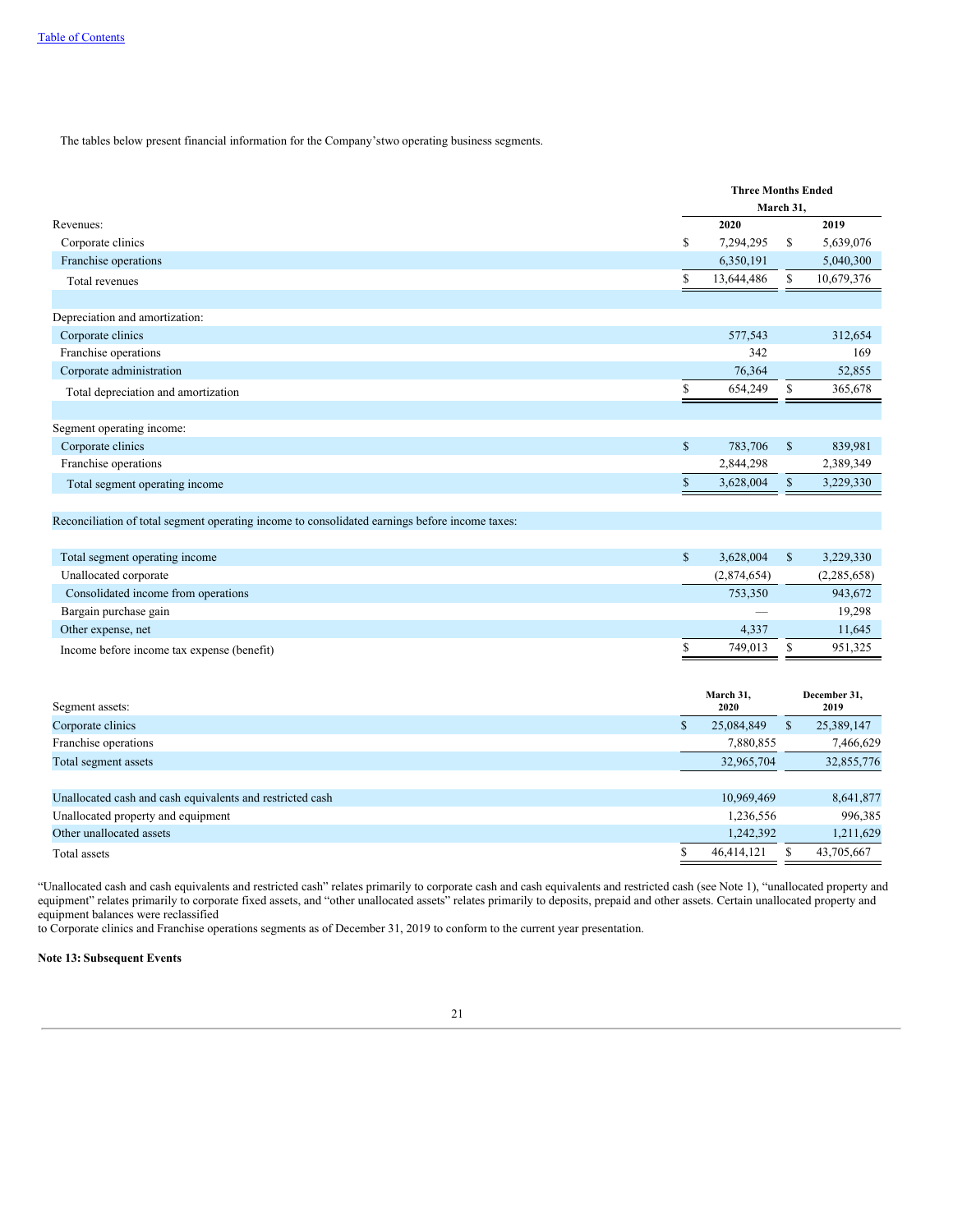The tables below present financial information for the Company'stwo operating business segments.

| | Three Months Ended March 31, | |
|---|---|---|
| | 2020 | 2019 |
| Revenues: | | |
| Corporate clinics | $ 7,294,295 | $ 5,639,076 |
| Franchise operations | 6,350,191 | 5,040,300 |
| Total revenues | $ 13,644,486 | $ 10,679,376 |
| | | |
| Depreciation and amortization: | | |
| Corporate clinics | 577,543 | 312,654 |
| Franchise operations | 342 | 169 |
| Corporate administration | 76,364 | 52,855 |
| Total depreciation and amortization | $ 654,249 | $ 365,678 |
| | | |
| Segment operating income: | | |
| Corporate clinics | $ 783,706 | $ 839,981 |
| Franchise operations | 2,844,298 | 2,389,349 |
| Total segment operating income | $ 3,628,004 | $ 3,229,330 |
| | | |
| Reconciliation of total segment operating income to consolidated earnings before income taxes: | | |
| | | |
| Total segment operating income | $ 3,628,004 | $ 3,229,330 |
| Unallocated corporate | (2,874,654) | (2,285,658) |
| Consolidated income from operations | 753,350 | 943,672 |
| Bargain purchase gain | — | 19,298 |
| Other expense, net | 4,337 | 11,645 |
| Income before income tax expense (benefit) | $ 749,013 | $ 951,325 |

| Segment assets: | March 31, 2020 | December 31, 2019 |
|---|---|---|
| Corporate clinics | $ 25,084,849 | $ 25,389,147 |
| Franchise operations | 7,880,855 | 7,466,629 |
| Total segment assets | 32,965,704 | 32,855,776 |
| | | |
| Unallocated cash and cash equivalents and restricted cash | 10,969,469 | 8,641,877 |
| Unallocated property and equipment | 1,236,556 | 996,385 |
| Other unallocated assets | 1,242,392 | 1,211,629 |
| Total assets | $ 46,414,121 | $ 43,705,667 |

"Unallocated cash and cash equivalents and restricted cash" relates primarily to corporate cash and cash equivalents and restricted cash (see Note 1), "unallocated property and equipment" relates primarily to corporate fixed assets, and "other unallocated assets" relates primarily to deposits, prepaid and other assets. Certain unallocated property and equipment balances were reclassified
to Corporate clinics and Franchise operations segments as of December 31, 2019 to conform to the current year presentation.

**Note 13: Subsequent Events**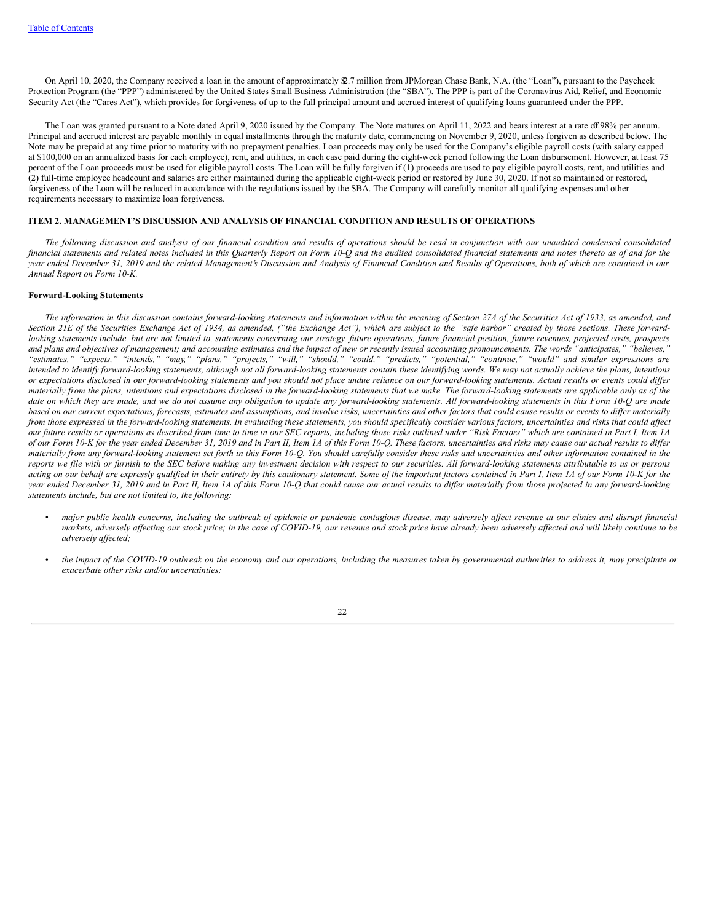On April 10, 2020, the Company received a loan in the amount of approximately $2.7 million from JPMorgan Chase Bank, N.A. (the "Loan"), pursuant to the Paycheck Protection Program (the "PPP") administered by the United States Small Business Administration (the "SBA"). The PPP is part of the Coronavirus Aid, Relief, and Economic Security Act (the "Cares Act"), which provides for forgiveness of up to the full principal amount and accrued interest of qualifying loans guaranteed under the PPP.

The Loan was granted pursuant to a Note dated April 9, 2020 issued by the Company. The Note matures on April 11, 2022 and bears interest at a rate of 0.98% per annum. Principal and accrued interest are payable monthly in equal installments through the maturity date, commencing on November 9, 2020, unless forgiven as described below. The Note may be prepaid at any time prior to maturity with no prepayment penalties. Loan proceeds may only be used for the Company's eligible payroll costs (with salary capped at $100,000 on an annualized basis for each employee), rent, and utilities, in each case paid during the eight-week period following the Loan disbursement. However, at least 75 percent of the Loan proceeds must be used for eligible payroll costs. The Loan will be fully forgiven if (1) proceeds are used to pay eligible payroll costs, rent, and utilities and (2) full-time employee headcount and salaries are either maintained during the applicable eight-week period or restored by June 30, 2020. If not so maintained or restored, forgiveness of the Loan will be reduced in accordance with the regulations issued by the SBA. The Company will carefully monitor all qualifying expenses and other requirements necessary to maximize loan forgiveness.

## ITEM 2. MANAGEMENT'S DISCUSSION AND ANALYSIS OF FINANCIAL CONDITION AND RESULTS OF OPERATIONS

*The following discussion and analysis of our financial condition and results of operations should be read in conjunction with our unaudited condensed consolidated financial statements and related notes included in this Quarterly Report on Form 10-Q and the audited consolidated financial statements and notes thereto as of and for the year ended December 31, 2019 and the related Management's Discussion and Analysis of Financial Condition and Results of Operations, both of which are contained in our Annual Report on Form 10-K.*

**Forward-Looking Statements**

*The information in this discussion contains forward-looking statements and information within the meaning of Section 27A of the Securities Act of 1933, as amended, and Section 21E of the Securities Exchange Act of 1934, as amended, ("the Exchange Act"), which are subject to the "safe harbor" created by those sections. These forward-looking statements include, but are not limited to, statements concerning our strategy, future operations, future financial position, future revenues, projected costs, prospects and plans and objectives of management; and accounting estimates and the impact of new or recently issued accounting pronouncements. The words "anticipates," "believes," "estimates," "expects," "intends," "may," "plans," "projects," "will," "should," "could," "predicts," "potential," "continue," "would" and similar expressions are intended to identify forward-looking statements, although not all forward-looking statements contain these identifying words. We may not actually achieve the plans, intentions or expectations disclosed in our forward-looking statements and you should not place undue reliance on our forward-looking statements. Actual results or events could differ materially from the plans, intentions and expectations disclosed in the forward-looking statements that we make. The forward-looking statements are applicable only as of the date on which they are made, and we do not assume any obligation to update any forward-looking statements. All forward-looking statements in this Form 10-Q are made based on our current expectations, forecasts, estimates and assumptions, and involve risks, uncertainties and other factors that could cause results or events to differ materially from those expressed in the forward-looking statements. In evaluating these statements, you should specifically consider various factors, uncertainties and risks that could affect our future results or operations as described from time to time in our SEC reports, including those risks outlined under "Risk Factors" which are contained in Part I, Item 1A of our Form 10-K for the year ended December 31, 2019 and in Part II, Item 1A of this Form 10-Q. These factors, uncertainties and risks may cause our actual results to differ materially from any forward-looking statement set forth in this Form 10-Q. You should carefully consider these risks and uncertainties and other information contained in the reports we file with or furnish to the SEC before making any investment decision with respect to our securities. All forward-looking statements attributable to us or persons acting on our behalf are expressly qualified in their entirety by this cautionary statement. Some of the important factors contained in Part I, Item 1A of our Form 10-K for the year ended December 31, 2019 and in Part II, Item 1A of this Form 10-Q that could cause our actual results to differ materially from those projected in any forward-looking statements include, but are not limited to, the following:*

- *major public health concerns, including the outbreak of epidemic or pandemic contagious disease, may adversely affect revenue at our clinics and disrupt financial markets, adversely affecting our stock price; in the case of COVID-19, our revenue and stock price have already been adversely affected and will likely continue to be adversely affected;*
- *the impact of the COVID-19 outbreak on the economy and our operations, including the measures taken by governmental authorities to address it, may precipitate or exacerbate other risks and/or uncertainties;*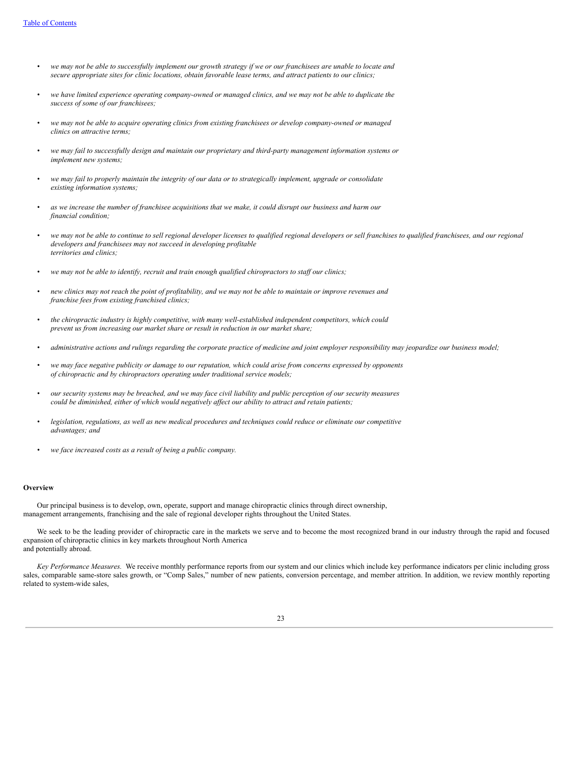- *we may not be able to successfully implement our growth strategy if we or our franchisees are unable to locate and secure appropriate sites for clinic locations, obtain favorable lease terms, and attract patients to our clinics;*
- *we have limited experience operating company-owned or managed clinics, and we may not be able to duplicate the success of some of our franchisees;*
- *we may not be able to acquire operating clinics from existing franchisees or develop company-owned or managed clinics on attractive terms;*
- *we may fail to successfully design and maintain our proprietary and third-party management information systems or implement new systems;*
- *we may fail to properly maintain the integrity of our data or to strategically implement, upgrade or consolidate existing information systems;*
- *as we increase the number of franchisee acquisitions that we make, it could disrupt our business and harm our financial condition;*
- *we may not be able to continue to sell regional developer licenses to qualified regional developers or sell franchises to qualified franchisees, and our regional developers and franchisees may not succeed in developing profitable territories and clinics;*
- *we may not be able to identify, recruit and train enough qualified chiropractors to staff our clinics;*
- *new clinics may not reach the point of profitability, and we may not be able to maintain or improve revenues and franchise fees from existing franchised clinics;*
- *the chiropractic industry is highly competitive, with many well-established independent competitors, which could prevent us from increasing our market share or result in reduction in our market share;*
- *administrative actions and rulings regarding the corporate practice of medicine and joint employer responsibility may jeopardize our business model;*
- *we may face negative publicity or damage to our reputation, which could arise from concerns expressed by opponents of chiropractic and by chiropractors operating under traditional service models;*
- *our security systems may be breached, and we may face civil liability and public perception of our security measures could be diminished, either of which would negatively affect our ability to attract and retain patients;*
- *legislation, regulations, as well as new medical procedures and techniques could reduce or eliminate our competitive advantages; and*
- *we face increased costs as a result of being a public company.*

**Overview**

Our principal business is to develop, own, operate, support and manage chiropractic clinics through direct ownership, management arrangements, franchising and the sale of regional developer rights throughout the United States.

We seek to be the leading provider of chiropractic care in the markets we serve and to become the most recognized brand in our industry through the rapid and focused expansion of chiropractic clinics in key markets throughout North America and potentially abroad.

*Key Performance Measures.* We receive monthly performance reports from our system and our clinics which include key performance indicators per clinic including gross sales, comparable same-store sales growth, or "Comp Sales," number of new patients, conversion percentage, and member attrition. In addition, we review monthly reporting related to system-wide sales,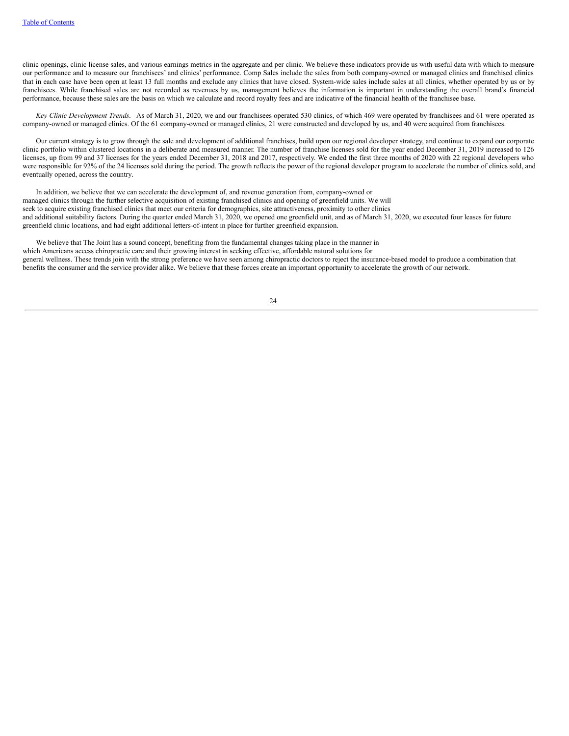clinic openings, clinic license sales, and various earnings metrics in the aggregate and per clinic. We believe these indicators provide us with useful data with which to measure our performance and to measure our franchisees' and clinics' performance. Comp Sales include the sales from both company-owned or managed clinics and franchised clinics that in each case have been open at least 13 full months and exclude any clinics that have closed. System-wide sales include sales at all clinics, whether operated by us or by franchisees. While franchised sales are not recorded as revenues by us, management believes the information is important in understanding the overall brand's financial performance, because these sales are the basis on which we calculate and record royalty fees and are indicative of the financial health of the franchisee base.

*Key Clinic Development Trends*. As of March 31, 2020, we and our franchisees operated 530 clinics, of which 469 were operated by franchisees and 61 were operated as company-owned or managed clinics. Of the 61 company-owned or managed clinics, 21 were constructed and developed by us, and 40 were acquired from franchisees.

Our current strategy is to grow through the sale and development of additional franchises, build upon our regional developer strategy, and continue to expand our corporate clinic portfolio within clustered locations in a deliberate and measured manner. The number of franchise licenses sold for the year ended December 31, 2019 increased to 126 licenses, up from 99 and 37 licenses for the years ended December 31, 2018 and 2017, respectively. We ended the first three months of 2020 with 22 regional developers who were responsible for 92% of the 24 licenses sold during the period. The growth reflects the power of the regional developer program to accelerate the number of clinics sold, and eventually opened, across the country.

In addition, we believe that we can accelerate the development of, and revenue generation from, company-owned or managed clinics through the further selective acquisition of existing franchised clinics and opening of greenfield units. We will seek to acquire existing franchised clinics that meet our criteria for demographics, site attractiveness, proximity to other clinics and additional suitability factors. During the quarter ended March 31, 2020, we opened one greenfield unit, and as of March 31, 2020, we executed four leases for future greenfield clinic locations, and had eight additional letters-of-intent in place for further greenfield expansion.

We believe that The Joint has a sound concept, benefiting from the fundamental changes taking place in the manner in which Americans access chiropractic care and their growing interest in seeking effective, affordable natural solutions for general wellness. These trends join with the strong preference we have seen among chiropractic doctors to reject the insurance-based model to produce a combination that benefits the consumer and the service provider alike. We believe that these forces create an important opportunity to accelerate the growth of our network.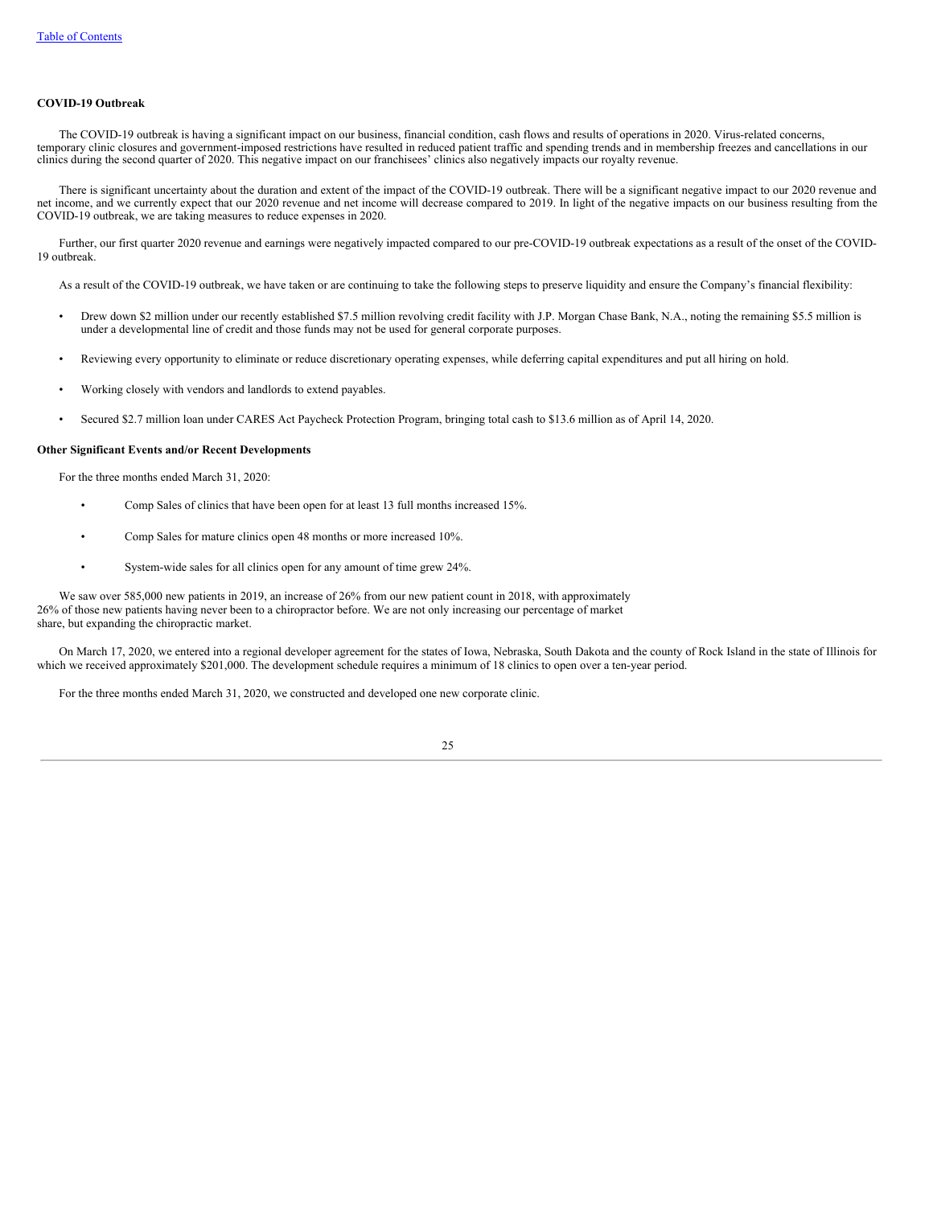**COVID-19 Outbreak**

The COVID-19 outbreak is having a significant impact on our business, financial condition, cash flows and results of operations in 2020. Virus-related concerns, temporary clinic closures and government-imposed restrictions have resulted in reduced patient traffic and spending trends and in membership freezes and cancellations in our clinics during the second quarter of 2020. This negative impact on our franchisees' clinics also negatively impacts our royalty revenue.

There is significant uncertainty about the duration and extent of the impact of the COVID-19 outbreak. There will be a significant negative impact to our 2020 revenue and net income, and we currently expect that our 2020 revenue and net income will decrease compared to 2019. In light of the negative impacts on our business resulting from the COVID-19 outbreak, we are taking measures to reduce expenses in 2020.

Further, our first quarter 2020 revenue and earnings were negatively impacted compared to our pre-COVID-19 outbreak expectations as a result of the onset of the COVID-19 outbreak.

As a result of the COVID-19 outbreak, we have taken or are continuing to take the following steps to preserve liquidity and ensure the Company's financial flexibility:

- Drew down $2 million under our recently established $7.5 million revolving credit facility with J.P. Morgan Chase Bank, N.A., noting the remaining $5.5 million is under a developmental line of credit and those funds may not be used for general corporate purposes.
- Reviewing every opportunity to eliminate or reduce discretionary operating expenses, while deferring capital expenditures and put all hiring on hold.
- Working closely with vendors and landlords to extend payables.
- Secured $2.7 million loan under CARES Act Paycheck Protection Program, bringing total cash to $13.6 million as of April 14, 2020.

**Other Significant Events and/or Recent Developments**

For the three months ended March 31, 2020:

- Comp Sales of clinics that have been open for at least 13 full months increased 15%.
- Comp Sales for mature clinics open 48 months or more increased 10%.
- System-wide sales for all clinics open for any amount of time grew 24%.

We saw over 585,000 new patients in 2019, an increase of 26% from our new patient count in 2018, with approximately 26% of those new patients having never been to a chiropractor before. We are not only increasing our percentage of market share, but expanding the chiropractic market.

On March 17, 2020, we entered into a regional developer agreement for the states of Iowa, Nebraska, South Dakota and the county of Rock Island in the state of Illinois for which we received approximately $201,000. The development schedule requires a minimum of 18 clinics to open over a ten-year period.

For the three months ended March 31, 2020, we constructed and developed one new corporate clinic.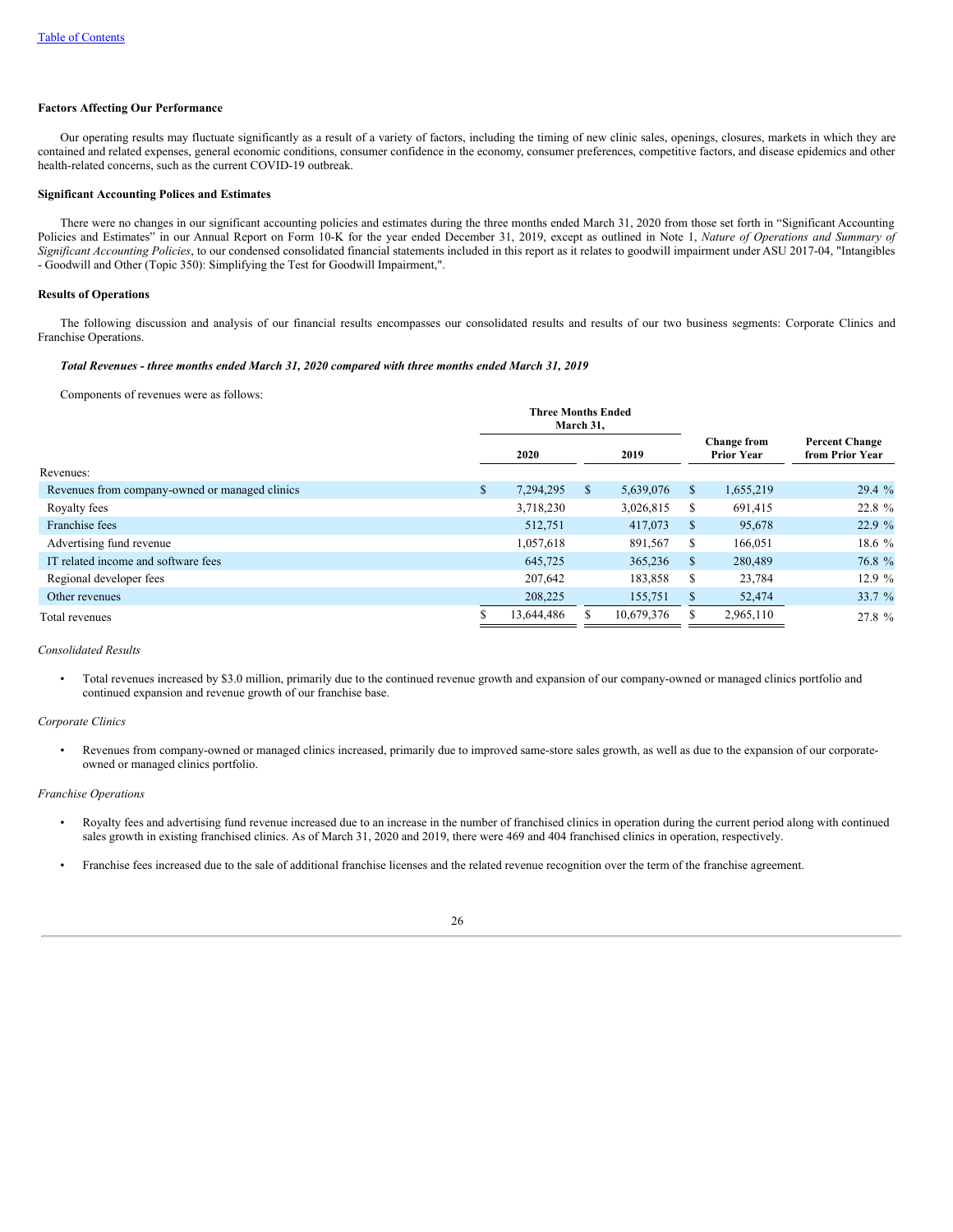**Factors Affecting Our Performance**

Our operating results may fluctuate significantly as a result of a variety of factors, including the timing of new clinic sales, openings, closures, markets in which they are contained and related expenses, general economic conditions, consumer confidence in the economy, consumer preferences, competitive factors, and disease epidemics and other health-related concerns, such as the current COVID-19 outbreak.

**Significant Accounting Polices and Estimates**

There were no changes in our significant accounting policies and estimates during the three months ended March 31, 2020 from those set forth in "Significant Accounting Policies and Estimates" in our Annual Report on Form 10-K for the year ended December 31, 2019, except as outlined in Note 1, *Nature of Operations and Summary of Significant Accounting Policies*, to our condensed consolidated financial statements included in this report as it relates to goodwill impairment under ASU 2017-04, "Intangibles - Goodwill and Other (Topic 350): Simplifying the Test for Goodwill Impairment,".

**Results of Operations**

The following discussion and analysis of our financial results encompasses our consolidated results and results of our two business segments: Corporate Clinics and Franchise Operations.

***Total Revenues - three months ended March 31, 2020 compared with three months ended March 31, 2019***

Components of revenues were as follows:

| | Three Months Ended March 31, | | | |
|---|---|---|---|---|
| | 2020 | 2019 | Change from Prior Year | Percent Change from Prior Year |
| Revenues: | | | | |
| Revenues from company-owned or managed clinics | $ 7,294,295 | $ 5,639,076 | $ 1,655,219 | 29.4 % |
| Royalty fees | 3,718,230 | 3,026,815 | $ 691,415 | 22.8 % |
| Franchise fees | 512,751 | 417,073 | $ 95,678 | 22.9 % |
| Advertising fund revenue | 1,057,618 | 891,567 | $ 166,051 | 18.6 % |
| IT related income and software fees | 645,725 | 365,236 | $ 280,489 | 76.8 % |
| Regional developer fees | 207,642 | 183,858 | $ 23,784 | 12.9 % |
| Other revenues | 208,225 | 155,751 | $ 52,474 | 33.7 % |
| Total revenues | $ 13,644,486 | $ 10,679,376 | $ 2,965,110 | 27.8 % |

*Consolidated Results*

- Total revenues increased by $3.0 million, primarily due to the continued revenue growth and expansion of our company-owned or managed clinics portfolio and continued expansion and revenue growth of our franchise base.

*Corporate Clinics*

- Revenues from company-owned or managed clinics increased, primarily due to improved same-store sales growth, as well as due to the expansion of our corporate-owned or managed clinics portfolio.

*Franchise Operations*

- Royalty fees and advertising fund revenue increased due to an increase in the number of franchised clinics in operation during the current period along with continued sales growth in existing franchised clinics. As of March 31, 2020 and 2019, there were 469 and 404 franchised clinics in operation, respectively.

- Franchise fees increased due to the sale of additional franchise licenses and the related revenue recognition over the term of the franchise agreement.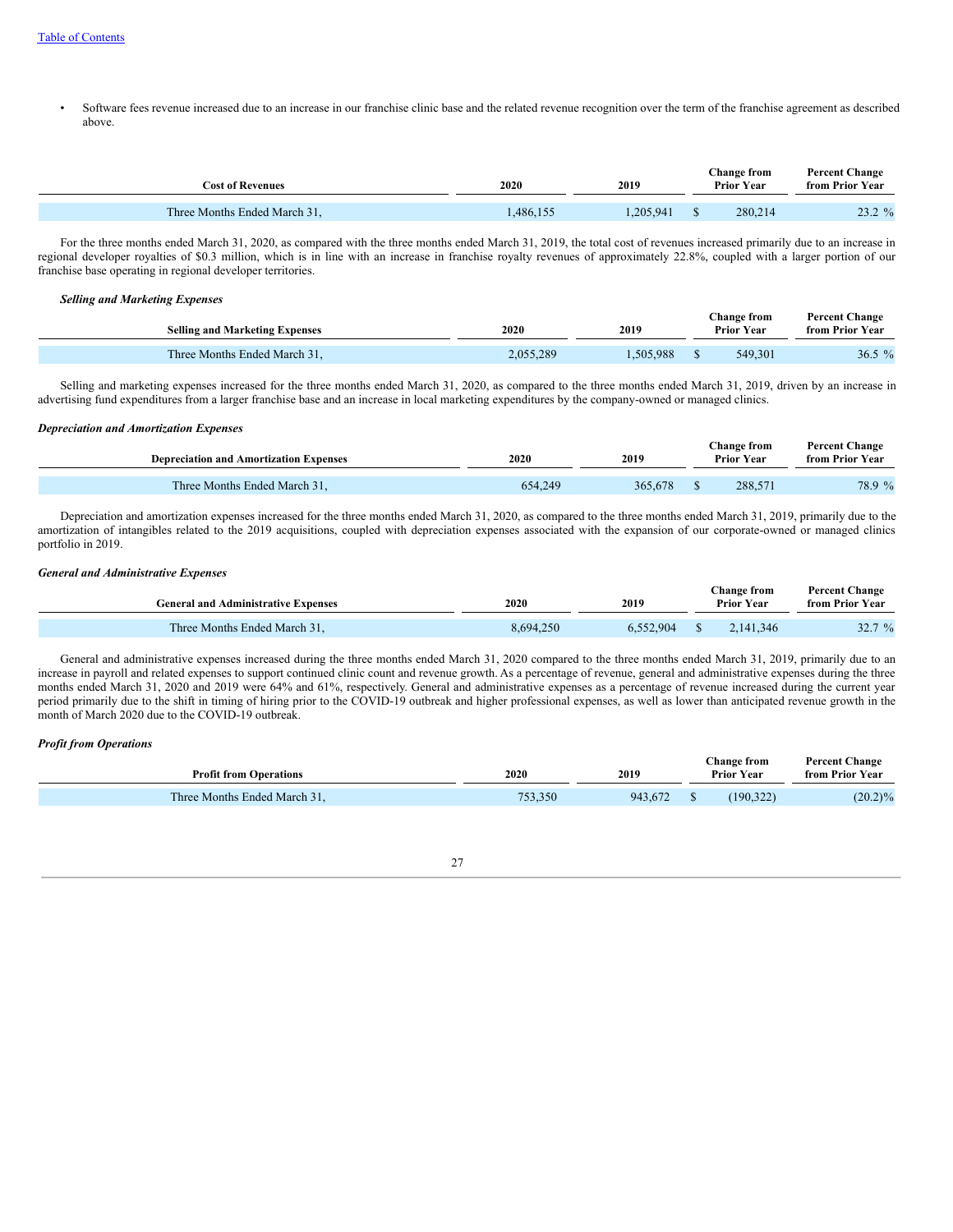- Software fees revenue increased due to an increase in our franchise clinic base and the related revenue recognition over the term of the franchise agreement as described above.

| Cost of Revenues | 2020 | 2019 | Change from Prior Year | Percent Change from Prior Year |
|---|---|---|---|---|
| Three Months Ended March 31, | 1,486,155 | 1,205,941 | $ 280,214 | 23.2 % |

For the three months ended March 31, 2020, as compared with the three months ended March 31, 2019, the total cost of revenues increased primarily due to an increase in regional developer royalties of $0.3 million, which is in line with an increase in franchise royalty revenues of approximately 22.8%, coupled with a larger portion of our franchise base operating in regional developer territories.

***Selling and Marketing Expenses***

| Selling and Marketing Expenses | 2020 | 2019 | Change from Prior Year | Percent Change from Prior Year |
|---|---|---|---|---|
| Three Months Ended March 31, | 2,055,289 | 1,505,988 | $ 549,301 | 36.5 % |

Selling and marketing expenses increased for the three months ended March 31, 2020, as compared to the three months ended March 31, 2019, driven by an increase in advertising fund expenditures from a larger franchise base and an increase in local marketing expenditures by the company-owned or managed clinics.

***Depreciation and Amortization Expenses***

| Depreciation and Amortization Expenses | 2020 | 2019 | Change from Prior Year | Percent Change from Prior Year |
|---|---|---|---|---|
| Three Months Ended March 31, | 654,249 | 365,678 | $ 288,571 | 78.9 % |

Depreciation and amortization expenses increased for the three months ended March 31, 2020, as compared to the three months ended March 31, 2019, primarily due to the amortization of intangibles related to the 2019 acquisitions, coupled with depreciation expenses associated with the expansion of our corporate-owned or managed clinics portfolio in 2019.

***General and Administrative Expenses***

| General and Administrative Expenses | 2020 | 2019 | Change from Prior Year | Percent Change from Prior Year |
|---|---|---|---|---|
| Three Months Ended March 31, | 8,694,250 | 6,552,904 | $ 2,141,346 | 32.7 % |

General and administrative expenses increased during the three months ended March 31, 2020 compared to the three months ended March 31, 2019, primarily due to an increase in payroll and related expenses to support continued clinic count and revenue growth. As a percentage of revenue, general and administrative expenses during the three months ended March 31, 2020 and 2019 were 64% and 61%, respectively. General and administrative expenses as a percentage of revenue increased during the current year period primarily due to the shift in timing of hiring prior to the COVID-19 outbreak and higher professional expenses, as well as lower than anticipated revenue growth in the month of March 2020 due to the COVID-19 outbreak.

***Profit from Operations***

| Profit from Operations | 2020 | 2019 | Change from Prior Year | Percent Change from Prior Year |
|---|---|---|---|---|
| Three Months Ended March 31, | 753,350 | 943,672 | $ (190,322) | (20.2)% |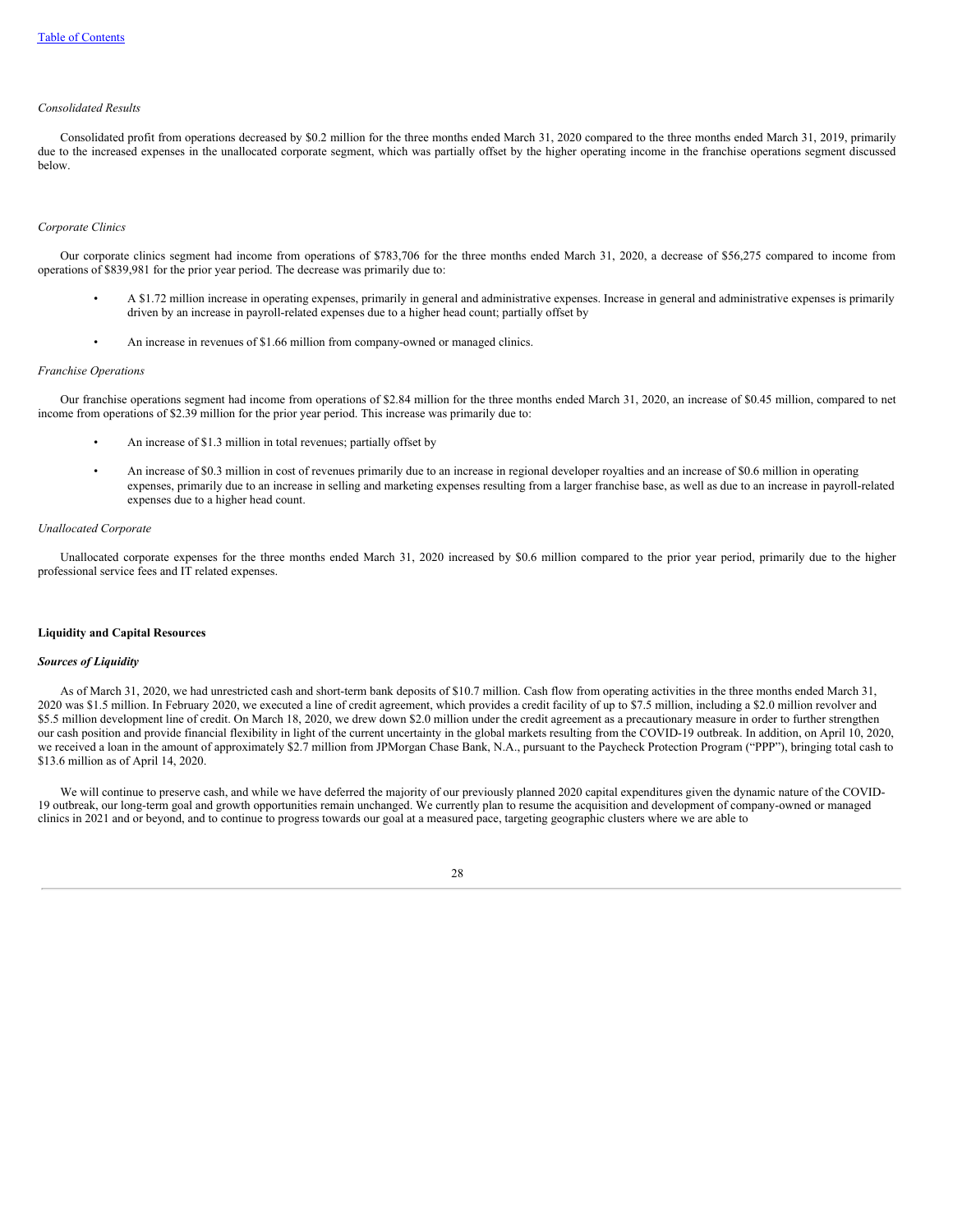*Consolidated Results*

Consolidated profit from operations decreased by $0.2 million for the three months ended March 31, 2020 compared to the three months ended March 31, 2019, primarily due to the increased expenses in the unallocated corporate segment, which was partially offset by the higher operating income in the franchise operations segment discussed below.

*Corporate Clinics*

Our corporate clinics segment had income from operations of $783,706 for the three months ended March 31, 2020, a decrease of $56,275 compared to income from operations of $839,981 for the prior year period. The decrease was primarily due to:

- A $1.72 million increase in operating expenses, primarily in general and administrative expenses. Increase in general and administrative expenses is primarily driven by an increase in payroll-related expenses due to a higher head count; partially offset by
- An increase in revenues of $1.66 million from company-owned or managed clinics.

*Franchise Operations*

Our franchise operations segment had income from operations of $2.84 million for the three months ended March 31, 2020, an increase of $0.45 million, compared to net income from operations of $2.39 million for the prior year period. This increase was primarily due to:

- An increase of $1.3 million in total revenues; partially offset by
- An increase of $0.3 million in cost of revenues primarily due to an increase in regional developer royalties and an increase of $0.6 million in operating expenses, primarily due to an increase in selling and marketing expenses resulting from a larger franchise base, as well as due to an increase in payroll-related expenses due to a higher head count.

*Unallocated Corporate*

Unallocated corporate expenses for the three months ended March 31, 2020 increased by $0.6 million compared to the prior year period, primarily due to the higher professional service fees and IT related expenses.

**Liquidity and Capital Resources**

***Sources of Liquidity***

As of March 31, 2020, we had unrestricted cash and short-term bank deposits of $10.7 million. Cash flow from operating activities in the three months ended March 31, 2020 was $1.5 million. In February 2020, we executed a line of credit agreement, which provides a credit facility of up to $7.5 million, including a $2.0 million revolver and $5.5 million development line of credit. On March 18, 2020, we drew down $2.0 million under the credit agreement as a precautionary measure in order to further strengthen our cash position and provide financial flexibility in light of the current uncertainty in the global markets resulting from the COVID-19 outbreak. In addition, on April 10, 2020, we received a loan in the amount of approximately $2.7 million from JPMorgan Chase Bank, N.A., pursuant to the Paycheck Protection Program ("PPP"), bringing total cash to $13.6 million as of April 14, 2020.

We will continue to preserve cash, and while we have deferred the majority of our previously planned 2020 capital expenditures given the dynamic nature of the COVID-19 outbreak, our long-term goal and growth opportunities remain unchanged. We currently plan to resume the acquisition and development of company-owned or managed clinics in 2021 and or beyond, and to continue to progress towards our goal at a measured pace, targeting geographic clusters where we are able to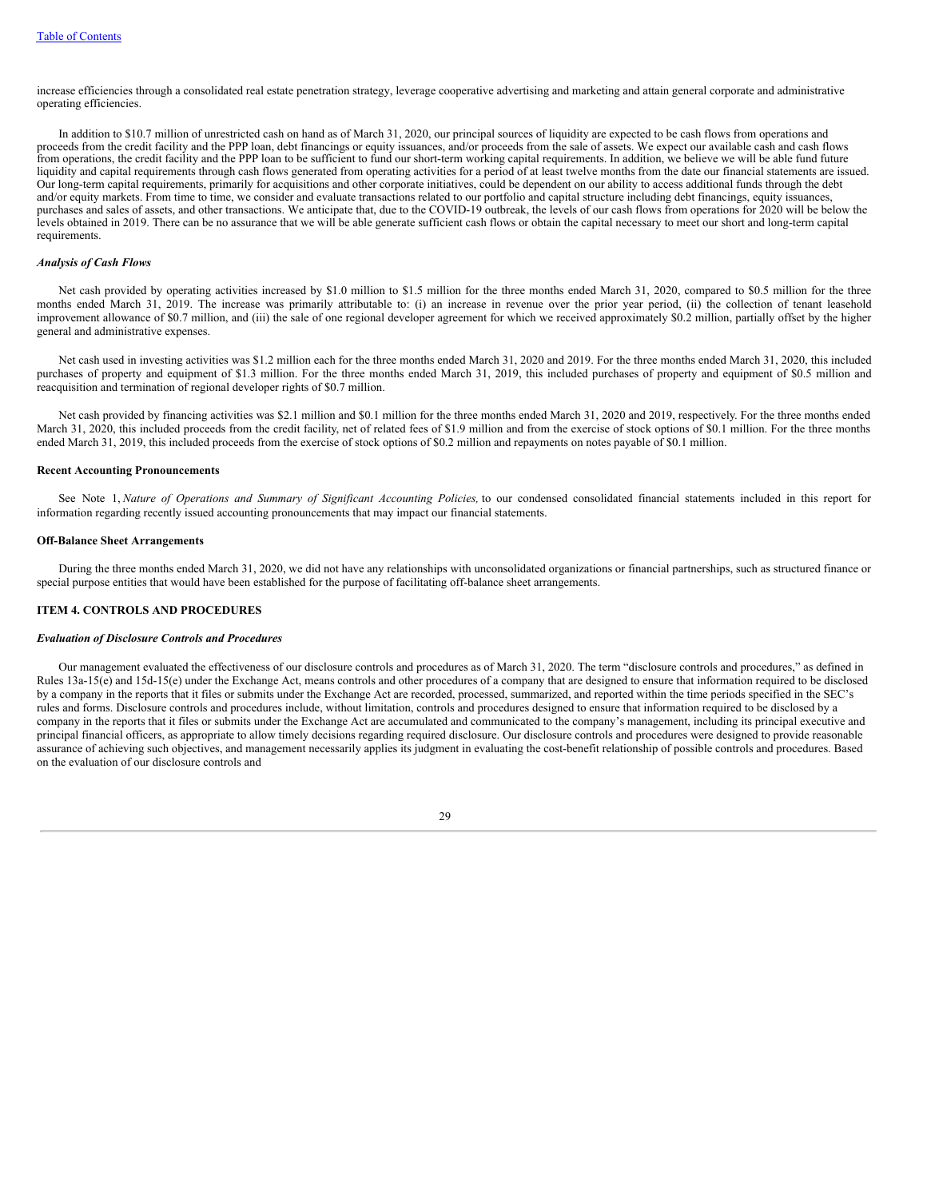increase efficiencies through a consolidated real estate penetration strategy, leverage cooperative advertising and marketing and attain general corporate and administrative operating efficiencies.

In addition to $10.7 million of unrestricted cash on hand as of March 31, 2020, our principal sources of liquidity are expected to be cash flows from operations and proceeds from the credit facility and the PPP loan, debt financings or equity issuances, and/or proceeds from the sale of assets. We expect our available cash and cash flows from operations, the credit facility and the PPP loan to be sufficient to fund our short-term working capital requirements. In addition, we believe we will be able fund future liquidity and capital requirements through cash flows generated from operating activities for a period of at least twelve months from the date our financial statements are issued. Our long-term capital requirements, primarily for acquisitions and other corporate initiatives, could be dependent on our ability to access additional funds through the debt and/or equity markets. From time to time, we consider and evaluate transactions related to our portfolio and capital structure including debt financings, equity issuances, purchases and sales of assets, and other transactions. We anticipate that, due to the COVID-19 outbreak, the levels of our cash flows from operations for 2020 will be below the levels obtained in 2019. There can be no assurance that we will be able generate sufficient cash flows or obtain the capital necessary to meet our short and long-term capital requirements.

### *Analysis of Cash Flows*

Net cash provided by operating activities increased by $1.0 million to $1.5 million for the three months ended March 31, 2020, compared to $0.5 million for the three months ended March 31, 2019. The increase was primarily attributable to: (i) an increase in revenue over the prior year period, (ii) the collection of tenant leasehold improvement allowance of $0.7 million, and (iii) the sale of one regional developer agreement for which we received approximately $0.2 million, partially offset by the higher general and administrative expenses.

Net cash used in investing activities was $1.2 million each for the three months ended March 31, 2020 and 2019. For the three months ended March 31, 2020, this included purchases of property and equipment of $1.3 million. For the three months ended March 31, 2019, this included purchases of property and equipment of $0.5 million and reacquisition and termination of regional developer rights of $0.7 million.

Net cash provided by financing activities was $2.1 million and $0.1 million for the three months ended March 31, 2020 and 2019, respectively. For the three months ended March 31, 2020, this included proceeds from the credit facility, net of related fees of $1.9 million and from the exercise of stock options of $0.1 million. For the three months ended March 31, 2019, this included proceeds from the exercise of stock options of $0.2 million and repayments on notes payable of $0.1 million.

### **Recent Accounting Pronouncements**

See Note 1, *Nature of Operations and Summary of Significant Accounting Policies,* to our condensed consolidated financial statements included in this report for information regarding recently issued accounting pronouncements that may impact our financial statements.

### **Off-Balance Sheet Arrangements**

During the three months ended March 31, 2020, we did not have any relationships with unconsolidated organizations or financial partnerships, such as structured finance or special purpose entities that would have been established for the purpose of facilitating off-balance sheet arrangements.

## **ITEM 4. CONTROLS AND PROCEDURES**

### *Evaluation of Disclosure Controls and Procedures*

Our management evaluated the effectiveness of our disclosure controls and procedures as of March 31, 2020. The term "disclosure controls and procedures," as defined in Rules 13a-15(e) and 15d-15(e) under the Exchange Act, means controls and other procedures of a company that are designed to ensure that information required to be disclosed by a company in the reports that it files or submits under the Exchange Act are recorded, processed, summarized, and reported within the time periods specified in the SEC's rules and forms. Disclosure controls and procedures include, without limitation, controls and procedures designed to ensure that information required to be disclosed by a company in the reports that it files or submits under the Exchange Act are accumulated and communicated to the company's management, including its principal executive and principal financial officers, as appropriate to allow timely decisions regarding required disclosure. Our disclosure controls and procedures were designed to provide reasonable assurance of achieving such objectives, and management necessarily applies its judgment in evaluating the cost-benefit relationship of possible controls and procedures. Based on the evaluation of our disclosure controls and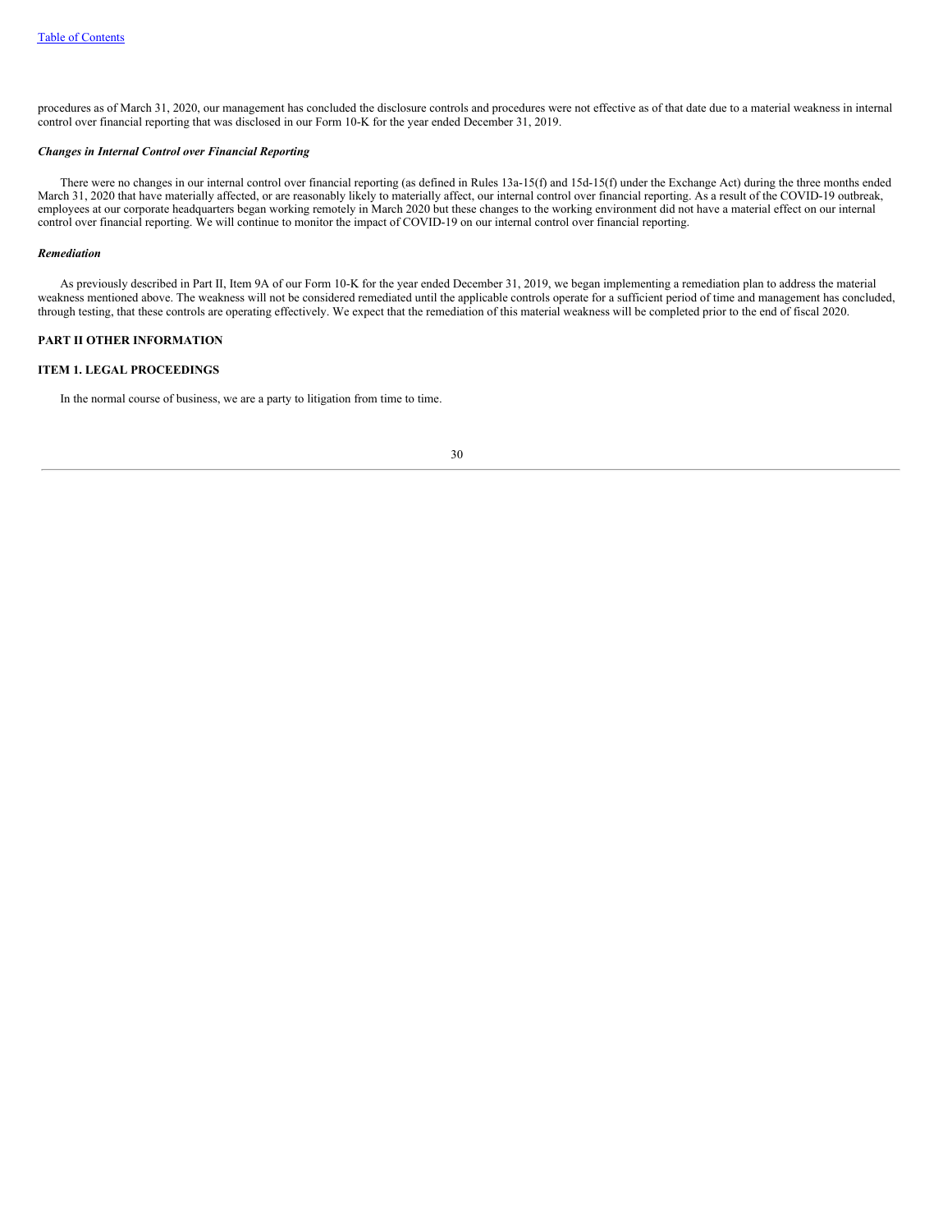procedures as of March 31, 2020, our management has concluded the disclosure controls and procedures were not effective as of that date due to a material weakness in internal control over financial reporting that was disclosed in our Form 10-K for the year ended December 31, 2019.

***Changes in Internal Control over Financial Reporting***

There were no changes in our internal control over financial reporting (as defined in Rules 13a-15(f) and 15d-15(f) under the Exchange Act) during the three months ended March 31, 2020 that have materially affected, or are reasonably likely to materially affect, our internal control over financial reporting. As a result of the COVID-19 outbreak, employees at our corporate headquarters began working remotely in March 2020 but these changes to the working environment did not have a material effect on our internal control over financial reporting. We will continue to monitor the impact of COVID-19 on our internal control over financial reporting.

***Remediation***

As previously described in Part II, Item 9A of our Form 10-K for the year ended December 31, 2019, we began implementing a remediation plan to address the material weakness mentioned above. The weakness will not be considered remediated until the applicable controls operate for a sufficient period of time and management has concluded, through testing, that these controls are operating effectively. We expect that the remediation of this material weakness will be completed prior to the end of fiscal 2020.

**PART II OTHER INFORMATION**

**ITEM 1. LEGAL PROCEEDINGS**

In the normal course of business, we are a party to litigation from time to time.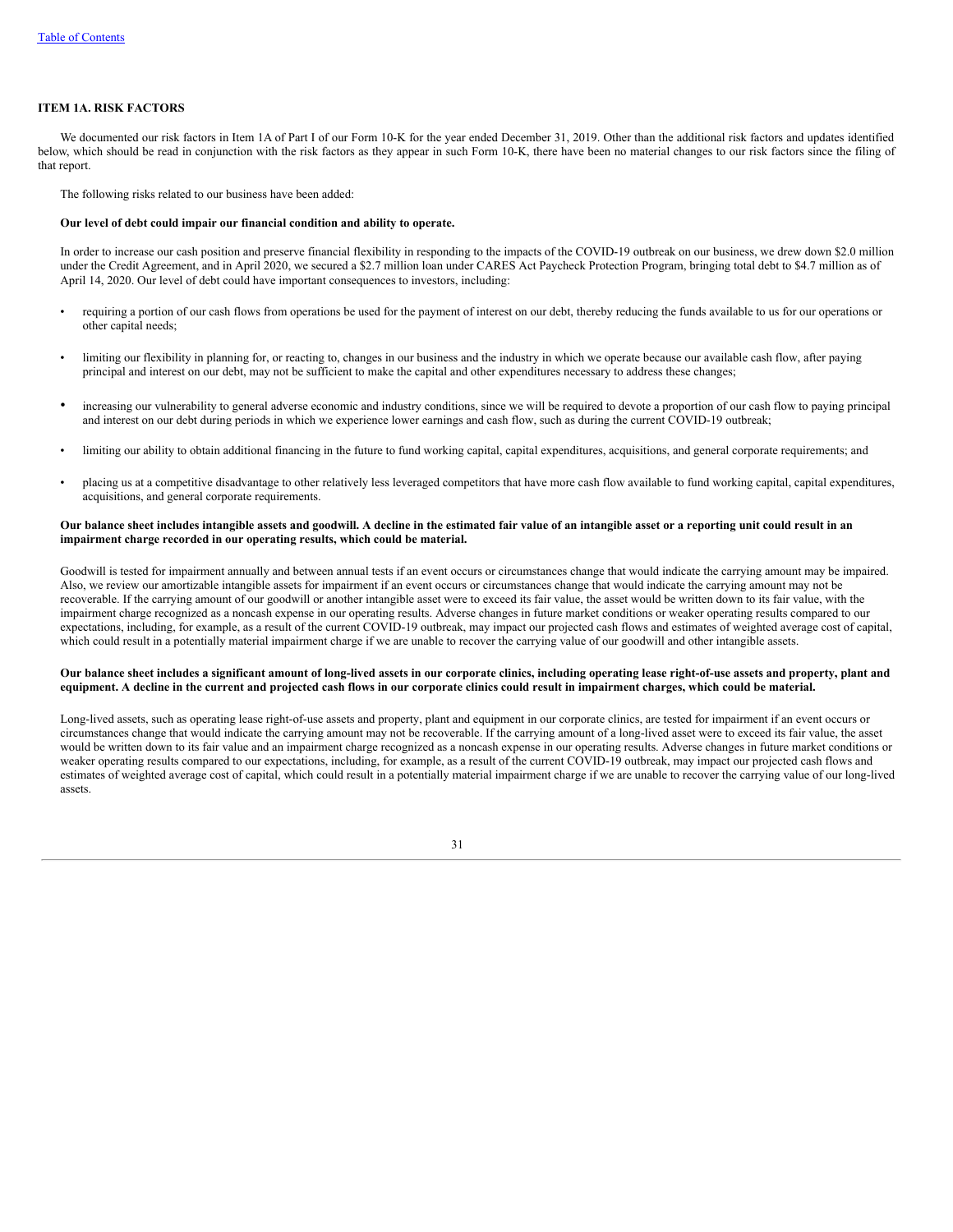## ITEM 1A. RISK FACTORS

We documented our risk factors in Item 1A of Part I of our Form 10-K for the year ended December 31, 2019. Other than the additional risk factors and updates identified below, which should be read in conjunction with the risk factors as they appear in such Form 10-K, there have been no material changes to our risk factors since the filing of that report.

The following risks related to our business have been added:

**Our level of debt could impair our financial condition and ability to operate.**

In order to increase our cash position and preserve financial flexibility in responding to the impacts of the COVID-19 outbreak on our business, we drew down $2.0 million under the Credit Agreement, and in April 2020, we secured a $2.7 million loan under CARES Act Paycheck Protection Program, bringing total debt to $4.7 million as of April 14, 2020. Our level of debt could have important consequences to investors, including:

- requiring a portion of our cash flows from operations be used for the payment of interest on our debt, thereby reducing the funds available to us for our operations or other capital needs;
- limiting our flexibility in planning for, or reacting to, changes in our business and the industry in which we operate because our available cash flow, after paying principal and interest on our debt, may not be sufficient to make the capital and other expenditures necessary to address these changes;
- increasing our vulnerability to general adverse economic and industry conditions, since we will be required to devote a proportion of our cash flow to paying principal and interest on our debt during periods in which we experience lower earnings and cash flow, such as during the current COVID-19 outbreak;
- limiting our ability to obtain additional financing in the future to fund working capital, capital expenditures, acquisitions, and general corporate requirements; and
- placing us at a competitive disadvantage to other relatively less leveraged competitors that have more cash flow available to fund working capital, capital expenditures, acquisitions, and general corporate requirements.

**Our balance sheet includes intangible assets and goodwill. A decline in the estimated fair value of an intangible asset or a reporting unit could result in an impairment charge recorded in our operating results, which could be material.**

Goodwill is tested for impairment annually and between annual tests if an event occurs or circumstances change that would indicate the carrying amount may be impaired. Also, we review our amortizable intangible assets for impairment if an event occurs or circumstances change that would indicate the carrying amount may not be recoverable. If the carrying amount of our goodwill or another intangible asset were to exceed its fair value, the asset would be written down to its fair value, with the impairment charge recognized as a noncash expense in our operating results. Adverse changes in future market conditions or weaker operating results compared to our expectations, including, for example, as a result of the current COVID-19 outbreak, may impact our projected cash flows and estimates of weighted average cost of capital, which could result in a potentially material impairment charge if we are unable to recover the carrying value of our goodwill and other intangible assets.

**Our balance sheet includes a significant amount of long-lived assets in our corporate clinics, including operating lease right-of-use assets and property, plant and equipment. A decline in the current and projected cash flows in our corporate clinics could result in impairment charges, which could be material.**

Long-lived assets, such as operating lease right-of-use assets and property, plant and equipment in our corporate clinics, are tested for impairment if an event occurs or circumstances change that would indicate the carrying amount may not be recoverable. If the carrying amount of a long-lived asset were to exceed its fair value, the asset would be written down to its fair value and an impairment charge recognized as a noncash expense in our operating results. Adverse changes in future market conditions or weaker operating results compared to our expectations, including, for example, as a result of the current COVID-19 outbreak, may impact our projected cash flows and estimates of weighted average cost of capital, which could result in a potentially material impairment charge if we are unable to recover the carrying value of our long-lived assets.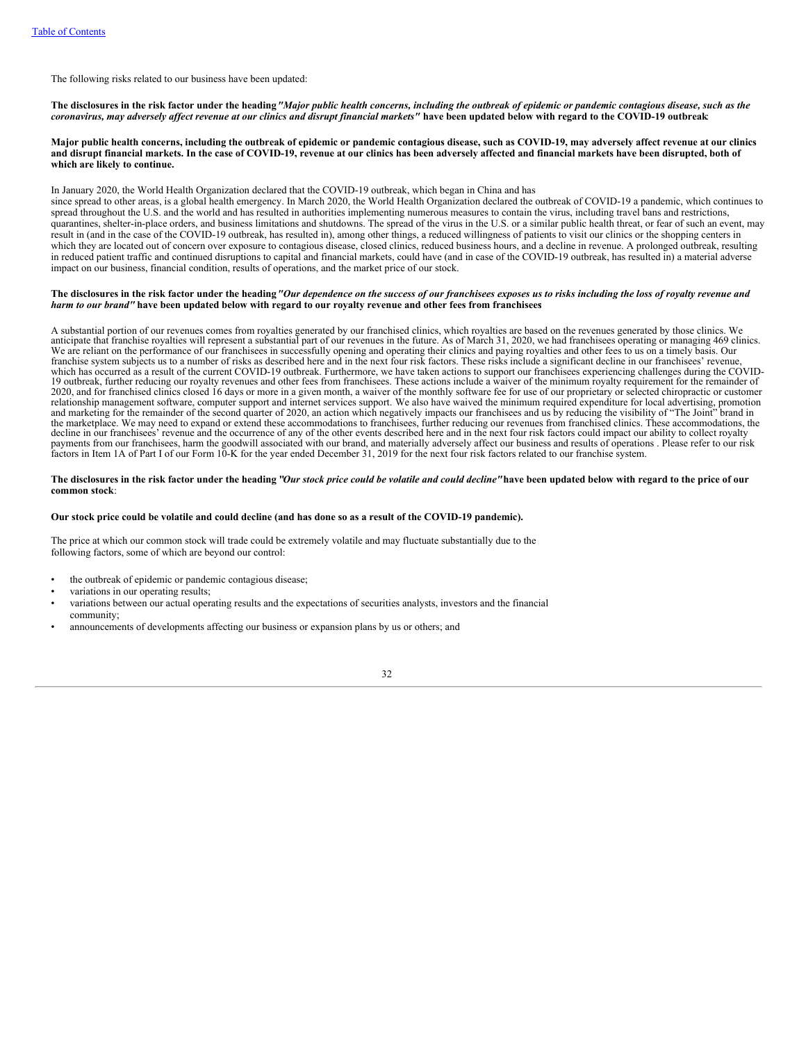The following risks related to our business have been updated:

**The disclosures in the risk factor under the heading *"Major public health concerns, including the outbreak of epidemic or pandemic contagious disease, such as the coronavirus, may adversely affect revenue at our clinics and disrupt financial markets"* have been updated below with regard to the COVID-19 outbreak**:

**Major public health concerns, including the outbreak of epidemic or pandemic contagious disease, such as COVID-19, may adversely affect revenue at our clinics and disrupt financial markets. In the case of COVID-19, revenue at our clinics has been adversely affected and financial markets have been disrupted, both of which are likely to continue.**

In January 2020, the World Health Organization declared that the COVID-19 outbreak, which began in China and has since spread to other areas, is a global health emergency. In March 2020, the World Health Organization declared the outbreak of COVID-19 a pandemic, which continues to spread throughout the U.S. and the world and has resulted in authorities implementing numerous measures to contain the virus, including travel bans and restrictions, quarantines, shelter-in-place orders, and business limitations and shutdowns. The spread of the virus in the U.S. or a similar public health threat, or fear of such an event, may result in (and in the case of the COVID-19 outbreak, has resulted in), among other things, a reduced willingness of patients to visit our clinics or the shopping centers in which they are located out of concern over exposure to contagious disease, closed clinics, reduced business hours, and a decline in revenue. A prolonged outbreak, resulting in reduced patient traffic and continued disruptions to capital and financial markets, could have (and in case of the COVID-19 outbreak, has resulted in) a material adverse impact on our business, financial condition, results of operations, and the market price of our stock.

**The disclosures in the risk factor under the heading *"Our dependence on the success of our franchisees exposes us to risks including the loss of royalty revenue and harm to our brand"* have been updated below with regard to our royalty revenue and other fees from franchisees**

A substantial portion of our revenues comes from royalties generated by our franchised clinics, which royalties are based on the revenues generated by those clinics. We anticipate that franchise royalties will represent a substantial part of our revenues in the future. As of March 31, 2020, we had franchisees operating or managing 469 clinics. We are reliant on the performance of our franchisees in successfully opening and operating their clinics and paying royalties and other fees to us on a timely basis. Our franchise system subjects us to a number of risks as described here and in the next four risk factors. These risks include a significant decline in our franchisees' revenue, which has occurred as a result of the current COVID-19 outbreak. Furthermore, we have taken actions to support our franchisees experiencing challenges during the COVID-19 outbreak, further reducing our royalty revenues and other fees from franchisees. These actions include a waiver of the minimum royalty requirement for the remainder of 2020, and for franchised clinics closed 16 days or more in a given month, a waiver of the monthly software fee for use of our proprietary or selected chiropractic or customer relationship management software, computer support and internet services support. We also have waived the minimum required expenditure for local advertising, promotion and marketing for the remainder of the second quarter of 2020, an action which negatively impacts our franchisees and us by reducing the visibility of "The Joint" brand in the marketplace. We may need to expand or extend these accommodations to franchisees, further reducing our revenues from franchised clinics. These accommodations, the decline in our franchisees' revenue and the occurrence of any of the other events described here and in the next four risk factors could impact our ability to collect royalty payments from our franchisees, harm the goodwill associated with our brand, and materially adversely affect our business and results of operations . Please refer to our risk factors in Item 1A of Part I of our Form 10-K for the year ended December 31, 2019 for the next four risk factors related to our franchise system.

**The disclosures in the risk factor under the heading *"Our stock price could be volatile and could decline"* have been updated below with regard to the price of our common stock**:

**Our stock price could be volatile and could decline (and has done so as a result of the COVID-19 pandemic).**

The price at which our common stock will trade could be extremely volatile and may fluctuate substantially due to the following factors, some of which are beyond our control:

- the outbreak of epidemic or pandemic contagious disease;
- variations in our operating results;
- variations between our actual operating results and the expectations of securities analysts, investors and the financial community;
- announcements of developments affecting our business or expansion plans by us or others; and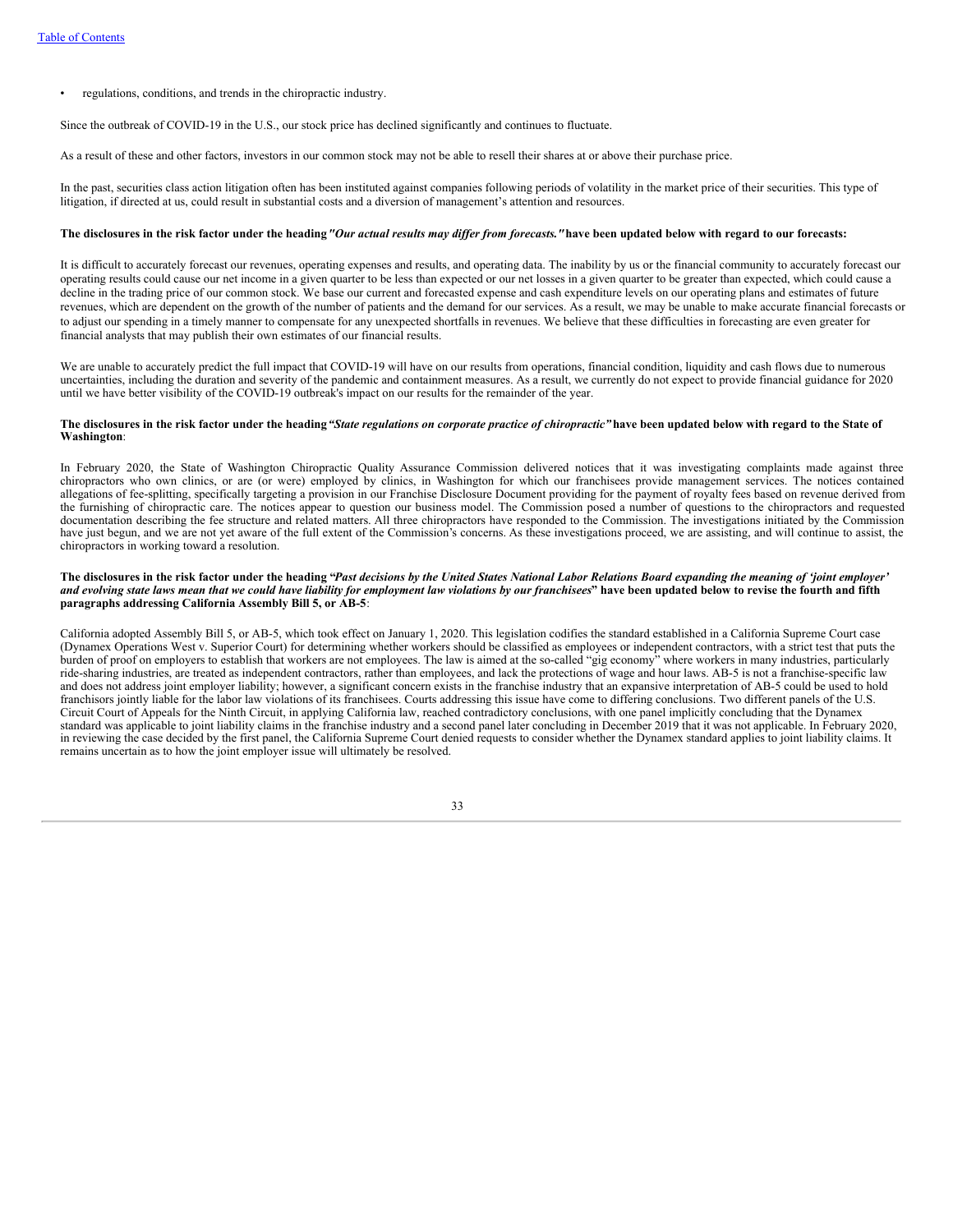- regulations, conditions, and trends in the chiropractic industry.

Since the outbreak of COVID-19 in the U.S., our stock price has declined significantly and continues to fluctuate.

As a result of these and other factors, investors in our common stock may not be able to resell their shares at or above their purchase price.

In the past, securities class action litigation often has been instituted against companies following periods of volatility in the market price of their securities. This type of litigation, if directed at us, could result in substantial costs and a diversion of management's attention and resources.

**The disclosures in the risk factor under the heading *"Our actual results may differ from forecasts."* have been updated below with regard to our forecasts:**

It is difficult to accurately forecast our revenues, operating expenses and results, and operating data. The inability by us or the financial community to accurately forecast our operating results could cause our net income in a given quarter to be less than expected or our net losses in a given quarter to be greater than expected, which could cause a decline in the trading price of our common stock. We base our current and forecasted expense and cash expenditure levels on our operating plans and estimates of future revenues, which are dependent on the growth of the number of patients and the demand for our services. As a result, we may be unable to make accurate financial forecasts or to adjust our spending in a timely manner to compensate for any unexpected shortfalls in revenues. We believe that these difficulties in forecasting are even greater for financial analysts that may publish their own estimates of our financial results.

We are unable to accurately predict the full impact that COVID-19 will have on our results from operations, financial condition, liquidity and cash flows due to numerous uncertainties, including the duration and severity of the pandemic and containment measures. As a result, we currently do not expect to provide financial guidance for 2020 until we have better visibility of the COVID-19 outbreak's impact on our results for the remainder of the year.

**The disclosures in the risk factor under the heading *"State regulations on corporate practice of chiropractic"* have been updated below with regard to the State of Washington**:

In February 2020, the State of Washington Chiropractic Quality Assurance Commission delivered notices that it was investigating complaints made against three chiropractors who own clinics, or are (or were) employed by clinics, in Washington for which our franchisees provide management services. The notices contained allegations of fee-splitting, specifically targeting a provision in our Franchise Disclosure Document providing for the payment of royalty fees based on revenue derived from the furnishing of chiropractic care. The notices appear to question our business model. The Commission posed a number of questions to the chiropractors and requested documentation describing the fee structure and related matters. All three chiropractors have responded to the Commission. The investigations initiated by the Commission have just begun, and we are not yet aware of the full extent of the Commission's concerns. As these investigations proceed, we are assisting, and will continue to assist, the chiropractors in working toward a resolution.

**The disclosures in the risk factor under the heading "*Past decisions by the United States National Labor Relations Board expanding the meaning of 'joint employer' and evolving state laws mean that we could have liability for employment law violations by our franchisees*" have been updated below to revise the fourth and fifth paragraphs addressing California Assembly Bill 5, or AB-5**:

California adopted Assembly Bill 5, or AB-5, which took effect on January 1, 2020. This legislation codifies the standard established in a California Supreme Court case (Dynamex Operations West v. Superior Court) for determining whether workers should be classified as employees or independent contractors, with a strict test that puts the burden of proof on employers to establish that workers are not employees. The law is aimed at the so-called "gig economy" where workers in many industries, particularly ride-sharing industries, are treated as independent contractors, rather than employees, and lack the protections of wage and hour laws. AB-5 is not a franchise-specific law and does not address joint employer liability; however, a significant concern exists in the franchise industry that an expansive interpretation of AB-5 could be used to hold franchisors jointly liable for the labor law violations of its franchisees. Courts addressing this issue have come to differing conclusions. Two different panels of the U.S. Circuit Court of Appeals for the Ninth Circuit, in applying California law, reached contradictory conclusions, with one panel implicitly concluding that the Dynamex standard was applicable to joint liability claims in the franchise industry and a second panel later concluding in December 2019 that it was not applicable. In February 2020, in reviewing the case decided by the first panel, the California Supreme Court denied requests to consider whether the Dynamex standard applies to joint liability claims. It remains uncertain as to how the joint employer issue will ultimately be resolved.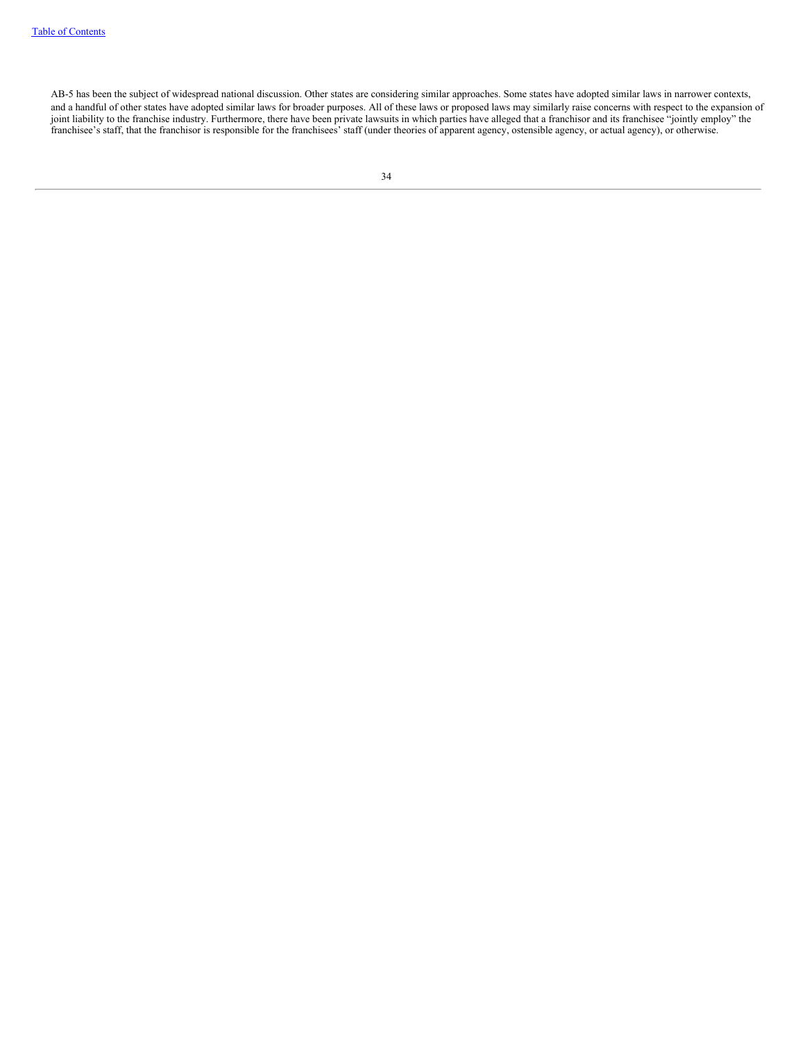AB-5 has been the subject of widespread national discussion. Other states are considering similar approaches. Some states have adopted similar laws in narrower contexts, and a handful of other states have adopted similar laws for broader purposes. All of these laws or proposed laws may similarly raise concerns with respect to the expansion of joint liability to the franchise industry. Furthermore, there have been private lawsuits in which parties have alleged that a franchisor and its franchisee "jointly employ" the franchisee's staff, that the franchisor is responsible for the franchisees' staff (under theories of apparent agency, ostensible agency, or actual agency), or otherwise.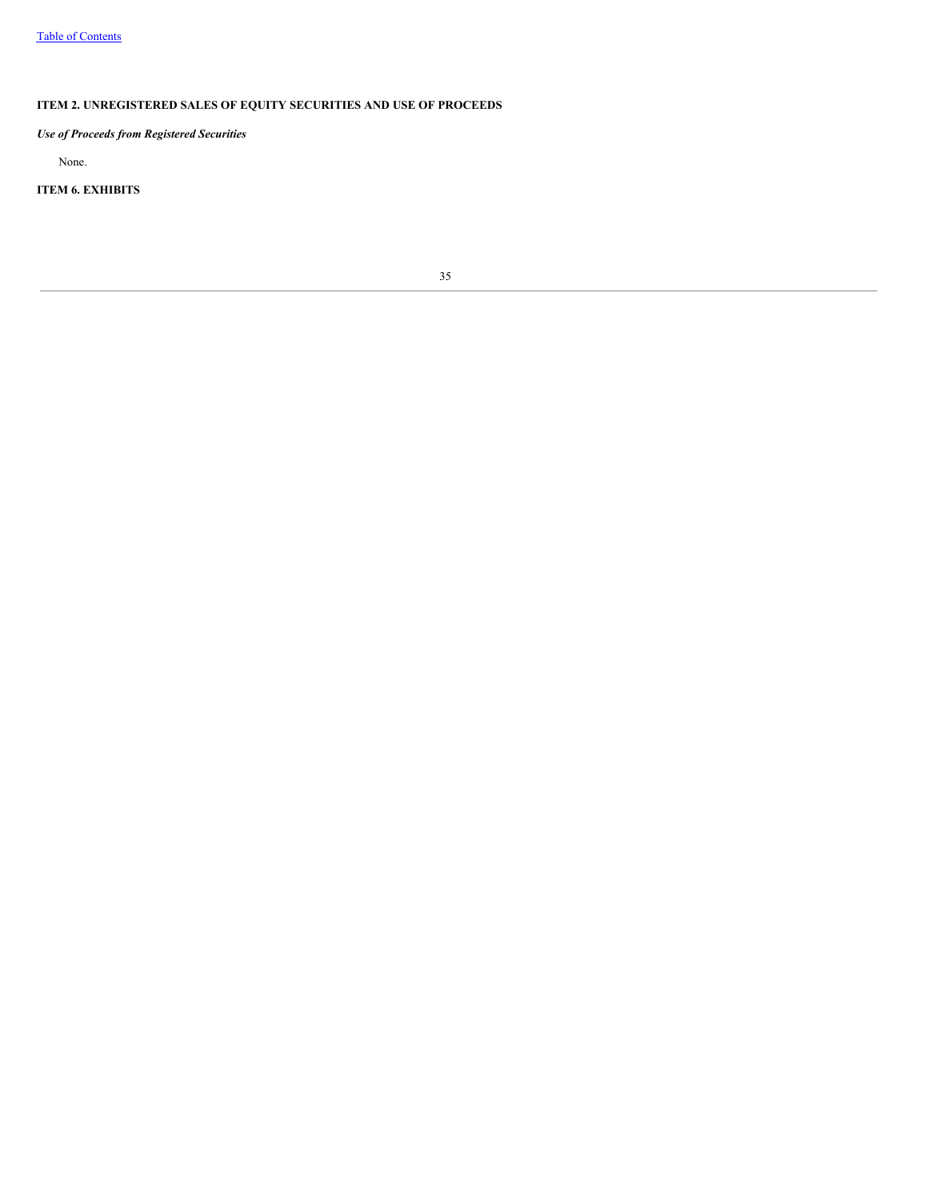## ITEM 2. UNREGISTERED SALES OF EQUITY SECURITIES AND USE OF PROCEEDS

***Use of Proceeds from Registered Securities***

None.

## ITEM 6. EXHIBITS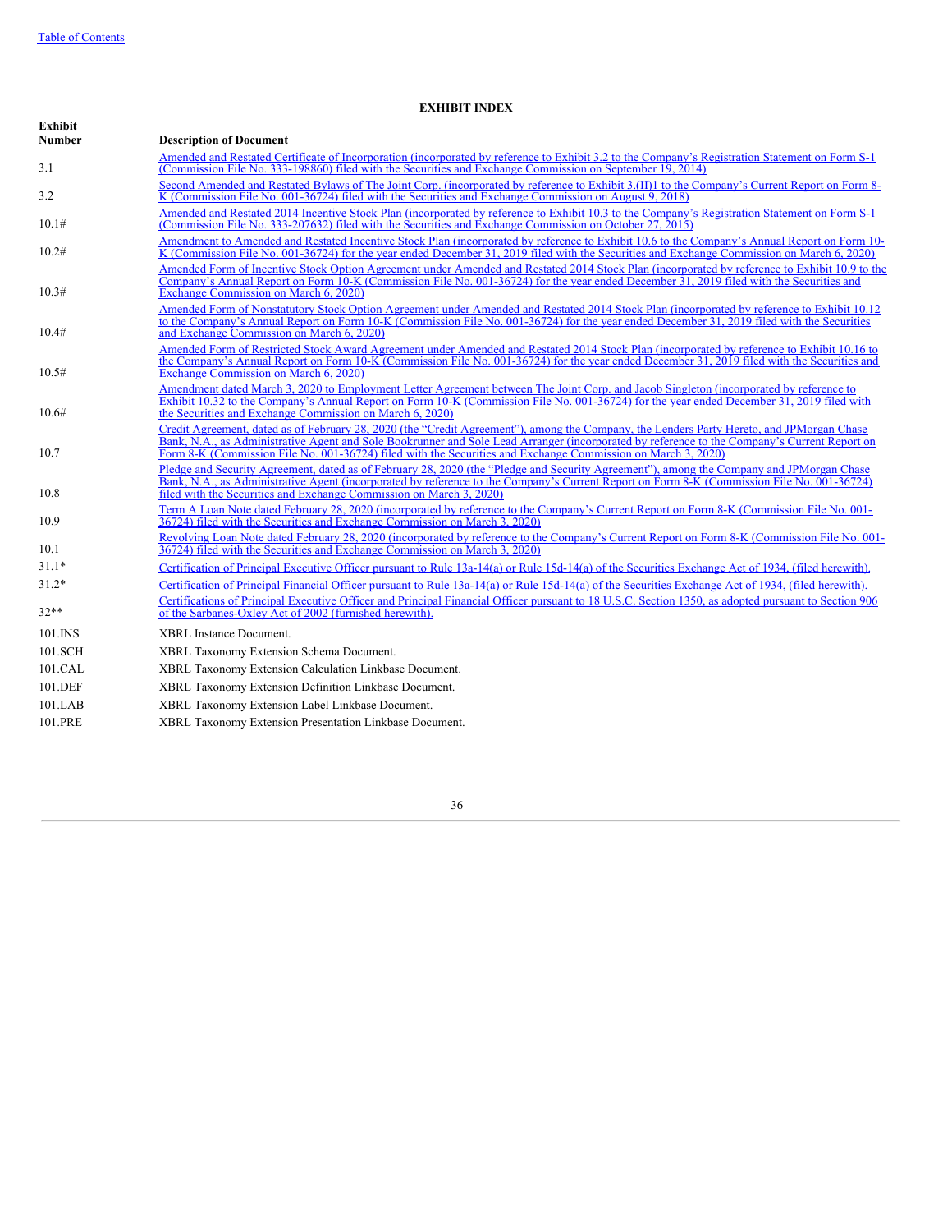Table of Contents

**EXHIBIT INDEX**

| Exhibit Number | Description of Document |
|---|---|
| 3.1 | Amended and Restated Certificate of Incorporation (incorporated by reference to Exhibit 3.2 to the Company's Registration Statement on Form S-1 (Commission File No. 333-198860) filed with the Securities and Exchange Commission on September 19, 2014) |
| 3.2 | Second Amended and Restated Bylaws of The Joint Corp. (incorporated by reference to Exhibit 3.(II)1 to the Company's Current Report on Form 8-K (Commission File No. 001-36724) filed with the Securities and Exchange Commission on August 9, 2018) |
| 10.1# | Amended and Restated 2014 Incentive Stock Plan (incorporated by reference to Exhibit 10.3 to the Company's Registration Statement on Form S-1 (Commission File No. 333-207632) filed with the Securities and Exchange Commission on October 27, 2015) |
| 10.2# | Amendment to Amended and Restated Incentive Stock Plan (incorporated by reference to Exhibit 10.6 to the Company's Annual Report on Form 10-K (Commission File No. 001-36724) for the year ended December 31, 2019 filed with the Securities and Exchange Commission on March 6, 2020) |
| 10.3# | Amended Form of Incentive Stock Option Agreement under Amended and Restated 2014 Stock Plan (incorporated by reference to Exhibit 10.9 to the Company's Annual Report on Form 10-K (Commission File No. 001-36724) for the year ended December 31, 2019 filed with the Securities and Exchange Commission on March 6, 2020) |
| 10.4# | Amended Form of Nonstatutory Stock Option Agreement under Amended and Restated 2014 Stock Plan (incorporated by reference to Exhibit 10.12 to the Company's Annual Report on Form 10-K (Commission File No. 001-36724) for the year ended December 31, 2019 filed with the Securities and Exchange Commission on March 6, 2020) |
| 10.5# | Amended Form of Restricted Stock Award Agreement under Amended and Restated 2014 Stock Plan (incorporated by reference to Exhibit 10.16 to the Company's Annual Report on Form 10-K (Commission File No. 001-36724) for the year ended December 31, 2019 filed with the Securities and Exchange Commission on March 6, 2020) |
| 10.6# | Amendment dated March 3, 2020 to Employment Letter Agreement between The Joint Corp. and Jacob Singleton (incorporated by reference to Exhibit 10.32 to the Company's Annual Report on Form 10-K (Commission File No. 001-36724) for the year ended December 31, 2019 filed with the Securities and Exchange Commission on March 6, 2020) |
| 10.7 | Credit Agreement, dated as of February 28, 2020 (the "Credit Agreement"), among the Company, the Lenders Party Hereto, and JPMorgan Chase Bank, N.A., as Administrative Agent and Sole Bookrunner and Sole Lead Arranger (incorporated by reference to the Company's Current Report on Form 8-K (Commission File No. 001-36724) filed with the Securities and Exchange Commission on March 3, 2020) |
| 10.8 | Pledge and Security Agreement, dated as of February 28, 2020 (the "Pledge and Security Agreement"), among the Company and JPMorgan Chase Bank, N.A., as Administrative Agent (incorporated by reference to the Company's Current Report on Form 8-K (Commission File No. 001-36724) filed with the Securities and Exchange Commission on March 3, 2020) |
| 10.9 | Term A Loan Note dated February 28, 2020 (incorporated by reference to the Company's Current Report on Form 8-K (Commission File No. 001-36724) filed with the Securities and Exchange Commission on March 3, 2020) |
| 10.1 | Revolving Loan Note dated February 28, 2020 (incorporated by reference to the Company's Current Report on Form 8-K (Commission File No. 001-36724) filed with the Securities and Exchange Commission on March 3, 2020) |
| 31.1* | Certification of Principal Executive Officer pursuant to Rule 13a-14(a) or Rule 15d-14(a) of the Securities Exchange Act of 1934, (filed herewith). |
| 31.2* | Certification of Principal Financial Officer pursuant to Rule 13a-14(a) or Rule 15d-14(a) of the Securities Exchange Act of 1934, (filed herewith). |
| 32** | Certifications of Principal Executive Officer and Principal Financial Officer pursuant to 18 U.S.C. Section 1350, as adopted pursuant to Section 906 of the Sarbanes-Oxley Act of 2002 (furnished herewith). |
| 101.INS | XBRL Instance Document. |
| 101.SCH | XBRL Taxonomy Extension Schema Document. |
| 101.CAL | XBRL Taxonomy Extension Calculation Linkbase Document. |
| 101.DEF | XBRL Taxonomy Extension Definition Linkbase Document. |
| 101.LAB | XBRL Taxonomy Extension Label Linkbase Document. |
| 101.PRE | XBRL Taxonomy Extension Presentation Linkbase Document. |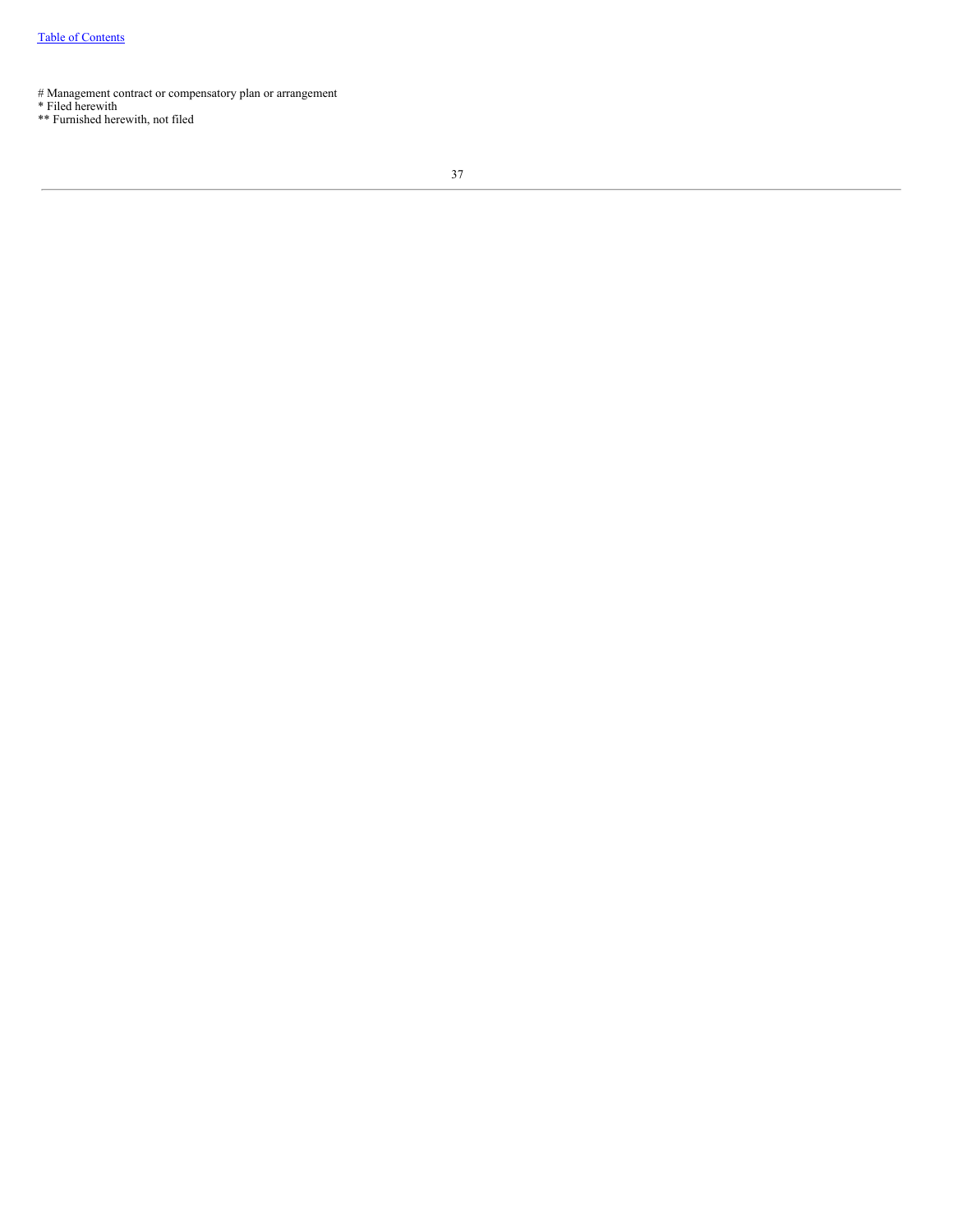# Management contract or compensatory plan or arrangement
* Filed herewith
** Furnished herewith, not filed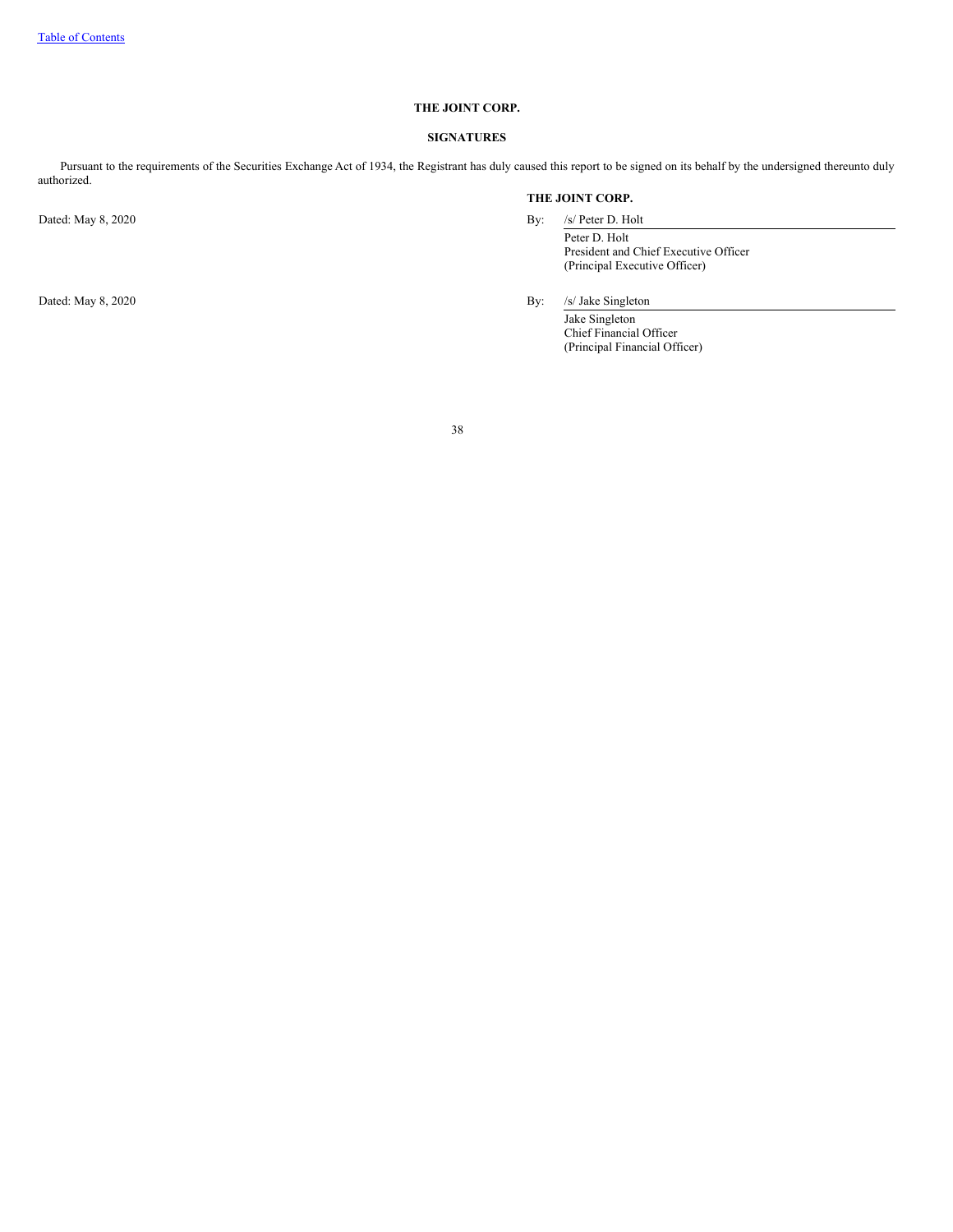**THE JOINT CORP.**

**SIGNATURES**

Pursuant to the requirements of the Securities Exchange Act of 1934, the Registrant has duly caused this report to be signed on its behalf by the undersigned thereunto duly authorized.

**THE JOINT CORP.**

| | | |
|---|---|---|
| Dated: May 8, 2020 | By: | /s/ Peter D. Holt |
| | | Peter D. Holt<br>President and Chief Executive Officer<br>(Principal Executive Officer) |
| Dated: May 8, 2020 | By: | /s/ Jake Singleton |
| | | Jake Singleton<br>Chief Financial Officer<br>(Principal Financial Officer) |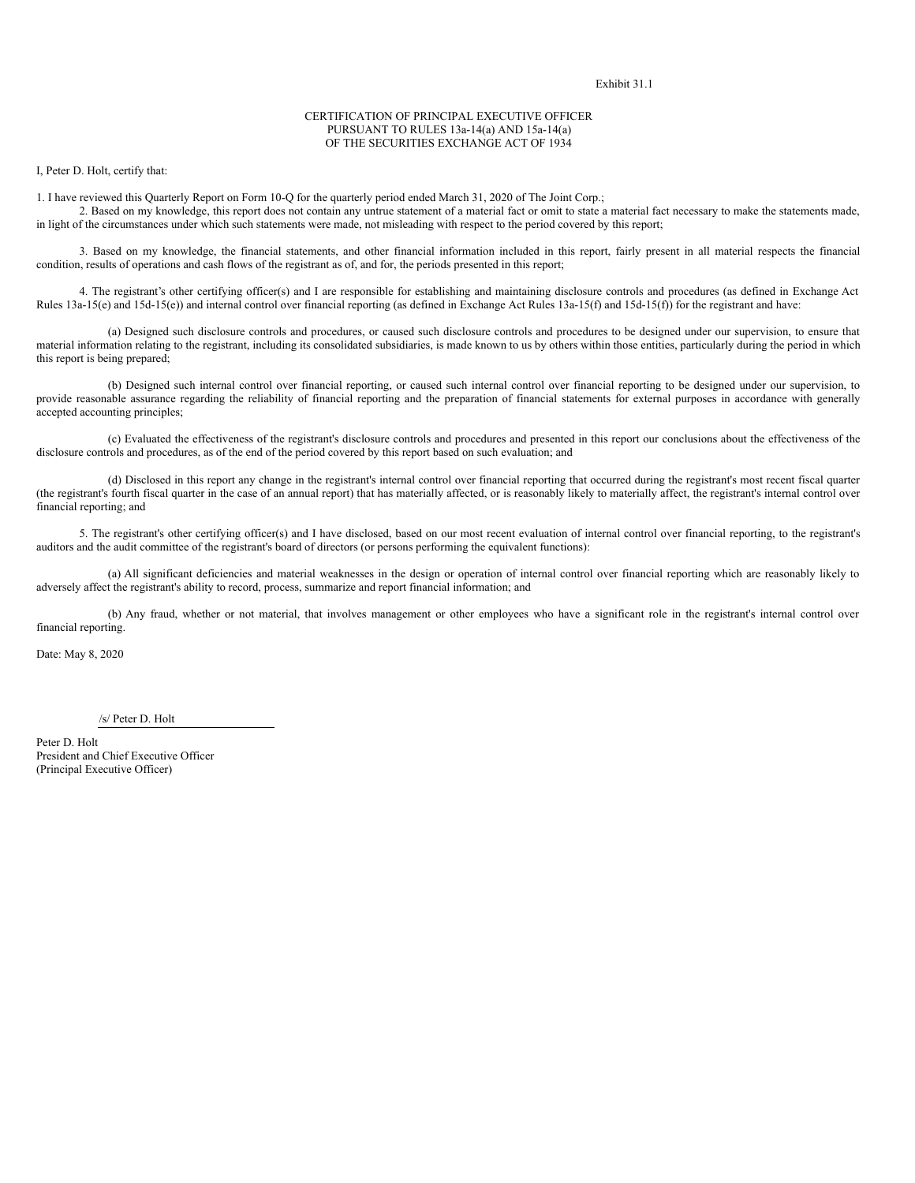Exhibit 31.1

CERTIFICATION OF PRINCIPAL EXECUTIVE OFFICER
PURSUANT TO RULES 13a-14(a) AND 15a-14(a)
OF THE SECURITIES EXCHANGE ACT OF 1934

I, Peter D. Holt, certify that:

1. I have reviewed this Quarterly Report on Form 10-Q for the quarterly period ended March 31, 2020 of The Joint Corp.;

2. Based on my knowledge, this report does not contain any untrue statement of a material fact or omit to state a material fact necessary to make the statements made, in light of the circumstances under which such statements were made, not misleading with respect to the period covered by this report;

3. Based on my knowledge, the financial statements, and other financial information included in this report, fairly present in all material respects the financial condition, results of operations and cash flows of the registrant as of, and for, the periods presented in this report;

4. The registrant's other certifying officer(s) and I are responsible for establishing and maintaining disclosure controls and procedures (as defined in Exchange Act Rules 13a-15(e) and 15d-15(e)) and internal control over financial reporting (as defined in Exchange Act Rules 13a-15(f) and 15d-15(f)) for the registrant and have:

(a) Designed such disclosure controls and procedures, or caused such disclosure controls and procedures to be designed under our supervision, to ensure that material information relating to the registrant, including its consolidated subsidiaries, is made known to us by others within those entities, particularly during the period in which this report is being prepared;

(b) Designed such internal control over financial reporting, or caused such internal control over financial reporting to be designed under our supervision, to provide reasonable assurance regarding the reliability of financial reporting and the preparation of financial statements for external purposes in accordance with generally accepted accounting principles;

(c) Evaluated the effectiveness of the registrant's disclosure controls and procedures and presented in this report our conclusions about the effectiveness of the disclosure controls and procedures, as of the end of the period covered by this report based on such evaluation; and

(d) Disclosed in this report any change in the registrant's internal control over financial reporting that occurred during the registrant's most recent fiscal quarter (the registrant's fourth fiscal quarter in the case of an annual report) that has materially affected, or is reasonably likely to materially affect, the registrant's internal control over financial reporting; and

5. The registrant's other certifying officer(s) and I have disclosed, based on our most recent evaluation of internal control over financial reporting, to the registrant's auditors and the audit committee of the registrant's board of directors (or persons performing the equivalent functions):

(a) All significant deficiencies and material weaknesses in the design or operation of internal control over financial reporting which are reasonably likely to adversely affect the registrant's ability to record, process, summarize and report financial information; and

(b) Any fraud, whether or not material, that involves management or other employees who have a significant role in the registrant's internal control over financial reporting.

Date: May 8, 2020

/s/ Peter D. Holt

Peter D. Holt
President and Chief Executive Officer
(Principal Executive Officer)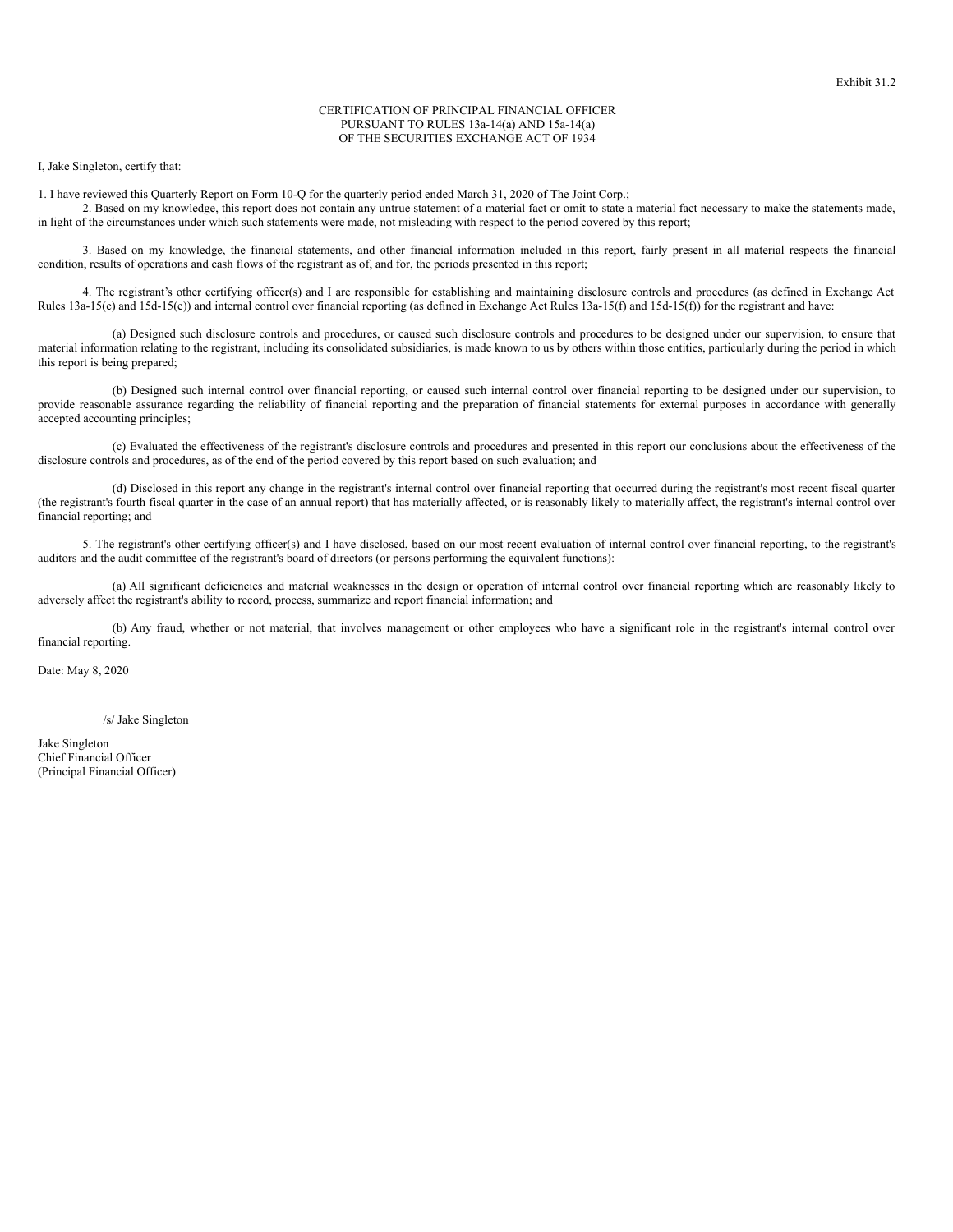Exhibit 31.2

CERTIFICATION OF PRINCIPAL FINANCIAL OFFICER
PURSUANT TO RULES 13a-14(a) AND 15a-14(a)
OF THE SECURITIES EXCHANGE ACT OF 1934

I, Jake Singleton, certify that:

1. I have reviewed this Quarterly Report on Form 10-Q for the quarterly period ended March 31, 2020 of The Joint Corp.;

2. Based on my knowledge, this report does not contain any untrue statement of a material fact or omit to state a material fact necessary to make the statements made, in light of the circumstances under which such statements were made, not misleading with respect to the period covered by this report;

3. Based on my knowledge, the financial statements, and other financial information included in this report, fairly present in all material respects the financial condition, results of operations and cash flows of the registrant as of, and for, the periods presented in this report;

4. The registrant's other certifying officer(s) and I are responsible for establishing and maintaining disclosure controls and procedures (as defined in Exchange Act Rules 13a-15(e) and 15d-15(e)) and internal control over financial reporting (as defined in Exchange Act Rules 13a-15(f) and 15d-15(f)) for the registrant and have:

(a) Designed such disclosure controls and procedures, or caused such disclosure controls and procedures to be designed under our supervision, to ensure that material information relating to the registrant, including its consolidated subsidiaries, is made known to us by others within those entities, particularly during the period in which this report is being prepared;

(b) Designed such internal control over financial reporting, or caused such internal control over financial reporting to be designed under our supervision, to provide reasonable assurance regarding the reliability of financial reporting and the preparation of financial statements for external purposes in accordance with generally accepted accounting principles;

(c) Evaluated the effectiveness of the registrant's disclosure controls and procedures and presented in this report our conclusions about the effectiveness of the disclosure controls and procedures, as of the end of the period covered by this report based on such evaluation; and

(d) Disclosed in this report any change in the registrant's internal control over financial reporting that occurred during the registrant's most recent fiscal quarter (the registrant's fourth fiscal quarter in the case of an annual report) that has materially affected, or is reasonably likely to materially affect, the registrant's internal control over financial reporting; and

5. The registrant's other certifying officer(s) and I have disclosed, based on our most recent evaluation of internal control over financial reporting, to the registrant's auditors and the audit committee of the registrant's board of directors (or persons performing the equivalent functions):

(a) All significant deficiencies and material weaknesses in the design or operation of internal control over financial reporting which are reasonably likely to adversely affect the registrant's ability to record, process, summarize and report financial information; and

(b) Any fraud, whether or not material, that involves management or other employees who have a significant role in the registrant's internal control over financial reporting.

Date: May 8, 2020

/s/ Jake Singleton

Jake Singleton
Chief Financial Officer
(Principal Financial Officer)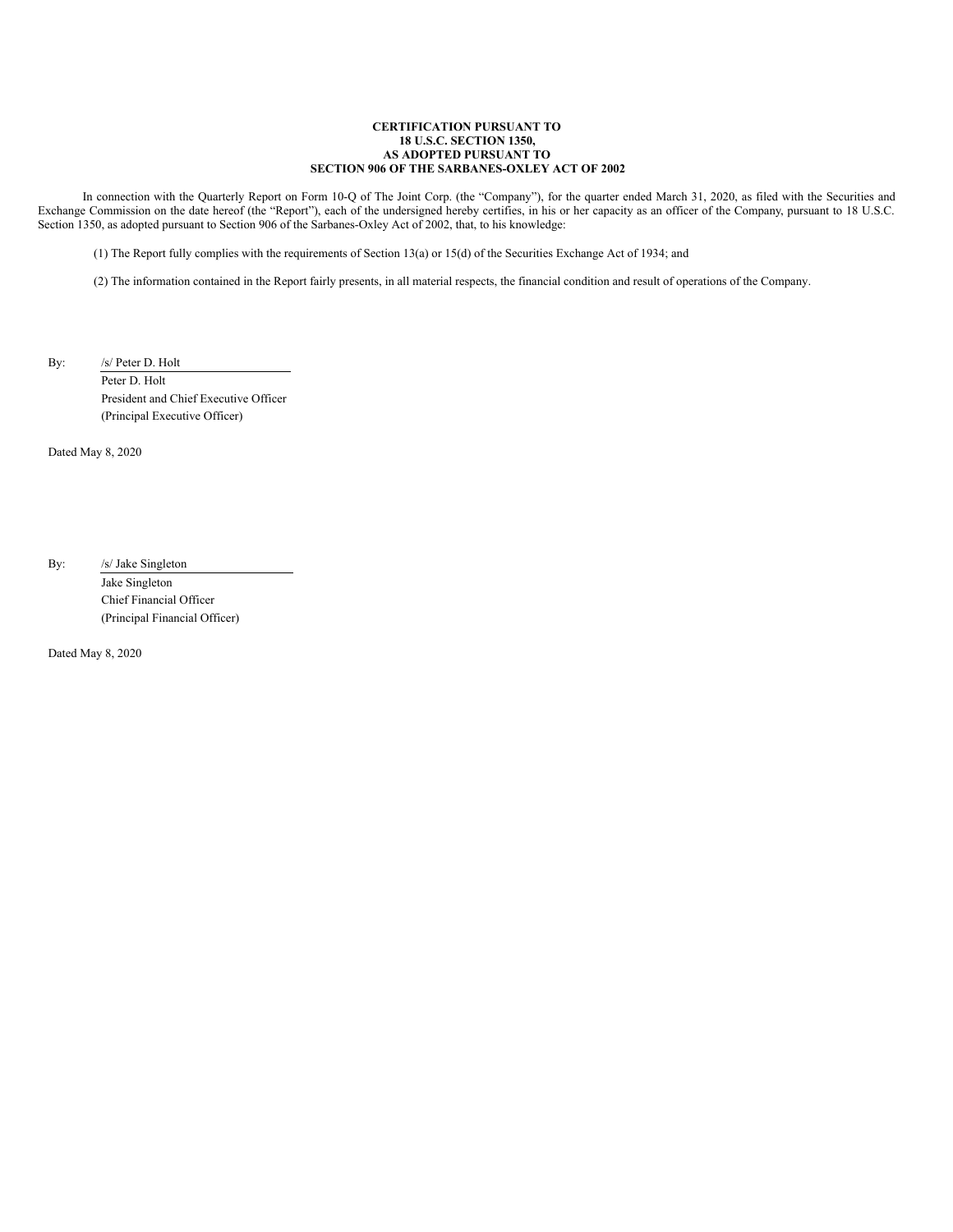**CERTIFICATION PURSUANT TO**
**18 U.S.C. SECTION 1350,**
**AS ADOPTED PURSUANT TO**
**SECTION 906 OF THE SARBANES-OXLEY ACT OF 2002**

In connection with the Quarterly Report on Form 10-Q of The Joint Corp. (the "Company"), for the quarter ended March 31, 2020, as filed with the Securities and Exchange Commission on the date hereof (the "Report"), each of the undersigned hereby certifies, in his or her capacity as an officer of the Company, pursuant to 18 U.S.C. Section 1350, as adopted pursuant to Section 906 of the Sarbanes-Oxley Act of 2002, that, to his knowledge:

(1) The Report fully complies with the requirements of Section 13(a) or 15(d) of the Securities Exchange Act of 1934; and

(2) The information contained in the Report fairly presents, in all material respects, the financial condition and result of operations of the Company.

By: /s/ Peter D. Holt
Peter D. Holt
President and Chief Executive Officer
(Principal Executive Officer)

Dated May 8, 2020

By: /s/ Jake Singleton
Jake Singleton
Chief Financial Officer
(Principal Financial Officer)

Dated May 8, 2020